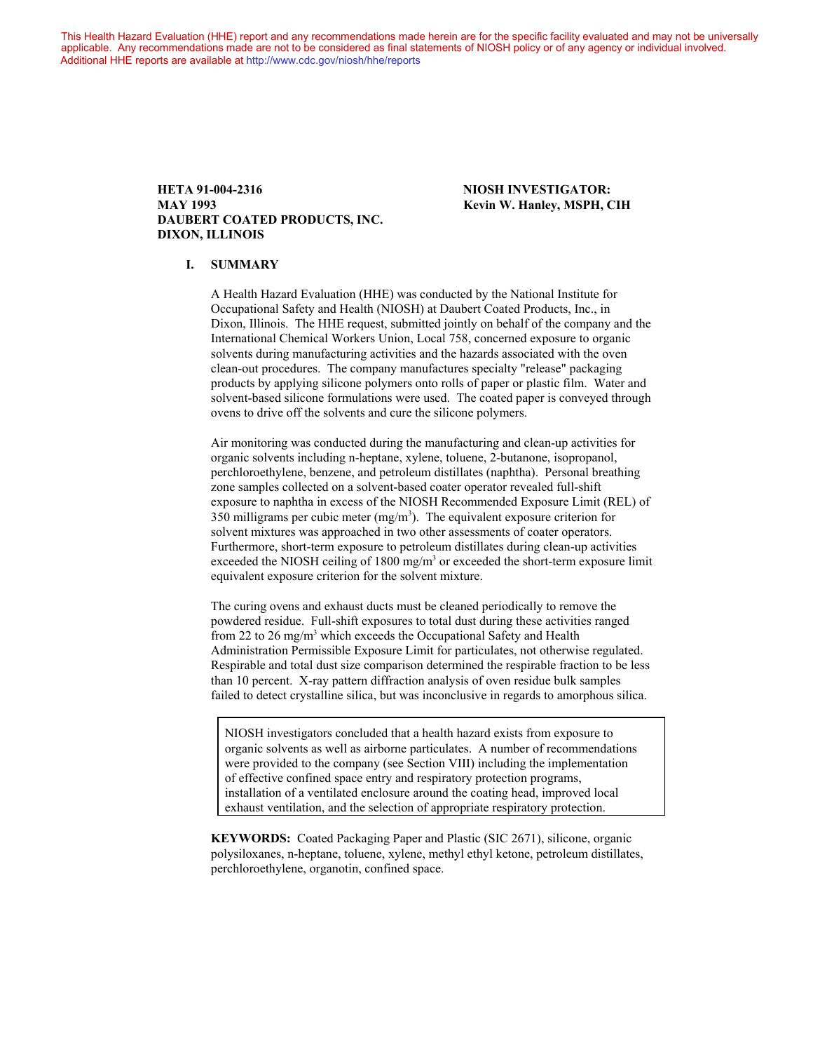This Health Hazard Evaluation (HHE) report and any recommendations made herein are for the specific facility evaluated and may not be universally applicable. Any recommendations made are not to be considered as final statements of NIOSH policy or of any agency or individual involved. Additional HHE reports are available at http://www.cdc.gov/niosh/hhe/reports

**HETA 91-004-2316**
**MAY 1993**
**DAUBERT COATED PRODUCTS, INC.**
**DIXON, ILLINOIS**

**NIOSH INVESTIGATOR:**
**Kevin W. Hanley, MSPH, CIH**

## I. SUMMARY

A Health Hazard Evaluation (HHE) was conducted by the National Institute for Occupational Safety and Health (NIOSH) at Daubert Coated Products, Inc., in Dixon, Illinois. The HHE request, submitted jointly on behalf of the company and the International Chemical Workers Union, Local 758, concerned exposure to organic solvents during manufacturing activities and the hazards associated with the oven clean-out procedures. The company manufactures specialty "release" packaging products by applying silicone polymers onto rolls of paper or plastic film. Water and solvent-based silicone formulations were used. The coated paper is conveyed through ovens to drive off the solvents and cure the silicone polymers.

Air monitoring was conducted during the manufacturing and clean-up activities for organic solvents including n-heptane, xylene, toluene, 2-butanone, isopropanol, perchloroethylene, benzene, and petroleum distillates (naphtha). Personal breathing zone samples collected on a solvent-based coater operator revealed full-shift exposure to naphtha in excess of the NIOSH Recommended Exposure Limit (REL) of 350 milligrams per cubic meter (mg/m$^3$). The equivalent exposure criterion for solvent mixtures was approached in two other assessments of coater operators. Furthermore, short-term exposure to petroleum distillates during clean-up activities exceeded the NIOSH ceiling of 1800 mg/m$^3$ or exceeded the short-term exposure limit equivalent exposure criterion for the solvent mixture.

The curing ovens and exhaust ducts must be cleaned periodically to remove the powdered residue. Full-shift exposures to total dust during these activities ranged from 22 to 26 mg/m$^3$ which exceeds the Occupational Safety and Health Administration Permissible Exposure Limit for particulates, not otherwise regulated. Respirable and total dust size comparison determined the respirable fraction to be less than 10 percent. X-ray pattern diffraction analysis of oven residue bulk samples failed to detect crystalline silica, but was inconclusive in regards to amorphous silica.

> NIOSH investigators concluded that a health hazard exists from exposure to organic solvents as well as airborne particulates. A number of recommendations were provided to the company (see Section VIII) including the implementation of effective confined space entry and respiratory protection programs, installation of a ventilated enclosure around the coating head, improved local exhaust ventilation, and the selection of appropriate respiratory protection.

**KEYWORDS:** Coated Packaging Paper and Plastic (SIC 2671), silicone, organic polysiloxanes, n-heptane, toluene, xylene, methyl ethyl ketone, petroleum distillates, perchloroethylene, organotin, confined space.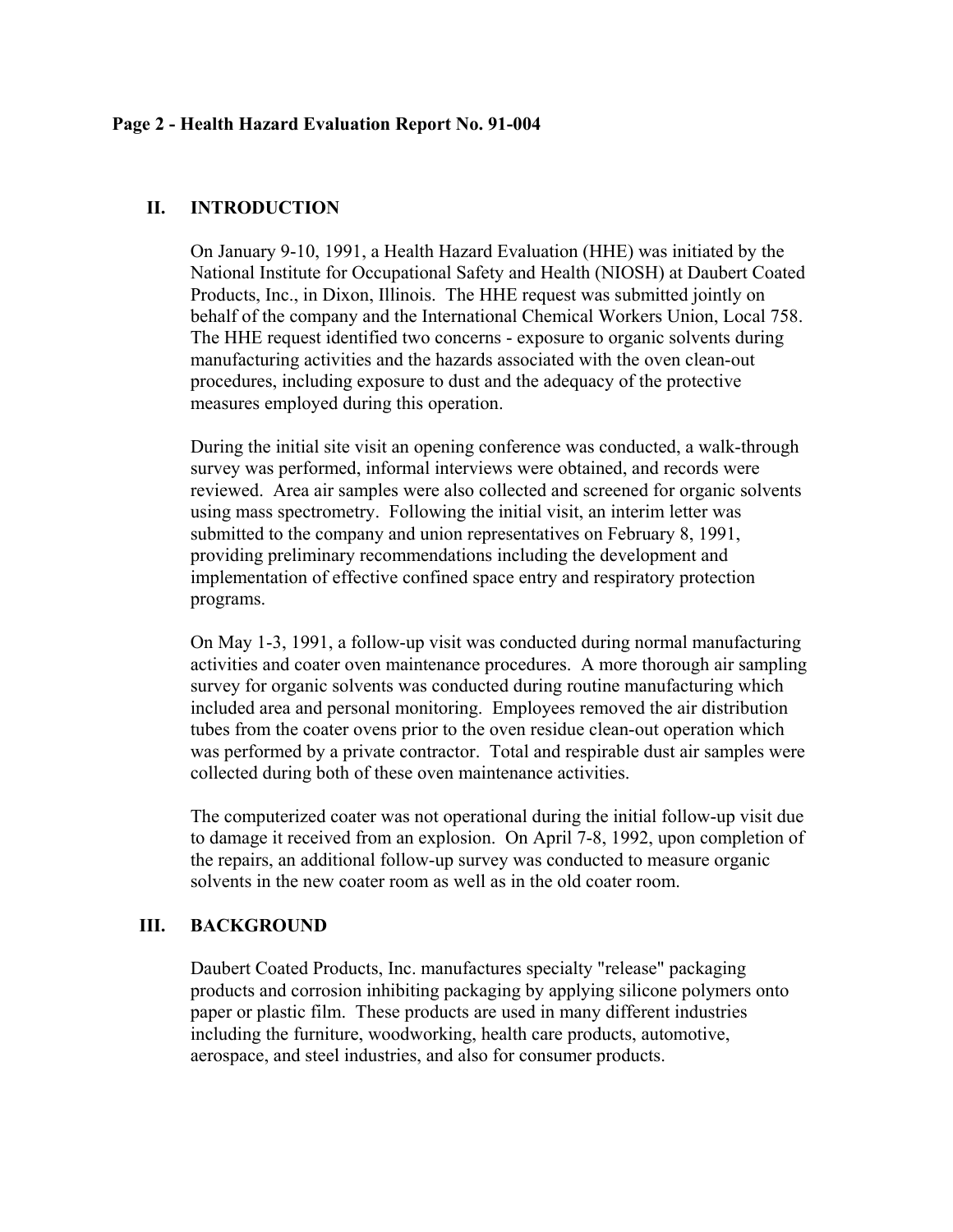## II. INTRODUCTION

On January 9-10, 1991, a Health Hazard Evaluation (HHE) was initiated by the National Institute for Occupational Safety and Health (NIOSH) at Daubert Coated Products, Inc., in Dixon, Illinois. The HHE request was submitted jointly on behalf of the company and the International Chemical Workers Union, Local 758. The HHE request identified two concerns - exposure to organic solvents during manufacturing activities and the hazards associated with the oven clean-out procedures, including exposure to dust and the adequacy of the protective measures employed during this operation.

During the initial site visit an opening conference was conducted, a walk-through survey was performed, informal interviews were obtained, and records were reviewed. Area air samples were also collected and screened for organic solvents using mass spectrometry. Following the initial visit, an interim letter was submitted to the company and union representatives on February 8, 1991, providing preliminary recommendations including the development and implementation of effective confined space entry and respiratory protection programs.

On May 1-3, 1991, a follow-up visit was conducted during normal manufacturing activities and coater oven maintenance procedures. A more thorough air sampling survey for organic solvents was conducted during routine manufacturing which included area and personal monitoring. Employees removed the air distribution tubes from the coater ovens prior to the oven residue clean-out operation which was performed by a private contractor. Total and respirable dust air samples were collected during both of these oven maintenance activities.

The computerized coater was not operational during the initial follow-up visit due to damage it received from an explosion. On April 7-8, 1992, upon completion of the repairs, an additional follow-up survey was conducted to measure organic solvents in the new coater room as well as in the old coater room.

## III. BACKGROUND

Daubert Coated Products, Inc. manufactures specialty "release" packaging products and corrosion inhibiting packaging by applying silicone polymers onto paper or plastic film. These products are used in many different industries including the furniture, woodworking, health care products, automotive, aerospace, and steel industries, and also for consumer products.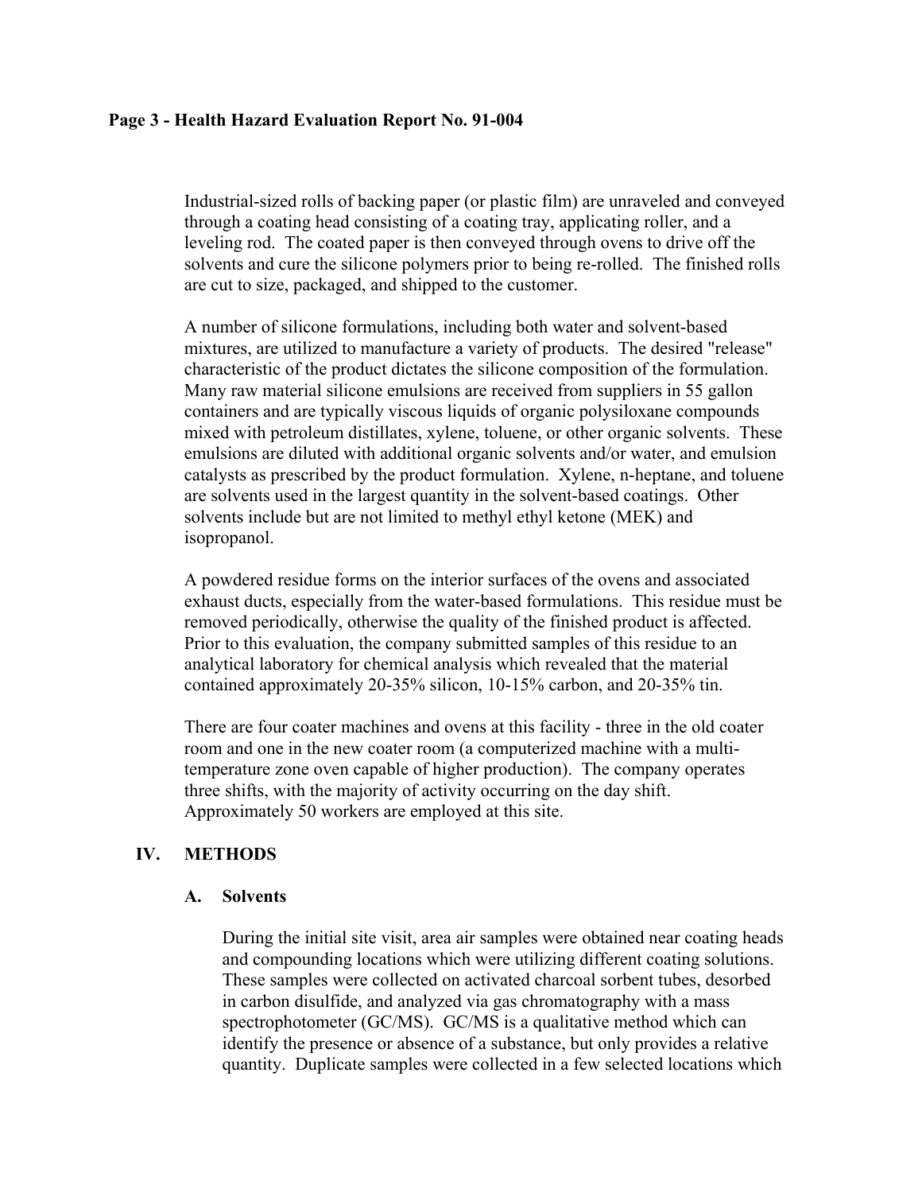Industrial-sized rolls of backing paper (or plastic film) are unraveled and conveyed through a coating head consisting of a coating tray, applicating roller, and a leveling rod. The coated paper is then conveyed through ovens to drive off the solvents and cure the silicone polymers prior to being re-rolled. The finished rolls are cut to size, packaged, and shipped to the customer.

A number of silicone formulations, including both water and solvent-based mixtures, are utilized to manufacture a variety of products. The desired "release" characteristic of the product dictates the silicone composition of the formulation. Many raw material silicone emulsions are received from suppliers in 55 gallon containers and are typically viscous liquids of organic polysiloxane compounds mixed with petroleum distillates, xylene, toluene, or other organic solvents. These emulsions are diluted with additional organic solvents and/or water, and emulsion catalysts as prescribed by the product formulation. Xylene, n-heptane, and toluene are solvents used in the largest quantity in the solvent-based coatings. Other solvents include but are not limited to methyl ethyl ketone (MEK) and isopropanol.

A powdered residue forms on the interior surfaces of the ovens and associated exhaust ducts, especially from the water-based formulations. This residue must be removed periodically, otherwise the quality of the finished product is affected. Prior to this evaluation, the company submitted samples of this residue to an analytical laboratory for chemical analysis which revealed that the material contained approximately 20-35% silicon, 10-15% carbon, and 20-35% tin.

There are four coater machines and ovens at this facility - three in the old coater room and one in the new coater room (a computerized machine with a multi-temperature zone oven capable of higher production). The company operates three shifts, with the majority of activity occurring on the day shift. Approximately 50 workers are employed at this site.

## IV. METHODS

### A. Solvents

During the initial site visit, area air samples were obtained near coating heads and compounding locations which were utilizing different coating solutions. These samples were collected on activated charcoal sorbent tubes, desorbed in carbon disulfide, and analyzed via gas chromatography with a mass spectrophotometer (GC/MS). GC/MS is a qualitative method which can identify the presence or absence of a substance, but only provides a relative quantity. Duplicate samples were collected in a few selected locations which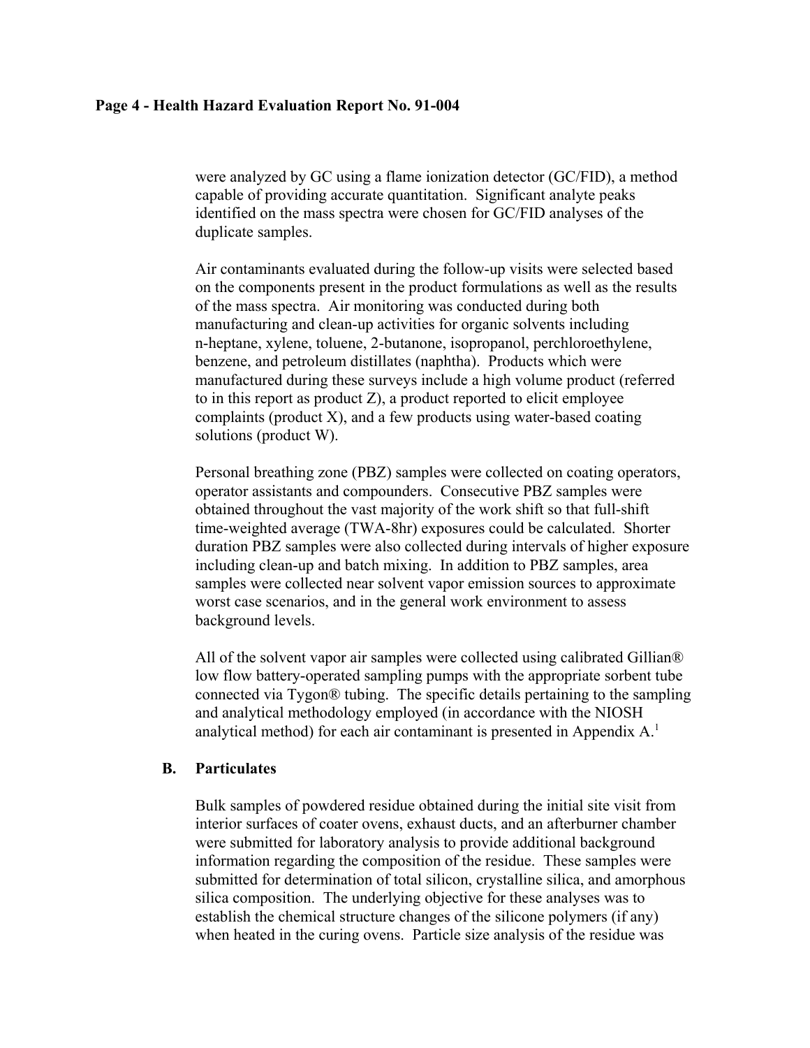were analyzed by GC using a flame ionization detector (GC/FID), a method capable of providing accurate quantitation. Significant analyte peaks identified on the mass spectra were chosen for GC/FID analyses of the duplicate samples.

Air contaminants evaluated during the follow-up visits were selected based on the components present in the product formulations as well as the results of the mass spectra. Air monitoring was conducted during both manufacturing and clean-up activities for organic solvents including n-heptane, xylene, toluene, 2-butanone, isopropanol, perchloroethylene, benzene, and petroleum distillates (naphtha). Products which were manufactured during these surveys include a high volume product (referred to in this report as product Z), a product reported to elicit employee complaints (product X), and a few products using water-based coating solutions (product W).

Personal breathing zone (PBZ) samples were collected on coating operators, operator assistants and compounders. Consecutive PBZ samples were obtained throughout the vast majority of the work shift so that full-shift time-weighted average (TWA-8hr) exposures could be calculated. Shorter duration PBZ samples were also collected during intervals of higher exposure including clean-up and batch mixing. In addition to PBZ samples, area samples were collected near solvent vapor emission sources to approximate worst case scenarios, and in the general work environment to assess background levels.

All of the solvent vapor air samples were collected using calibrated Gillian® low flow battery-operated sampling pumps with the appropriate sorbent tube connected via Tygon® tubing. The specific details pertaining to the sampling and analytical methodology employed (in accordance with the NIOSH analytical method) for each air contaminant is presented in Appendix A.[1]

## B. Particulates

Bulk samples of powdered residue obtained during the initial site visit from interior surfaces of coater ovens, exhaust ducts, and an afterburner chamber were submitted for laboratory analysis to provide additional background information regarding the composition of the residue. These samples were submitted for determination of total silicon, crystalline silica, and amorphous silica composition. The underlying objective for these analyses was to establish the chemical structure changes of the silicone polymers (if any) when heated in the curing ovens. Particle size analysis of the residue was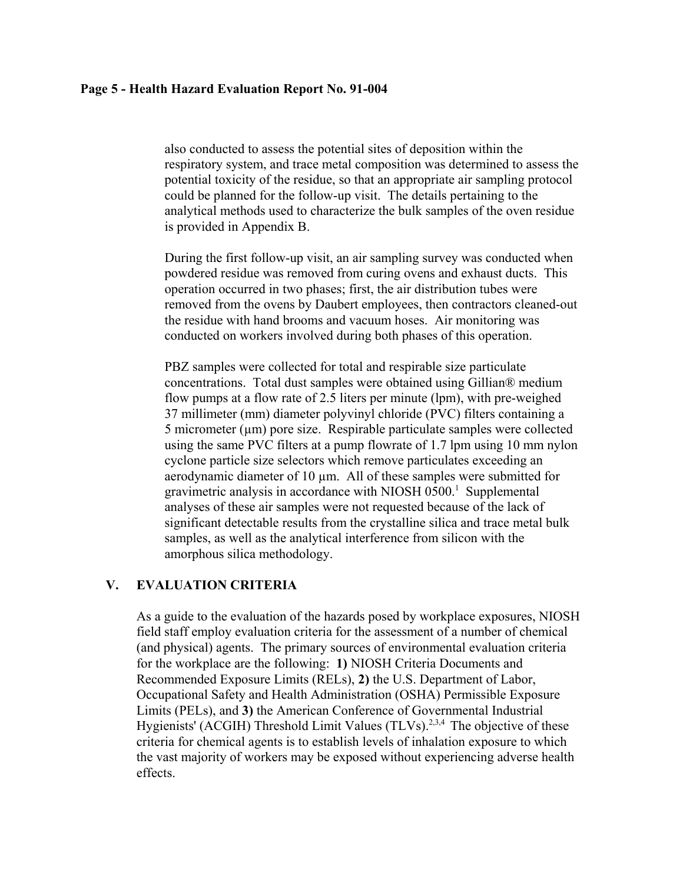also conducted to assess the potential sites of deposition within the respiratory system, and trace metal composition was determined to assess the potential toxicity of the residue, so that an appropriate air sampling protocol could be planned for the follow-up visit. The details pertaining to the analytical methods used to characterize the bulk samples of the oven residue is provided in Appendix B.

During the first follow-up visit, an air sampling survey was conducted when powdered residue was removed from curing ovens and exhaust ducts. This operation occurred in two phases; first, the air distribution tubes were removed from the ovens by Daubert employees, then contractors cleaned-out the residue with hand brooms and vacuum hoses. Air monitoring was conducted on workers involved during both phases of this operation.

PBZ samples were collected for total and respirable size particulate concentrations. Total dust samples were obtained using Gillian® medium flow pumps at a flow rate of 2.5 liters per minute (lpm), with pre-weighed 37 millimeter (mm) diameter polyvinyl chloride (PVC) filters containing a 5 micrometer (µm) pore size. Respirable particulate samples were collected using the same PVC filters at a pump flowrate of 1.7 lpm using 10 mm nylon cyclone particle size selectors which remove particulates exceeding an aerodynamic diameter of 10 µm. All of these samples were submitted for gravimetric analysis in accordance with NIOSH 0500.[1] Supplemental analyses of these air samples were not requested because of the lack of significant detectable results from the crystalline silica and trace metal bulk samples, as well as the analytical interference from silicon with the amorphous silica methodology.

## V. EVALUATION CRITERIA

As a guide to the evaluation of the hazards posed by workplace exposures, NIOSH field staff employ evaluation criteria for the assessment of a number of chemical (and physical) agents. The primary sources of environmental evaluation criteria for the workplace are the following: **1)** NIOSH Criteria Documents and Recommended Exposure Limits (RELs), **2)** the U.S. Department of Labor, Occupational Safety and Health Administration (OSHA) Permissible Exposure Limits (PELs), and **3)** the American Conference of Governmental Industrial Hygienists' (ACGIH) Threshold Limit Values (TLVs).[2,3,4] The objective of these criteria for chemical agents is to establish levels of inhalation exposure to which the vast majority of workers may be exposed without experiencing adverse health effects.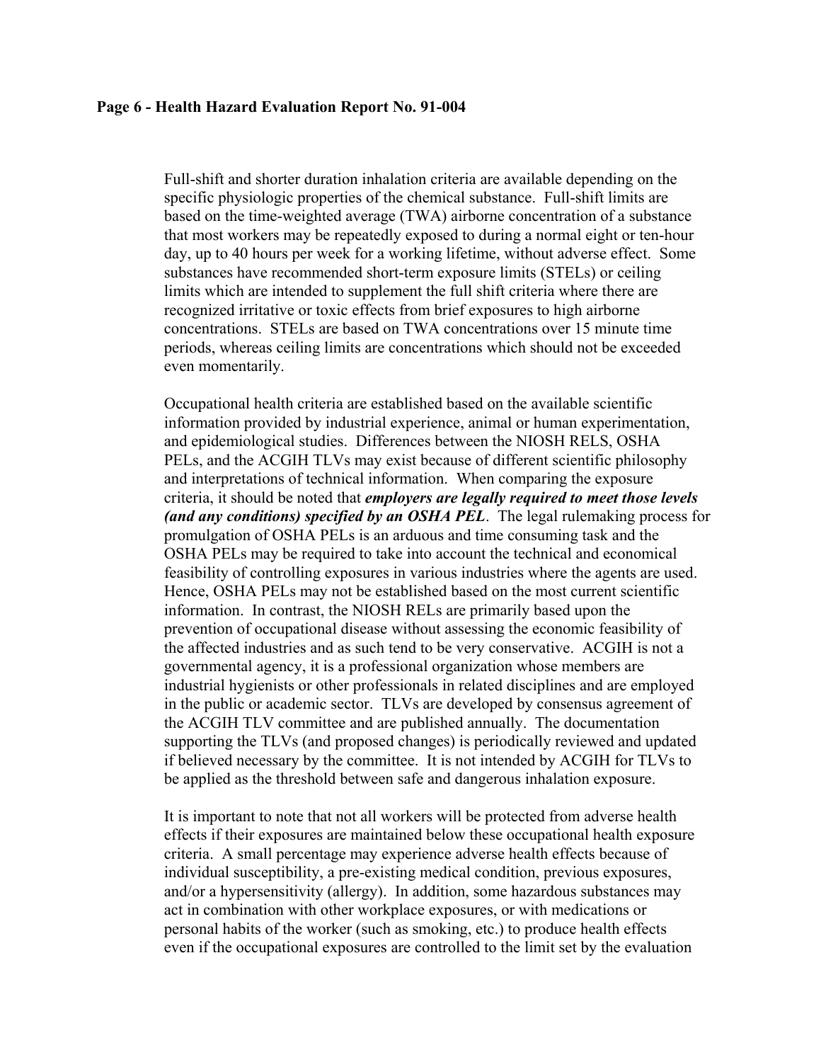Full-shift and shorter duration inhalation criteria are available depending on the specific physiologic properties of the chemical substance. Full-shift limits are based on the time-weighted average (TWA) airborne concentration of a substance that most workers may be repeatedly exposed to during a normal eight or ten-hour day, up to 40 hours per week for a working lifetime, without adverse effect. Some substances have recommended short-term exposure limits (STELs) or ceiling limits which are intended to supplement the full shift criteria where there are recognized irritative or toxic effects from brief exposures to high airborne concentrations. STELs are based on TWA concentrations over 15 minute time periods, whereas ceiling limits are concentrations which should not be exceeded even momentarily.

Occupational health criteria are established based on the available scientific information provided by industrial experience, animal or human experimentation, and epidemiological studies. Differences between the NIOSH RELS, OSHA PELs, and the ACGIH TLVs may exist because of different scientific philosophy and interpretations of technical information. When comparing the exposure criteria, it should be noted that ***employers are legally required to meet those levels (and any conditions) specified by an OSHA PEL***. The legal rulemaking process for promulgation of OSHA PELs is an arduous and time consuming task and the OSHA PELs may be required to take into account the technical and economical feasibility of controlling exposures in various industries where the agents are used. Hence, OSHA PELs may not be established based on the most current scientific information. In contrast, the NIOSH RELs are primarily based upon the prevention of occupational disease without assessing the economic feasibility of the affected industries and as such tend to be very conservative. ACGIH is not a governmental agency, it is a professional organization whose members are industrial hygienists or other professionals in related disciplines and are employed in the public or academic sector. TLVs are developed by consensus agreement of the ACGIH TLV committee and are published annually. The documentation supporting the TLVs (and proposed changes) is periodically reviewed and updated if believed necessary by the committee. It is not intended by ACGIH for TLVs to be applied as the threshold between safe and dangerous inhalation exposure.

It is important to note that not all workers will be protected from adverse health effects if their exposures are maintained below these occupational health exposure criteria. A small percentage may experience adverse health effects because of individual susceptibility, a pre-existing medical condition, previous exposures, and/or a hypersensitivity (allergy). In addition, some hazardous substances may act in combination with other workplace exposures, or with medications or personal habits of the worker (such as smoking, etc.) to produce health effects even if the occupational exposures are controlled to the limit set by the evaluation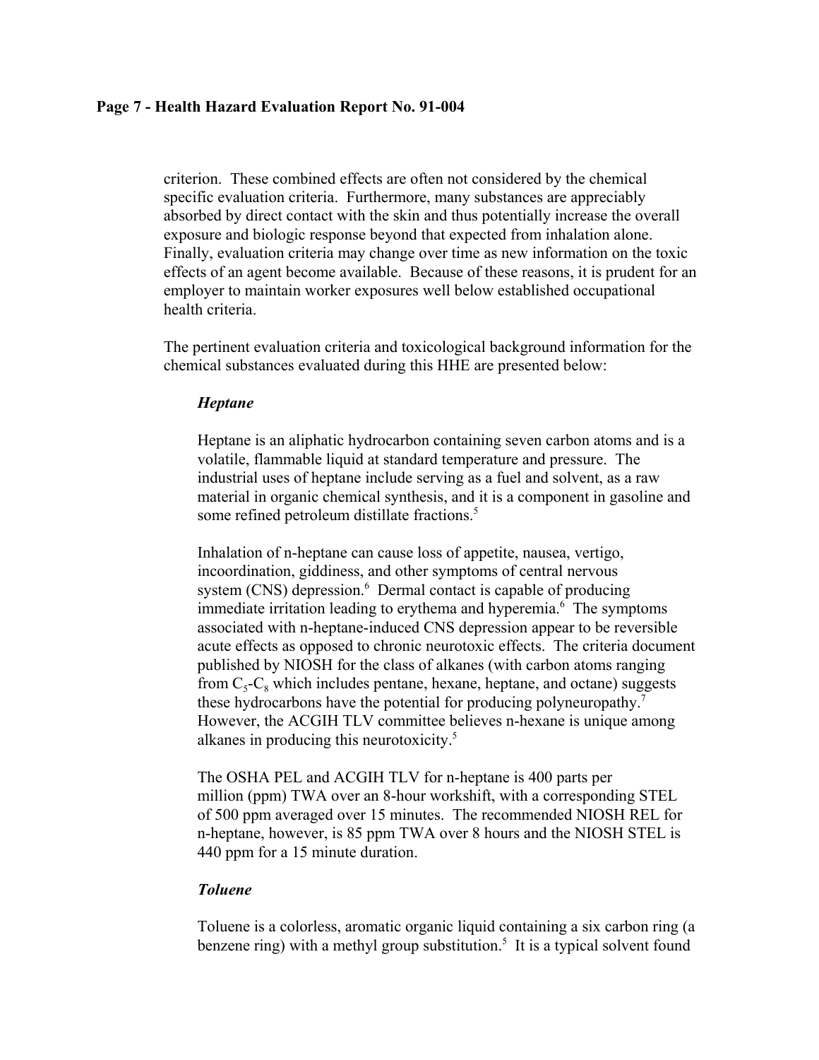criterion. These combined effects are often not considered by the chemical specific evaluation criteria. Furthermore, many substances are appreciably absorbed by direct contact with the skin and thus potentially increase the overall exposure and biologic response beyond that expected from inhalation alone. Finally, evaluation criteria may change over time as new information on the toxic effects of an agent become available. Because of these reasons, it is prudent for an employer to maintain worker exposures well below established occupational health criteria.

The pertinent evaluation criteria and toxicological background information for the chemical substances evaluated during this HHE are presented below:

### *Heptane*

Heptane is an aliphatic hydrocarbon containing seven carbon atoms and is a volatile, flammable liquid at standard temperature and pressure. The industrial uses of heptane include serving as a fuel and solvent, as a raw material in organic chemical synthesis, and it is a component in gasoline and some refined petroleum distillate fractions.[5]

Inhalation of n-heptane can cause loss of appetite, nausea, vertigo, incoordination, giddiness, and other symptoms of central nervous system (CNS) depression.[6] Dermal contact is capable of producing immediate irritation leading to erythema and hyperemia.[6] The symptoms associated with n-heptane-induced CNS depression appear to be reversible acute effects as opposed to chronic neurotoxic effects. The criteria document published by NIOSH for the class of alkanes (with carbon atoms ranging from $C_5$-$C_8$ which includes pentane, hexane, heptane, and octane) suggests these hydrocarbons have the potential for producing polyneuropathy.[7] However, the ACGIH TLV committee believes n-hexane is unique among alkanes in producing this neurotoxicity.[5]

The OSHA PEL and ACGIH TLV for n-heptane is 400 parts per million (ppm) TWA over an 8-hour workshift, with a corresponding STEL of 500 ppm averaged over 15 minutes. The recommended NIOSH REL for n-heptane, however, is 85 ppm TWA over 8 hours and the NIOSH STEL is 440 ppm for a 15 minute duration.

### *Toluene*

Toluene is a colorless, aromatic organic liquid containing a six carbon ring (a benzene ring) with a methyl group substitution.[5] It is a typical solvent found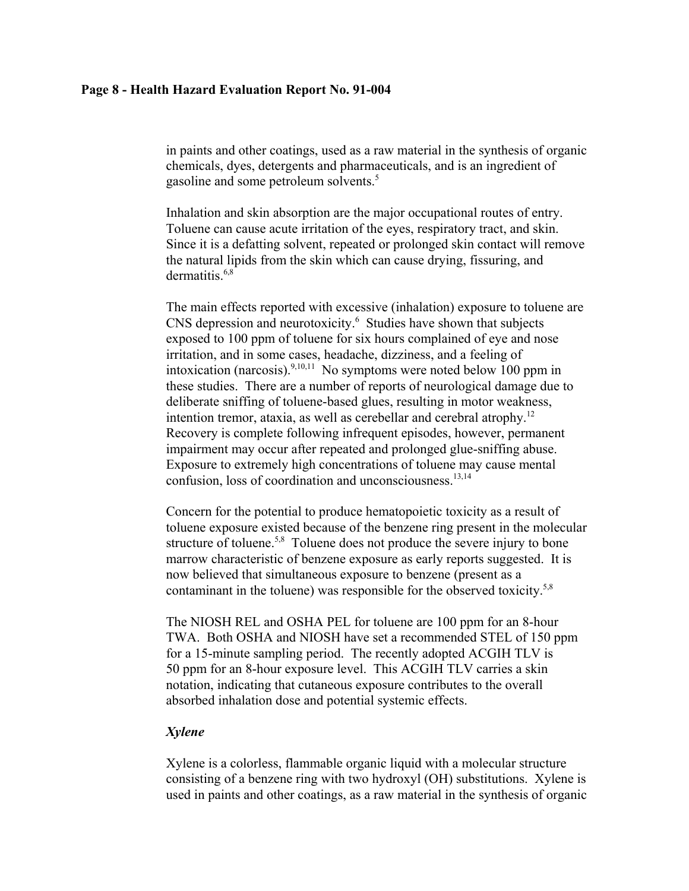in paints and other coatings, used as a raw material in the synthesis of organic chemicals, dyes, detergents and pharmaceuticals, and is an ingredient of gasoline and some petroleum solvents.[5]

Inhalation and skin absorption are the major occupational routes of entry. Toluene can cause acute irritation of the eyes, respiratory tract, and skin. Since it is a defatting solvent, repeated or prolonged skin contact will remove the natural lipids from the skin which can cause drying, fissuring, and dermatitis.[6,8]

The main effects reported with excessive (inhalation) exposure to toluene are CNS depression and neurotoxicity.[6] Studies have shown that subjects exposed to 100 ppm of toluene for six hours complained of eye and nose irritation, and in some cases, headache, dizziness, and a feeling of intoxication (narcosis).[9,10,11] No symptoms were noted below 100 ppm in these studies. There are a number of reports of neurological damage due to deliberate sniffing of toluene-based glues, resulting in motor weakness, intention tremor, ataxia, as well as cerebellar and cerebral atrophy.[12] Recovery is complete following infrequent episodes, however, permanent impairment may occur after repeated and prolonged glue-sniffing abuse. Exposure to extremely high concentrations of toluene may cause mental confusion, loss of coordination and unconsciousness.[13,14]

Concern for the potential to produce hematopoietic toxicity as a result of toluene exposure existed because of the benzene ring present in the molecular structure of toluene.[5,8] Toluene does not produce the severe injury to bone marrow characteristic of benzene exposure as early reports suggested. It is now believed that simultaneous exposure to benzene (present as a contaminant in the toluene) was responsible for the observed toxicity.[5,8]

The NIOSH REL and OSHA PEL for toluene are 100 ppm for an 8-hour TWA. Both OSHA and NIOSH have set a recommended STEL of 150 ppm for a 15-minute sampling period. The recently adopted ACGIH TLV is 50 ppm for an 8-hour exposure level. This ACGIH TLV carries a skin notation, indicating that cutaneous exposure contributes to the overall absorbed inhalation dose and potential systemic effects.

### *Xylene*

Xylene is a colorless, flammable organic liquid with a molecular structure consisting of a benzene ring with two hydroxyl (OH) substitutions. Xylene is used in paints and other coatings, as a raw material in the synthesis of organic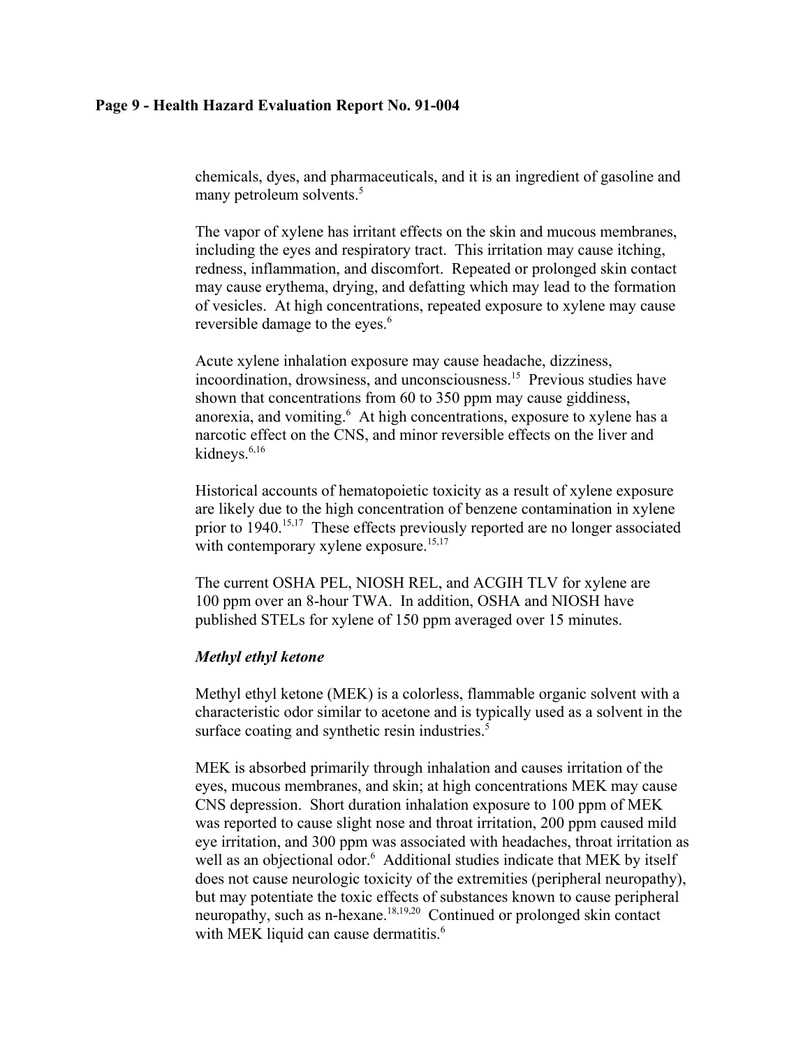chemicals, dyes, and pharmaceuticals, and it is an ingredient of gasoline and many petroleum solvents.[5]

The vapor of xylene has irritant effects on the skin and mucous membranes, including the eyes and respiratory tract. This irritation may cause itching, redness, inflammation, and discomfort. Repeated or prolonged skin contact may cause erythema, drying, and defatting which may lead to the formation of vesicles. At high concentrations, repeated exposure to xylene may cause reversible damage to the eyes.[6]

Acute xylene inhalation exposure may cause headache, dizziness, incoordination, drowsiness, and unconsciousness.[15] Previous studies have shown that concentrations from 60 to 350 ppm may cause giddiness, anorexia, and vomiting.[6] At high concentrations, exposure to xylene has a narcotic effect on the CNS, and minor reversible effects on the liver and kidneys.[6,16]

Historical accounts of hematopoietic toxicity as a result of xylene exposure are likely due to the high concentration of benzene contamination in xylene prior to 1940.[15,17] These effects previously reported are no longer associated with contemporary xylene exposure.[15,17]

The current OSHA PEL, NIOSH REL, and ACGIH TLV for xylene are 100 ppm over an 8-hour TWA. In addition, OSHA and NIOSH have published STELs for xylene of 150 ppm averaged over 15 minutes.

### *Methyl ethyl ketone*

Methyl ethyl ketone (MEK) is a colorless, flammable organic solvent with a characteristic odor similar to acetone and is typically used as a solvent in the surface coating and synthetic resin industries.[5]

MEK is absorbed primarily through inhalation and causes irritation of the eyes, mucous membranes, and skin; at high concentrations MEK may cause CNS depression. Short duration inhalation exposure to 100 ppm of MEK was reported to cause slight nose and throat irritation, 200 ppm caused mild eye irritation, and 300 ppm was associated with headaches, throat irritation as well as an objectional odor.[6] Additional studies indicate that MEK by itself does not cause neurologic toxicity of the extremities (peripheral neuropathy), but may potentiate the toxic effects of substances known to cause peripheral neuropathy, such as n-hexane.[18,19,20] Continued or prolonged skin contact with MEK liquid can cause dermatitis.[6]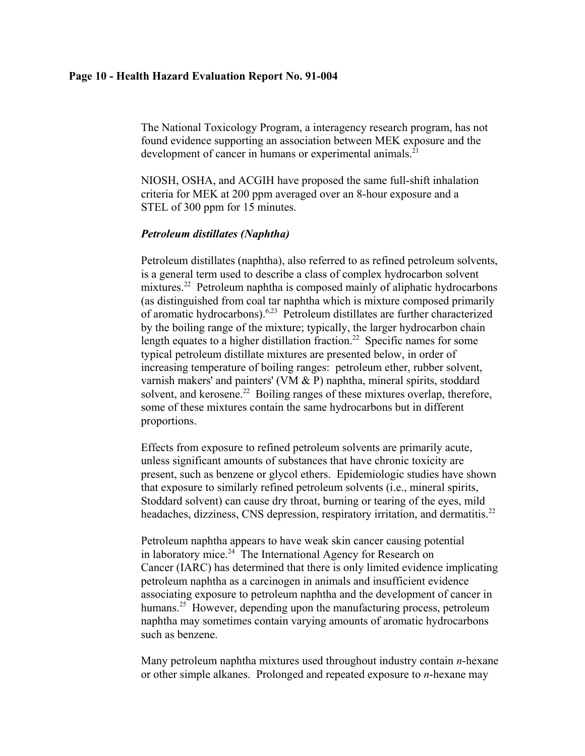The National Toxicology Program, a interagency research program, has not found evidence supporting an association between MEK exposure and the development of cancer in humans or experimental animals.[21]

NIOSH, OSHA, and ACGIH have proposed the same full-shift inhalation criteria for MEK at 200 ppm averaged over an 8-hour exposure and a STEL of 300 ppm for 15 minutes.

***Petroleum distillates (Naphtha)***

Petroleum distillates (naphtha), also referred to as refined petroleum solvents, is a general term used to describe a class of complex hydrocarbon solvent mixtures.[22] Petroleum naphtha is composed mainly of aliphatic hydrocarbons (as distinguished from coal tar naphtha which is mixture composed primarily of aromatic hydrocarbons).[6,23] Petroleum distillates are further characterized by the boiling range of the mixture; typically, the larger hydrocarbon chain length equates to a higher distillation fraction.[22] Specific names for some typical petroleum distillate mixtures are presented below, in order of increasing temperature of boiling ranges: petroleum ether, rubber solvent, varnish makers' and painters' (VM & P) naphtha, mineral spirits, stoddard solvent, and kerosene.[22] Boiling ranges of these mixtures overlap, therefore, some of these mixtures contain the same hydrocarbons but in different proportions.

Effects from exposure to refined petroleum solvents are primarily acute, unless significant amounts of substances that have chronic toxicity are present, such as benzene or glycol ethers. Epidemiologic studies have shown that exposure to similarly refined petroleum solvents (i.e., mineral spirits, Stoddard solvent) can cause dry throat, burning or tearing of the eyes, mild headaches, dizziness, CNS depression, respiratory irritation, and dermatitis.[22]

Petroleum naphtha appears to have weak skin cancer causing potential in laboratory mice.[24] The International Agency for Research on Cancer (IARC) has determined that there is only limited evidence implicating petroleum naphtha as a carcinogen in animals and insufficient evidence associating exposure to petroleum naphtha and the development of cancer in humans.[25] However, depending upon the manufacturing process, petroleum naphtha may sometimes contain varying amounts of aromatic hydrocarbons such as benzene.

Many petroleum naphtha mixtures used throughout industry contain *n*-hexane or other simple alkanes. Prolonged and repeated exposure to *n*-hexane may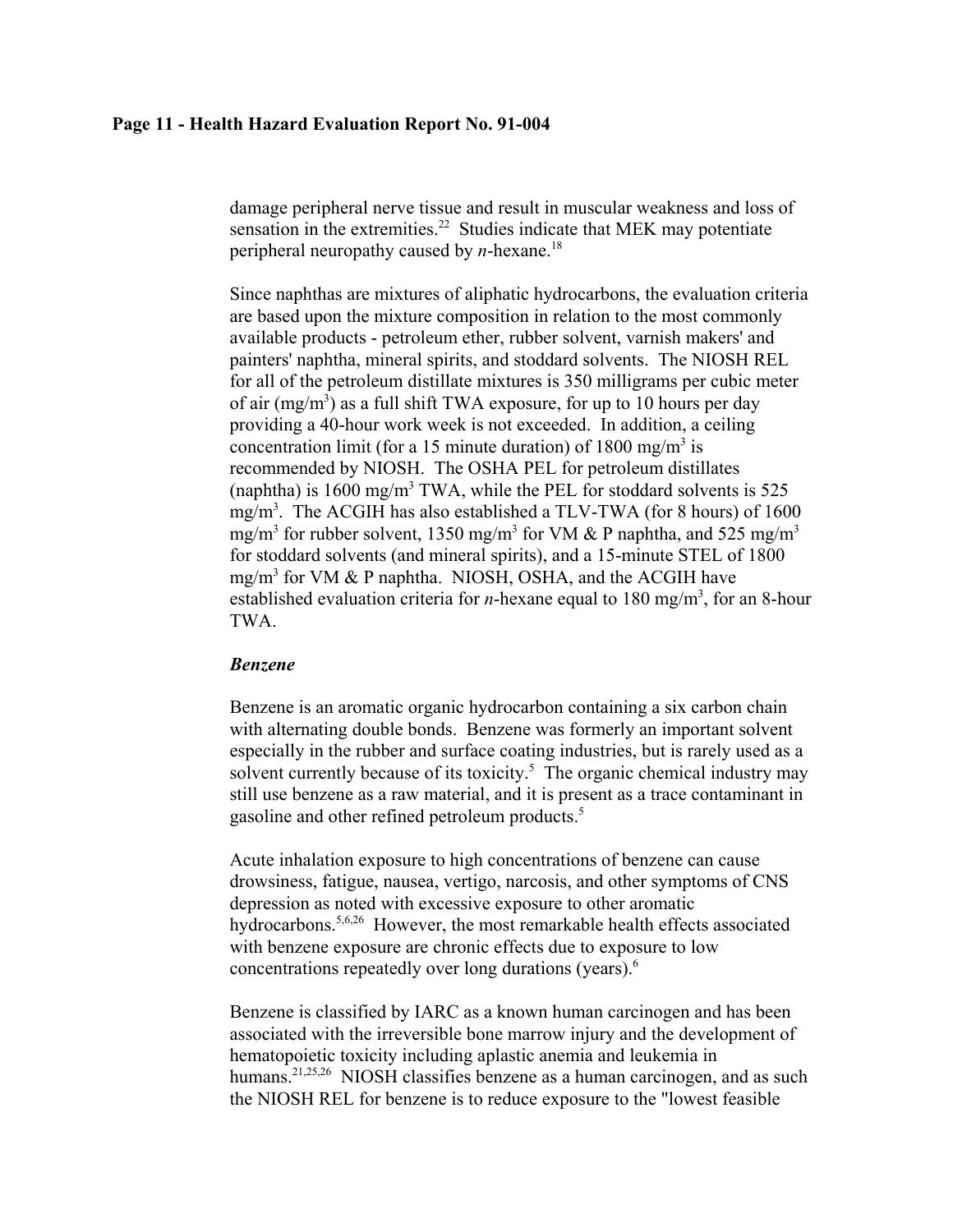damage peripheral nerve tissue and result in muscular weakness and loss of sensation in the extremities.[22] Studies indicate that MEK may potentiate peripheral neuropathy caused by *n*-hexane.[18]

Since naphthas are mixtures of aliphatic hydrocarbons, the evaluation criteria are based upon the mixture composition in relation to the most commonly available products - petroleum ether, rubber solvent, varnish makers' and painters' naphtha, mineral spirits, and stoddard solvents. The NIOSH REL for all of the petroleum distillate mixtures is 350 milligrams per cubic meter of air ($mg/m^3$) as a full shift TWA exposure, for up to 10 hours per day providing a 40-hour work week is not exceeded. In addition, a ceiling concentration limit (for a 15 minute duration) of 1800 $mg/m^3$ is recommended by NIOSH. The OSHA PEL for petroleum distillates (naphtha) is 1600 $mg/m^3$ TWA, while the PEL for stoddard solvents is 525 $mg/m^3$. The ACGIH has also established a TLV-TWA (for 8 hours) of 1600 $mg/m^3$ for rubber solvent, 1350 $mg/m^3$ for VM & P naphtha, and 525 $mg/m^3$ for stoddard solvents (and mineral spirits), and a 15-minute STEL of 1800 $mg/m^3$ for VM & P naphtha. NIOSH, OSHA, and the ACGIH have established evaluation criteria for *n*-hexane equal to 180 $mg/m^3$, for an 8-hour TWA.

### *Benzene*

Benzene is an aromatic organic hydrocarbon containing a six carbon chain with alternating double bonds. Benzene was formerly an important solvent especially in the rubber and surface coating industries, but is rarely used as a solvent currently because of its toxicity.[5] The organic chemical industry may still use benzene as a raw material, and it is present as a trace contaminant in gasoline and other refined petroleum products.[5]

Acute inhalation exposure to high concentrations of benzene can cause drowsiness, fatigue, nausea, vertigo, narcosis, and other symptoms of CNS depression as noted with excessive exposure to other aromatic hydrocarbons.[5,6,26] However, the most remarkable health effects associated with benzene exposure are chronic effects due to exposure to low concentrations repeatedly over long durations (years).[6]

Benzene is classified by IARC as a known human carcinogen and has been associated with the irreversible bone marrow injury and the development of hematopoietic toxicity including aplastic anemia and leukemia in humans.[21,25,26] NIOSH classifies benzene as a human carcinogen, and as such the NIOSH REL for benzene is to reduce exposure to the "lowest feasible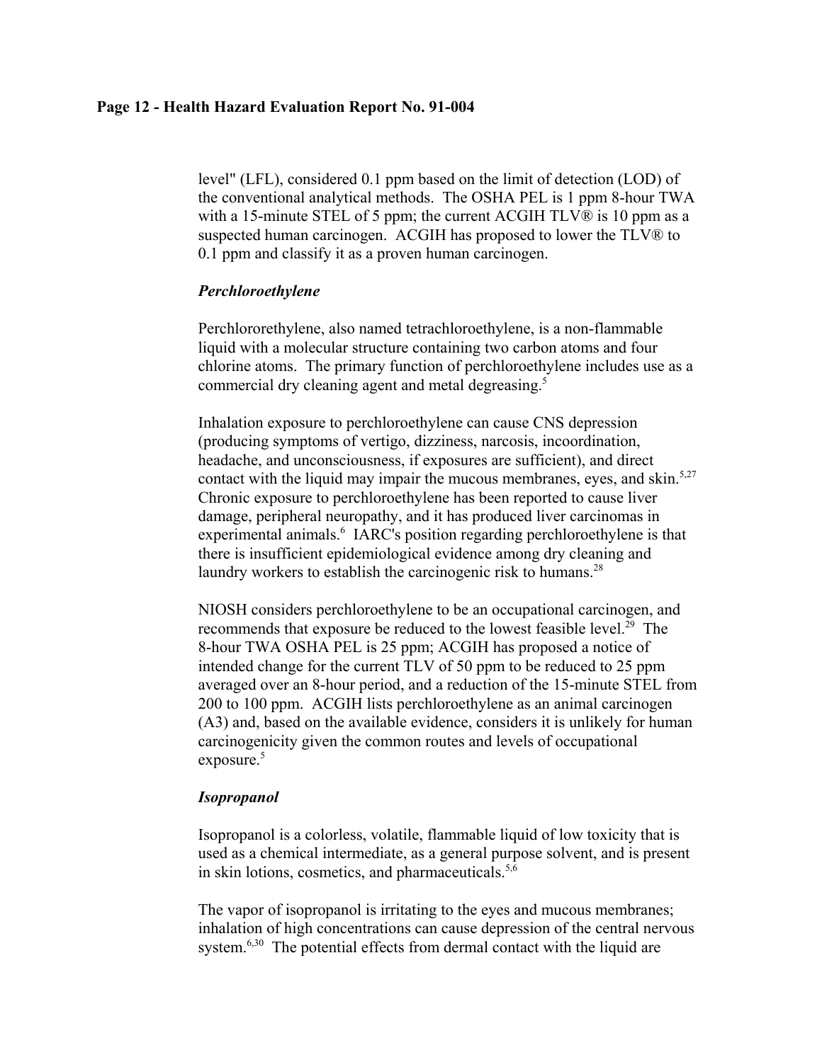level" (LFL), considered 0.1 ppm based on the limit of detection (LOD) of the conventional analytical methods. The OSHA PEL is 1 ppm 8-hour TWA with a 15-minute STEL of 5 ppm; the current ACGIH TLV® is 10 ppm as a suspected human carcinogen. ACGIH has proposed to lower the TLV® to 0.1 ppm and classify it as a proven human carcinogen.

### *Perchloroethylene*

Perchlororethylene, also named tetrachloroethylene, is a non-flammable liquid with a molecular structure containing two carbon atoms and four chlorine atoms. The primary function of perchloroethylene includes use as a commercial dry cleaning agent and metal degreasing.[5]

Inhalation exposure to perchloroethylene can cause CNS depression (producing symptoms of vertigo, dizziness, narcosis, incoordination, headache, and unconsciousness, if exposures are sufficient), and direct contact with the liquid may impair the mucous membranes, eyes, and skin.[5,27] Chronic exposure to perchloroethylene has been reported to cause liver damage, peripheral neuropathy, and it has produced liver carcinomas in experimental animals.[6] IARC's position regarding perchloroethylene is that there is insufficient epidemiological evidence among dry cleaning and laundry workers to establish the carcinogenic risk to humans.[28]

NIOSH considers perchloroethylene to be an occupational carcinogen, and recommends that exposure be reduced to the lowest feasible level.[29] The 8-hour TWA OSHA PEL is 25 ppm; ACGIH has proposed a notice of intended change for the current TLV of 50 ppm to be reduced to 25 ppm averaged over an 8-hour period, and a reduction of the 15-minute STEL from 200 to 100 ppm. ACGIH lists perchloroethylene as an animal carcinogen (A3) and, based on the available evidence, considers it is unlikely for human carcinogenicity given the common routes and levels of occupational exposure.[5]

### *Isopropanol*

Isopropanol is a colorless, volatile, flammable liquid of low toxicity that is used as a chemical intermediate, as a general purpose solvent, and is present in skin lotions, cosmetics, and pharmaceuticals.[5,6]

The vapor of isopropanol is irritating to the eyes and mucous membranes; inhalation of high concentrations can cause depression of the central nervous system.[6,30] The potential effects from dermal contact with the liquid are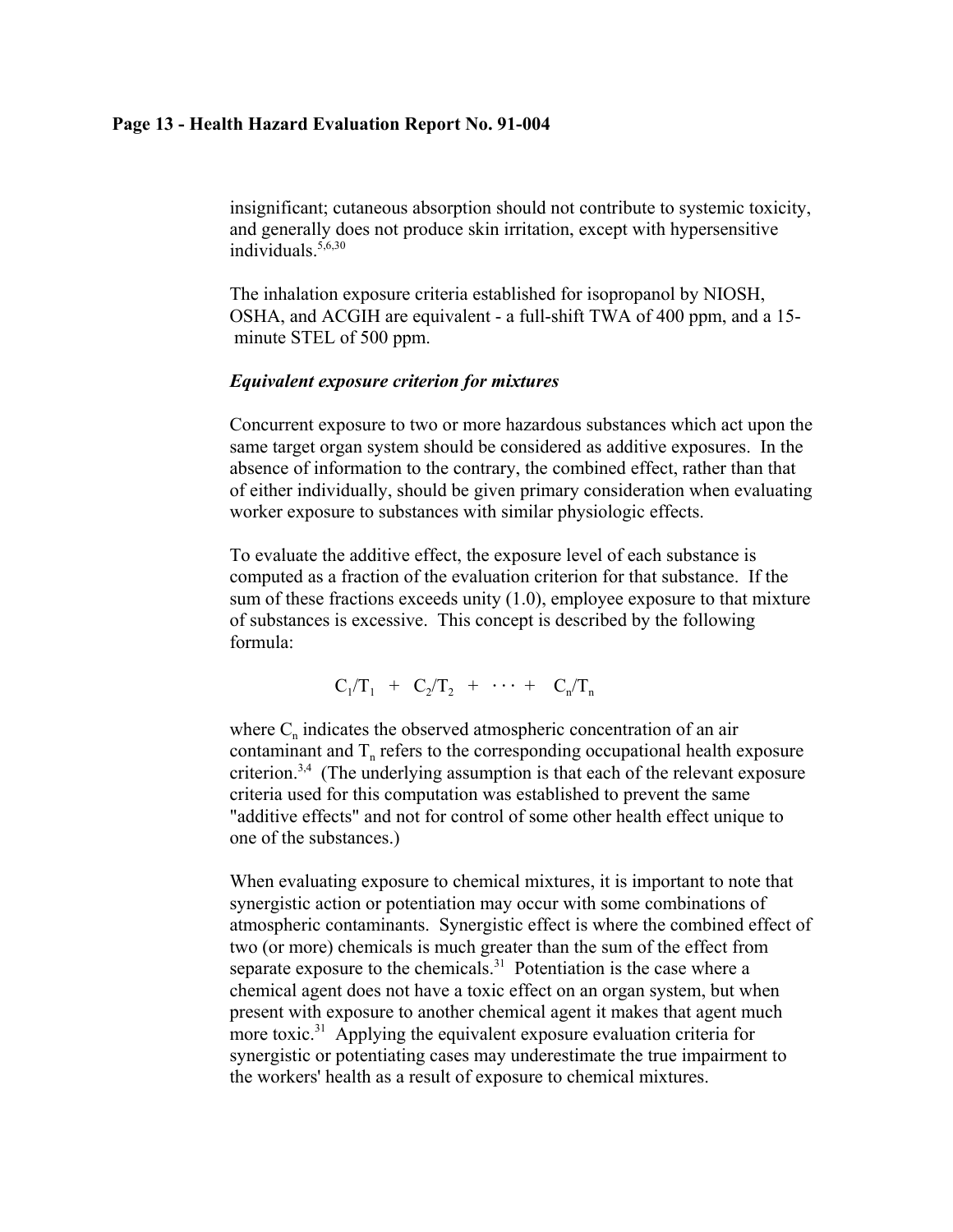insignificant; cutaneous absorption should not contribute to systemic toxicity, and generally does not produce skin irritation, except with hypersensitive individuals.[5,6,30]

The inhalation exposure criteria established for isopropanol by NIOSH, OSHA, and ACGIH are equivalent - a full-shift TWA of 400 ppm, and a 15-minute STEL of 500 ppm.

***Equivalent exposure criterion for mixtures***

Concurrent exposure to two or more hazardous substances which act upon the same target organ system should be considered as additive exposures. In the absence of information to the contrary, the combined effect, rather than that of either individually, should be given primary consideration when evaluating worker exposure to substances with similar physiologic effects.

To evaluate the additive effect, the exposure level of each substance is computed as a fraction of the evaluation criterion for that substance. If the sum of these fractions exceeds unity (1.0), employee exposure to that mixture of substances is excessive. This concept is described by the following formula:

$$C_1/T_1 + C_2/T_2 + \cdots + C_n/T_n$$

where $C_n$ indicates the observed atmospheric concentration of an air contaminant and $T_n$ refers to the corresponding occupational health exposure criterion.[3,4] (The underlying assumption is that each of the relevant exposure criteria used for this computation was established to prevent the same "additive effects" and not for control of some other health effect unique to one of the substances.)

When evaluating exposure to chemical mixtures, it is important to note that synergistic action or potentiation may occur with some combinations of atmospheric contaminants. Synergistic effect is where the combined effect of two (or more) chemicals is much greater than the sum of the effect from separate exposure to the chemicals.[31] Potentiation is the case where a chemical agent does not have a toxic effect on an organ system, but when present with exposure to another chemical agent it makes that agent much more toxic.[31] Applying the equivalent exposure evaluation criteria for synergistic or potentiating cases may underestimate the true impairment to the workers' health as a result of exposure to chemical mixtures.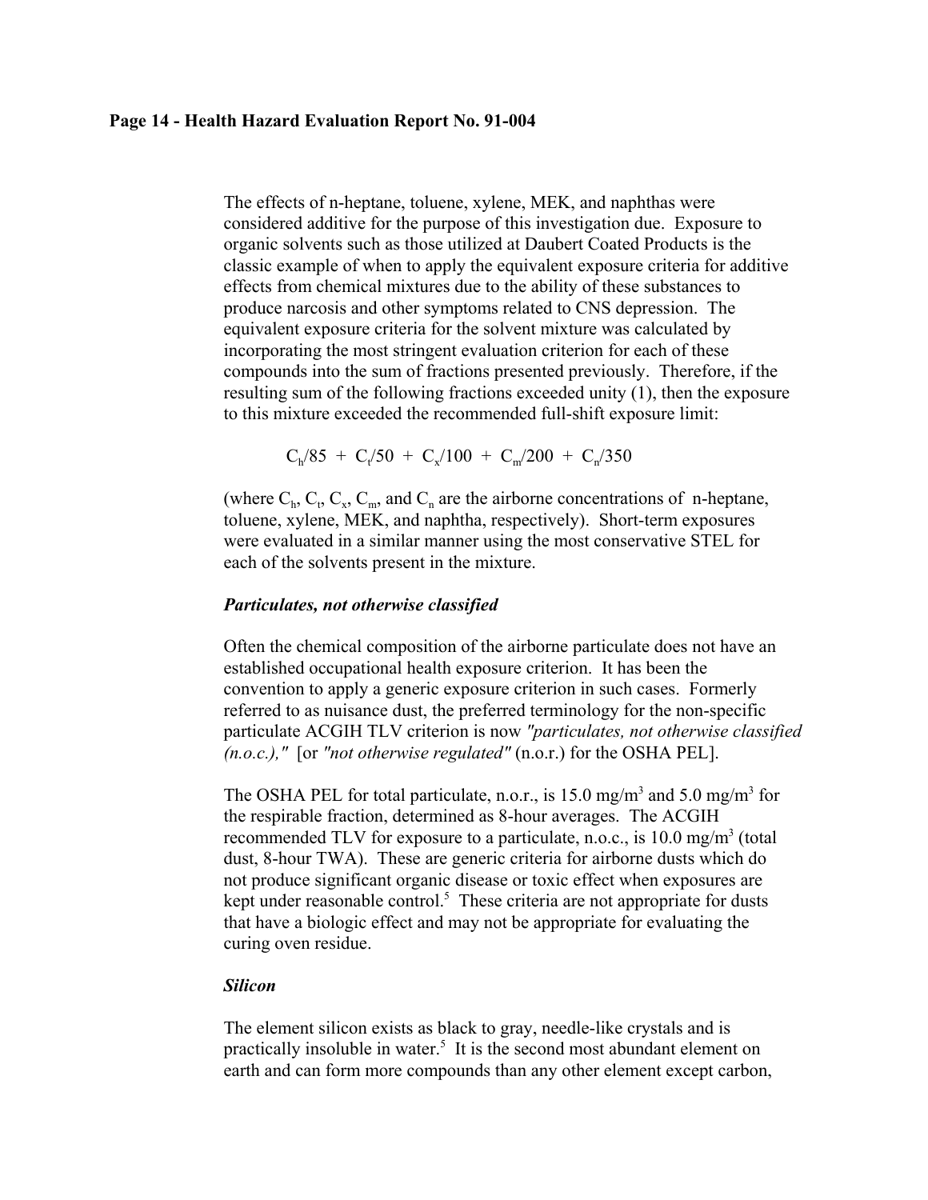The effects of n-heptane, toluene, xylene, MEK, and naphthas were considered additive for the purpose of this investigation due. Exposure to organic solvents such as those utilized at Daubert Coated Products is the classic example of when to apply the equivalent exposure criteria for additive effects from chemical mixtures due to the ability of these substances to produce narcosis and other symptoms related to CNS depression. The equivalent exposure criteria for the solvent mixture was calculated by incorporating the most stringent evaluation criterion for each of these compounds into the sum of fractions presented previously. Therefore, if the resulting sum of the following fractions exceeded unity (1), then the exposure to this mixture exceeded the recommended full-shift exposure limit:

$$C_h/85 + C_t/50 + C_x/100 + C_m/200 + C_n/350$$

(where $C_h$, $C_t$, $C_x$, $C_m$, and $C_n$ are the airborne concentrations of n-heptane, toluene, xylene, MEK, and naphtha, respectively). Short-term exposures were evaluated in a similar manner using the most conservative STEL for each of the solvents present in the mixture.

### *Particulates, not otherwise classified*

Often the chemical composition of the airborne particulate does not have an established occupational health exposure criterion. It has been the convention to apply a generic exposure criterion in such cases. Formerly referred to as nuisance dust, the preferred terminology for the non-specific particulate ACGIH TLV criterion is now *"particulates, not otherwise classified (n.o.c.),"* [or *"not otherwise regulated"* (n.o.r.) for the OSHA PEL].

The OSHA PEL for total particulate, n.o.r., is 15.0 mg/m$^3$ and 5.0 mg/m$^3$ for the respirable fraction, determined as 8-hour averages. The ACGIH recommended TLV for exposure to a particulate, n.o.c., is 10.0 mg/m$^3$ (total dust, 8-hour TWA). These are generic criteria for airborne dusts which do not produce significant organic disease or toxic effect when exposures are kept under reasonable control.[5] These criteria are not appropriate for dusts that have a biologic effect and may not be appropriate for evaluating the curing oven residue.

### *Silicon*

The element silicon exists as black to gray, needle-like crystals and is practically insoluble in water.[5] It is the second most abundant element on earth and can form more compounds than any other element except carbon,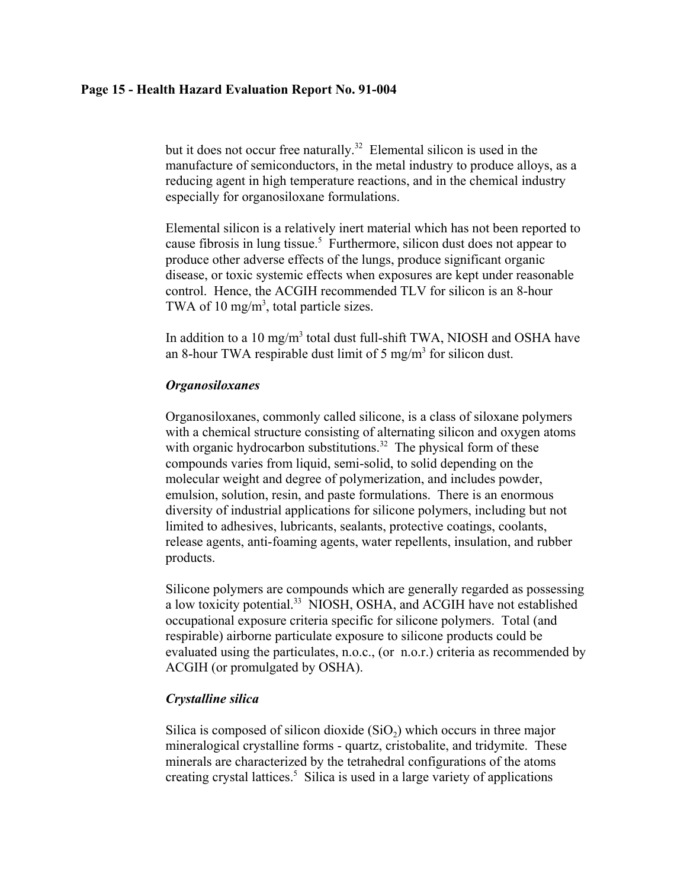but it does not occur free naturally.[32] Elemental silicon is used in the manufacture of semiconductors, in the metal industry to produce alloys, as a reducing agent in high temperature reactions, and in the chemical industry especially for organosiloxane formulations.

Elemental silicon is a relatively inert material which has not been reported to cause fibrosis in lung tissue.[5] Furthermore, silicon dust does not appear to produce other adverse effects of the lungs, produce significant organic disease, or toxic systemic effects when exposures are kept under reasonable control. Hence, the ACGIH recommended TLV for silicon is an 8-hour TWA of 10 $mg/m^3$, total particle sizes.

In addition to a 10 $mg/m^3$ total dust full-shift TWA, NIOSH and OSHA have an 8-hour TWA respirable dust limit of 5 $mg/m^3$ for silicon dust.

### *Organosiloxanes*

Organosiloxanes, commonly called silicone, is a class of siloxane polymers with a chemical structure consisting of alternating silicon and oxygen atoms with organic hydrocarbon substitutions.[32] The physical form of these compounds varies from liquid, semi-solid, to solid depending on the molecular weight and degree of polymerization, and includes powder, emulsion, solution, resin, and paste formulations. There is an enormous diversity of industrial applications for silicone polymers, including but not limited to adhesives, lubricants, sealants, protective coatings, coolants, release agents, anti-foaming agents, water repellents, insulation, and rubber products.

Silicone polymers are compounds which are generally regarded as possessing a low toxicity potential.[33] NIOSH, OSHA, and ACGIH have not established occupational exposure criteria specific for silicone polymers. Total (and respirable) airborne particulate exposure to silicone products could be evaluated using the particulates, n.o.c., (or n.o.r.) criteria as recommended by ACGIH (or promulgated by OSHA).

### *Crystalline silica*

Silica is composed of silicon dioxide ($SiO_2$) which occurs in three major mineralogical crystalline forms - quartz, cristobalite, and tridymite. These minerals are characterized by the tetrahedral configurations of the atoms creating crystal lattices.[5] Silica is used in a large variety of applications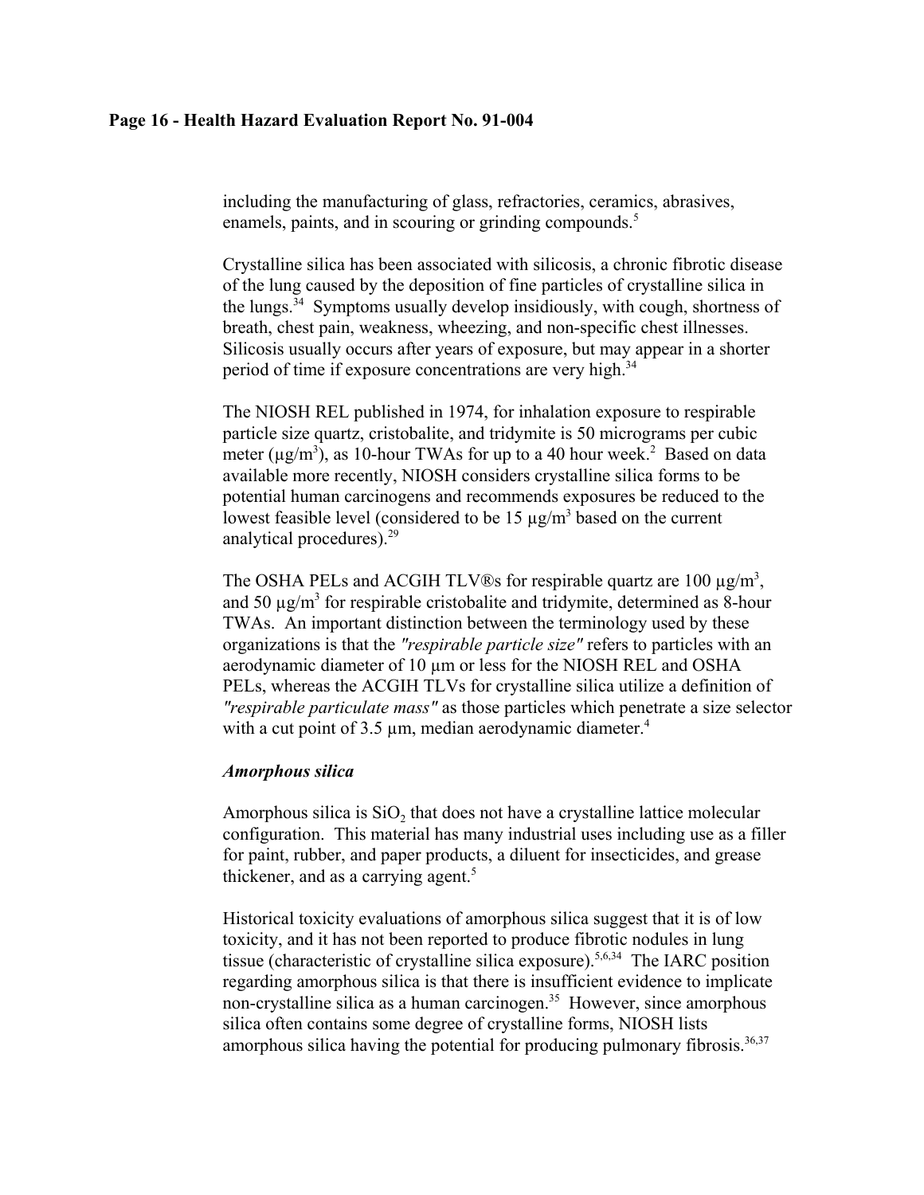including the manufacturing of glass, refractories, ceramics, abrasives, enamels, paints, and in scouring or grinding compounds.[5]

Crystalline silica has been associated with silicosis, a chronic fibrotic disease of the lung caused by the deposition of fine particles of crystalline silica in the lungs.[34] Symptoms usually develop insidiously, with cough, shortness of breath, chest pain, weakness, wheezing, and non-specific chest illnesses. Silicosis usually occurs after years of exposure, but may appear in a shorter period of time if exposure concentrations are very high.[34]

The NIOSH REL published in 1974, for inhalation exposure to respirable particle size quartz, cristobalite, and tridymite is 50 micrograms per cubic meter ($\mu g/m^3$), as 10-hour TWAs for up to a 40 hour week.[2] Based on data available more recently, NIOSH considers crystalline silica forms to be potential human carcinogens and recommends exposures be reduced to the lowest feasible level (considered to be 15 $\mu g/m^3$ based on the current analytical procedures).[29]

The OSHA PELs and ACGIH TLV®s for respirable quartz are 100 $\mu g/m^3$, and 50 $\mu g/m^3$ for respirable cristobalite and tridymite, determined as 8-hour TWAs. An important distinction between the terminology used by these organizations is that the *"respirable particle size"* refers to particles with an aerodynamic diameter of 10 µm or less for the NIOSH REL and OSHA PELs, whereas the ACGIH TLVs for crystalline silica utilize a definition of *"respirable particulate mass"* as those particles which penetrate a size selector with a cut point of 3.5 µm, median aerodynamic diameter.[4]

### *Amorphous silica*

Amorphous silica is $SiO_2$ that does not have a crystalline lattice molecular configuration. This material has many industrial uses including use as a filler for paint, rubber, and paper products, a diluent for insecticides, and grease thickener, and as a carrying agent.[5]

Historical toxicity evaluations of amorphous silica suggest that it is of low toxicity, and it has not been reported to produce fibrotic nodules in lung tissue (characteristic of crystalline silica exposure).[5,6,34] The IARC position regarding amorphous silica is that there is insufficient evidence to implicate non-crystalline silica as a human carcinogen.[35] However, since amorphous silica often contains some degree of crystalline forms, NIOSH lists amorphous silica having the potential for producing pulmonary fibrosis.[36,37]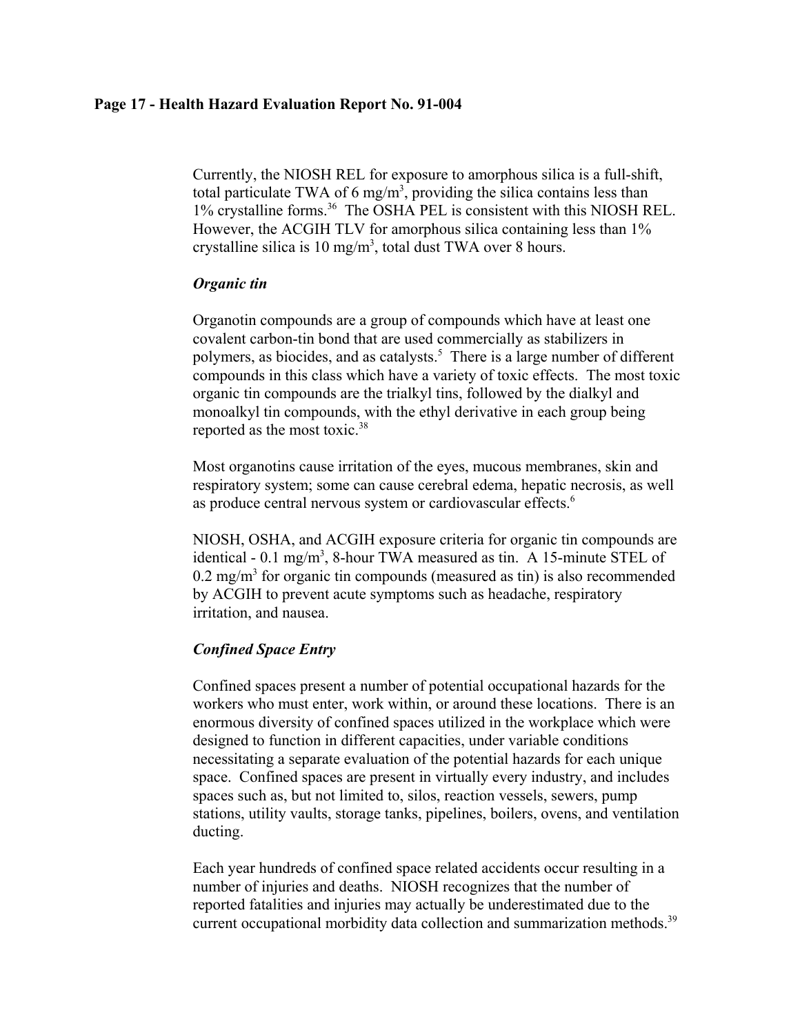Currently, the NIOSH REL for exposure to amorphous silica is a full-shift, total particulate TWA of 6 $mg/m^3$, providing the silica contains less than 1% crystalline forms.[36] The OSHA PEL is consistent with this NIOSH REL. However, the ACGIH TLV for amorphous silica containing less than 1% crystalline silica is 10 $mg/m^3$, total dust TWA over 8 hours.

### *Organic tin*

Organotin compounds are a group of compounds which have at least one covalent carbon-tin bond that are used commercially as stabilizers in polymers, as biocides, and as catalysts.[5] There is a large number of different compounds in this class which have a variety of toxic effects. The most toxic organic tin compounds are the trialkyl tins, followed by the dialkyl and monoalkyl tin compounds, with the ethyl derivative in each group being reported as the most toxic.[38]

Most organotins cause irritation of the eyes, mucous membranes, skin and respiratory system; some can cause cerebral edema, hepatic necrosis, as well as produce central nervous system or cardiovascular effects.[6]

NIOSH, OSHA, and ACGIH exposure criteria for organic tin compounds are identical - 0.1 $mg/m^3$, 8-hour TWA measured as tin. A 15-minute STEL of 0.2 $mg/m^3$ for organic tin compounds (measured as tin) is also recommended by ACGIH to prevent acute symptoms such as headache, respiratory irritation, and nausea.

### *Confined Space Entry*

Confined spaces present a number of potential occupational hazards for the workers who must enter, work within, or around these locations. There is an enormous diversity of confined spaces utilized in the workplace which were designed to function in different capacities, under variable conditions necessitating a separate evaluation of the potential hazards for each unique space. Confined spaces are present in virtually every industry, and includes spaces such as, but not limited to, silos, reaction vessels, sewers, pump stations, utility vaults, storage tanks, pipelines, boilers, ovens, and ventilation ducting.

Each year hundreds of confined space related accidents occur resulting in a number of injuries and deaths. NIOSH recognizes that the number of reported fatalities and injuries may actually be underestimated due to the current occupational morbidity data collection and summarization methods.[39]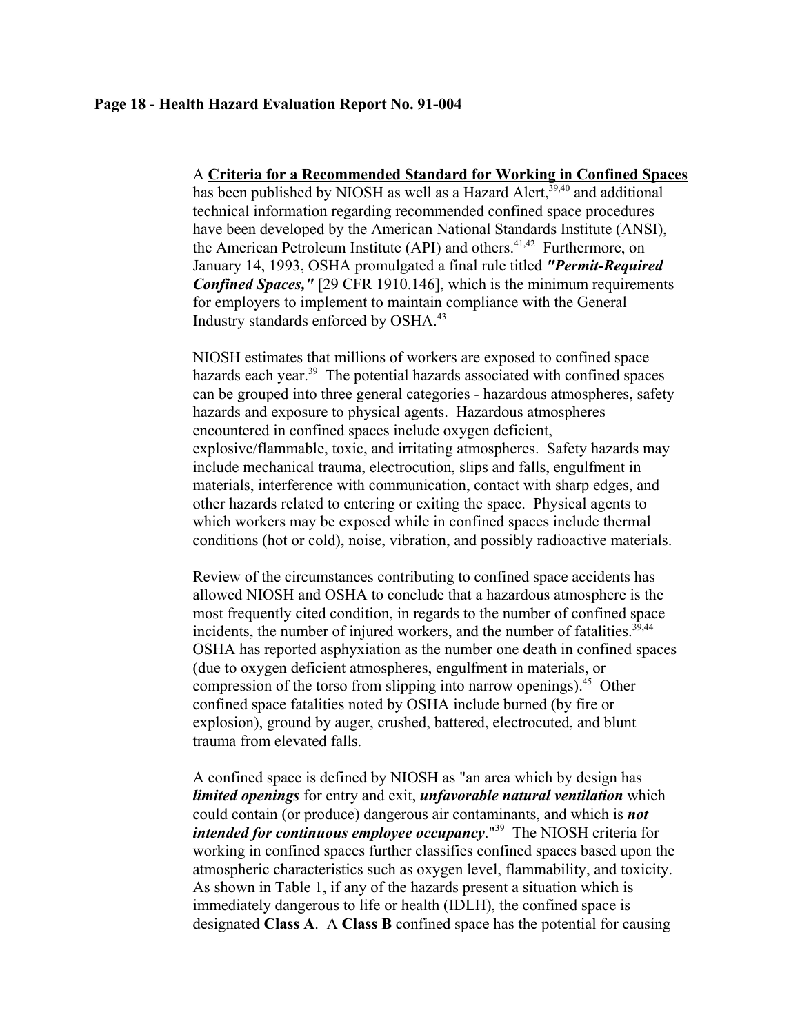A **Criteria for a Recommended Standard for Working in Confined Spaces** has been published by NIOSH as well as a Hazard Alert,[39,40] and additional technical information regarding recommended confined space procedures have been developed by the American National Standards Institute (ANSI), the American Petroleum Institute (API) and others.[41,42] Furthermore, on January 14, 1993, OSHA promulgated a final rule titled ***"Permit-Required Confined Spaces,"*** [29 CFR 1910.146], which is the minimum requirements for employers to implement to maintain compliance with the General Industry standards enforced by OSHA.[43]

NIOSH estimates that millions of workers are exposed to confined space hazards each year.[39] The potential hazards associated with confined spaces can be grouped into three general categories - hazardous atmospheres, safety hazards and exposure to physical agents. Hazardous atmospheres encountered in confined spaces include oxygen deficient, explosive/flammable, toxic, and irritating atmospheres. Safety hazards may include mechanical trauma, electrocution, slips and falls, engulfment in materials, interference with communication, contact with sharp edges, and other hazards related to entering or exiting the space. Physical agents to which workers may be exposed while in confined spaces include thermal conditions (hot or cold), noise, vibration, and possibly radioactive materials.

Review of the circumstances contributing to confined space accidents has allowed NIOSH and OSHA to conclude that a hazardous atmosphere is the most frequently cited condition, in regards to the number of confined space incidents, the number of injured workers, and the number of fatalities.[39,44] OSHA has reported asphyxiation as the number one death in confined spaces (due to oxygen deficient atmospheres, engulfment in materials, or compression of the torso from slipping into narrow openings).[45] Other confined space fatalities noted by OSHA include burned (by fire or explosion), ground by auger, crushed, battered, electrocuted, and blunt trauma from elevated falls.

A confined space is defined by NIOSH as "an area which by design has ***limited openings*** for entry and exit, ***unfavorable natural ventilation*** which could contain (or produce) dangerous air contaminants, and which is ***not intended for continuous employee occupancy***."[39] The NIOSH criteria for working in confined spaces further classifies confined spaces based upon the atmospheric characteristics such as oxygen level, flammability, and toxicity. As shown in Table 1, if any of the hazards present a situation which is immediately dangerous to life or health (IDLH), the confined space is designated **Class A**. A **Class B** confined space has the potential for causing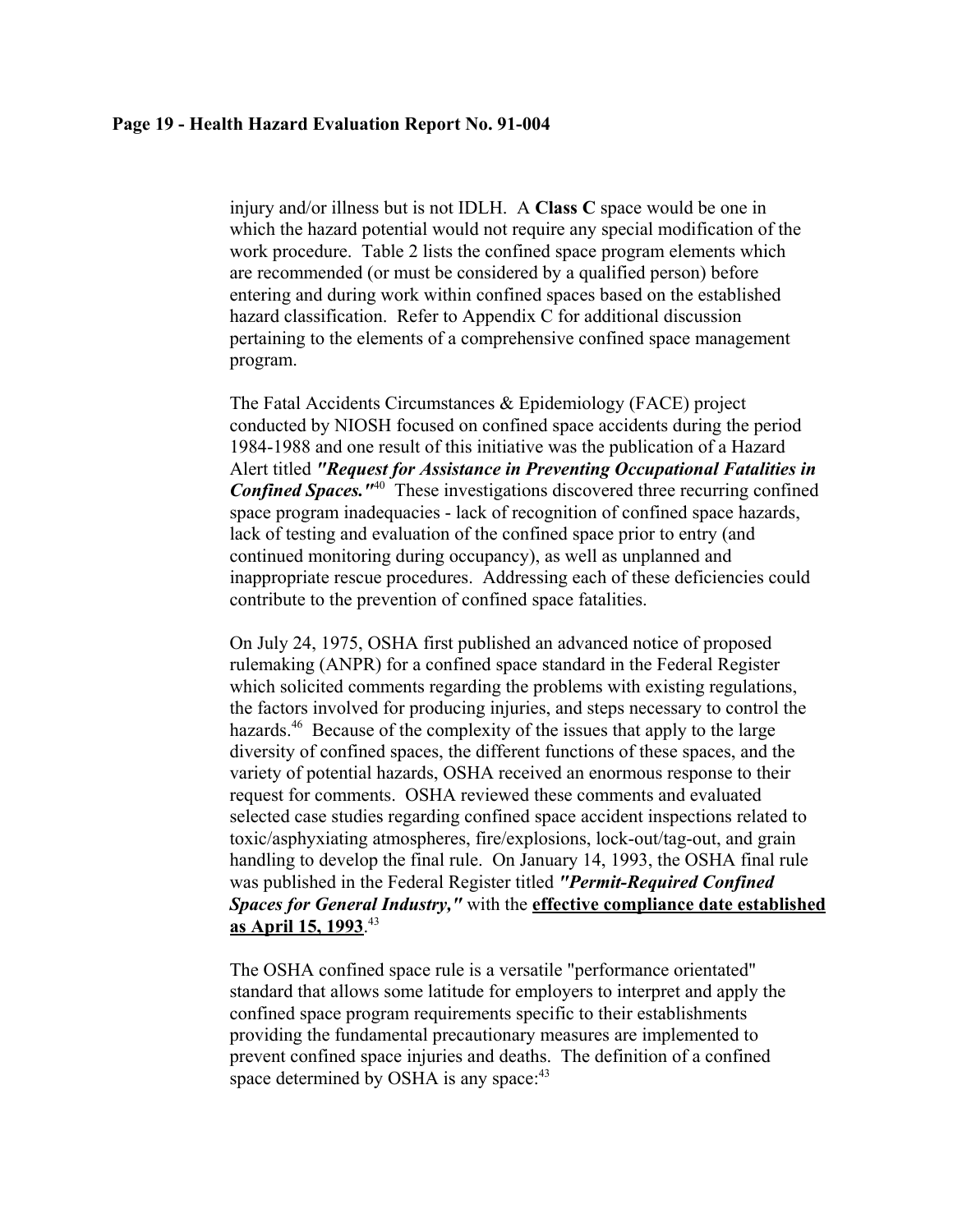injury and/or illness but is not IDLH. A **Class C** space would be one in which the hazard potential would not require any special modification of the work procedure. Table 2 lists the confined space program elements which are recommended (or must be considered by a qualified person) before entering and during work within confined spaces based on the established hazard classification. Refer to Appendix C for additional discussion pertaining to the elements of a comprehensive confined space management program.

The Fatal Accidents Circumstances & Epidemiology (FACE) project conducted by NIOSH focused on confined space accidents during the period 1984-1988 and one result of this initiative was the publication of a Hazard Alert titled ***"Request for Assistance in Preventing Occupational Fatalities in Confined Spaces."***[40] These investigations discovered three recurring confined space program inadequacies - lack of recognition of confined space hazards, lack of testing and evaluation of the confined space prior to entry (and continued monitoring during occupancy), as well as unplanned and inappropriate rescue procedures. Addressing each of these deficiencies could contribute to the prevention of confined space fatalities.

On July 24, 1975, OSHA first published an advanced notice of proposed rulemaking (ANPR) for a confined space standard in the Federal Register which solicited comments regarding the problems with existing regulations, the factors involved for producing injuries, and steps necessary to control the hazards.[46] Because of the complexity of the issues that apply to the large diversity of confined spaces, the different functions of these spaces, and the variety of potential hazards, OSHA received an enormous response to their request for comments. OSHA reviewed these comments and evaluated selected case studies regarding confined space accident inspections related to toxic/asphyxiating atmospheres, fire/explosions, lock-out/tag-out, and grain handling to develop the final rule. On January 14, 1993, the OSHA final rule was published in the Federal Register titled ***"Permit-Required Confined Spaces for General Industry,"*** with the <u>**effective compliance date established as April 15, 1993**</u>.[43]

The OSHA confined space rule is a versatile "performance orientated" standard that allows some latitude for employers to interpret and apply the confined space program requirements specific to their establishments providing the fundamental precautionary measures are implemented to prevent confined space injuries and deaths. The definition of a confined space determined by OSHA is any space:[43]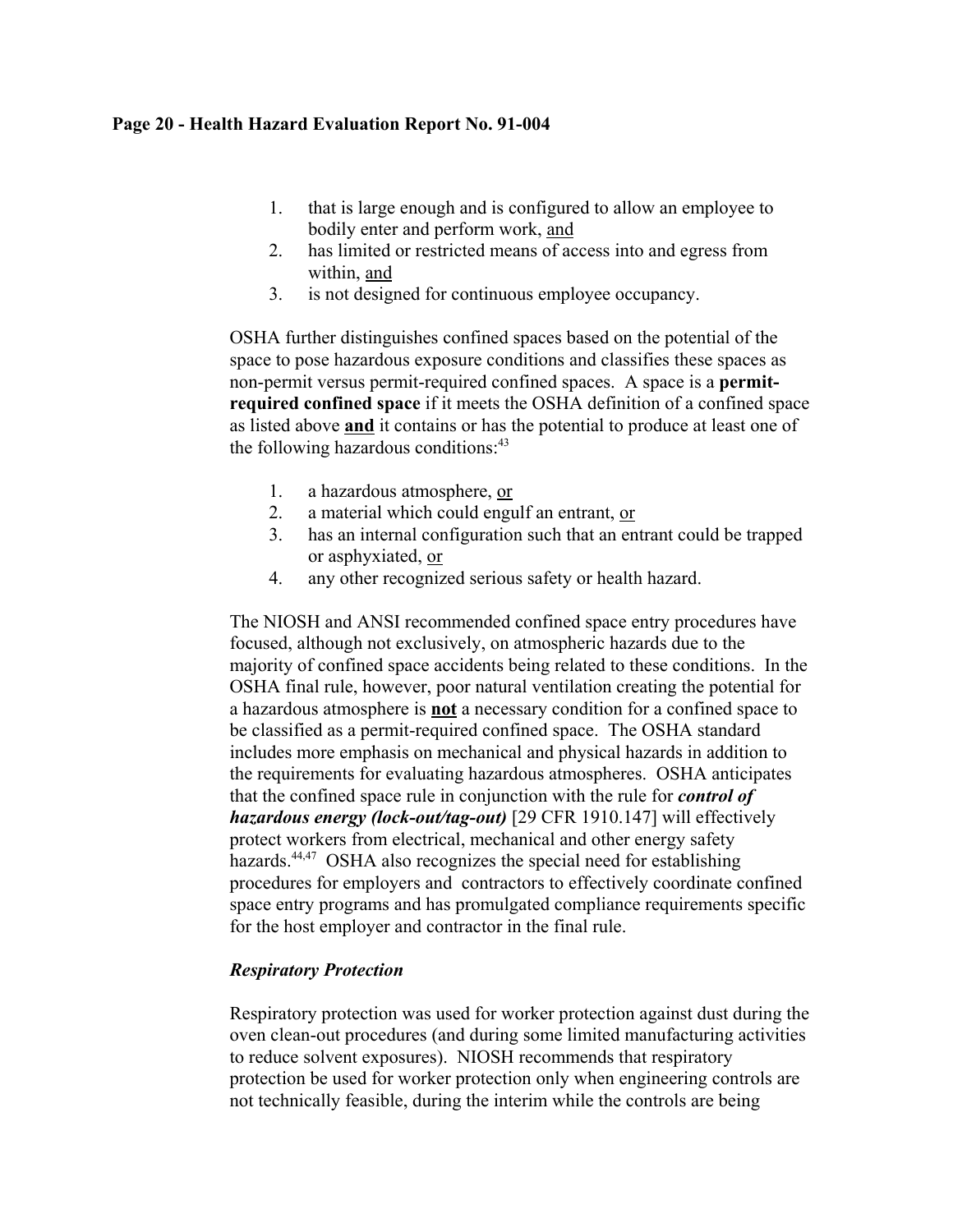1. that is large enough and is configured to allow an employee to bodily enter and perform work, <u>and</u>
2. has limited or restricted means of access into and egress from within, <u>and</u>
3. is not designed for continuous employee occupancy.

OSHA further distinguishes confined spaces based on the potential of the space to pose hazardous exposure conditions and classifies these spaces as non-permit versus permit-required confined spaces. A space is a **permit-required confined space** if it meets the OSHA definition of a confined space as listed above **<u>and</u>** it contains or has the potential to produce at least one of the following hazardous conditions:[43]

1. a hazardous atmosphere, <u>or</u>
2. a material which could engulf an entrant, <u>or</u>
3. has an internal configuration such that an entrant could be trapped or asphyxiated, <u>or</u>
4. any other recognized serious safety or health hazard.

The NIOSH and ANSI recommended confined space entry procedures have focused, although not exclusively, on atmospheric hazards due to the majority of confined space accidents being related to these conditions. In the OSHA final rule, however, poor natural ventilation creating the potential for a hazardous atmosphere is **<u>not</u>** a necessary condition for a confined space to be classified as a permit-required confined space. The OSHA standard includes more emphasis on mechanical and physical hazards in addition to the requirements for evaluating hazardous atmospheres. OSHA anticipates that the confined space rule in conjunction with the rule for ***control of hazardous energy (lock-out/tag-out)*** [29 CFR 1910.147] will effectively protect workers from electrical, mechanical and other energy safety hazards.[44,47] OSHA also recognizes the special need for establishing procedures for employers and contractors to effectively coordinate confined space entry programs and has promulgated compliance requirements specific for the host employer and contractor in the final rule.

### *Respiratory Protection*

Respiratory protection was used for worker protection against dust during the oven clean-out procedures (and during some limited manufacturing activities to reduce solvent exposures). NIOSH recommends that respiratory protection be used for worker protection only when engineering controls are not technically feasible, during the interim while the controls are being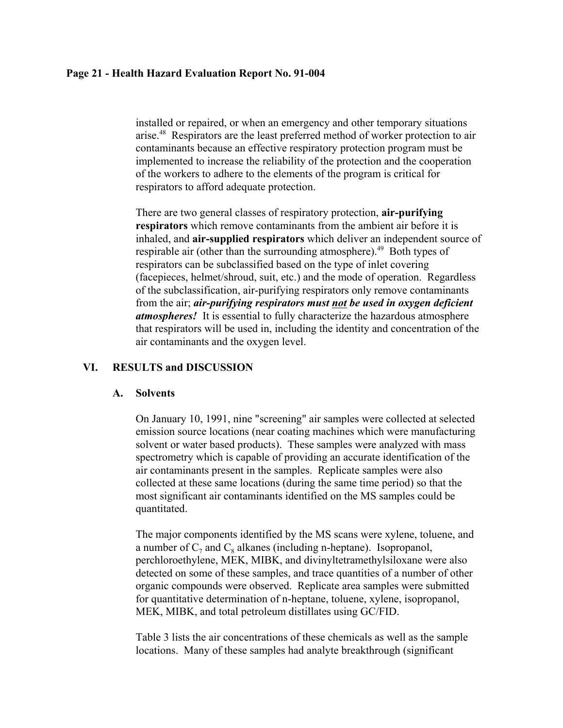installed or repaired, or when an emergency and other temporary situations arise.[48] Respirators are the least preferred method of worker protection to air contaminants because an effective respiratory protection program must be implemented to increase the reliability of the protection and the cooperation of the workers to adhere to the elements of the program is critical for respirators to afford adequate protection.

There are two general classes of respiratory protection, **air-purifying respirators** which remove contaminants from the ambient air before it is inhaled, and **air-supplied respirators** which deliver an independent source of respirable air (other than the surrounding atmosphere).[49] Both types of respirators can be subclassified based on the type of inlet covering (facepieces, helmet/shroud, suit, etc.) and the mode of operation. Regardless of the subclassification, air-purifying respirators only remove contaminants from the air; ***air-purifying respirators must <u>not</u> be used in oxygen deficient atmospheres!*** It is essential to fully characterize the hazardous atmosphere that respirators will be used in, including the identity and concentration of the air contaminants and the oxygen level.

## VI. RESULTS and DISCUSSION

### A. Solvents

On January 10, 1991, nine "screening" air samples were collected at selected emission source locations (near coating machines which were manufacturing solvent or water based products). These samples were analyzed with mass spectrometry which is capable of providing an accurate identification of the air contaminants present in the samples. Replicate samples were also collected at these same locations (during the same time period) so that the most significant air contaminants identified on the MS samples could be quantitated.

The major components identified by the MS scans were xylene, toluene, and a number of $C_7$ and $C_8$ alkanes (including n-heptane). Isopropanol, perchloroethylene, MEK, MIBK, and divinyltetramethylsiloxane were also detected on some of these samples, and trace quantities of a number of other organic compounds were observed. Replicate area samples were submitted for quantitative determination of n-heptane, toluene, xylene, isopropanol, MEK, MIBK, and total petroleum distillates using GC/FID.

Table 3 lists the air concentrations of these chemicals as well as the sample locations. Many of these samples had analyte breakthrough (significant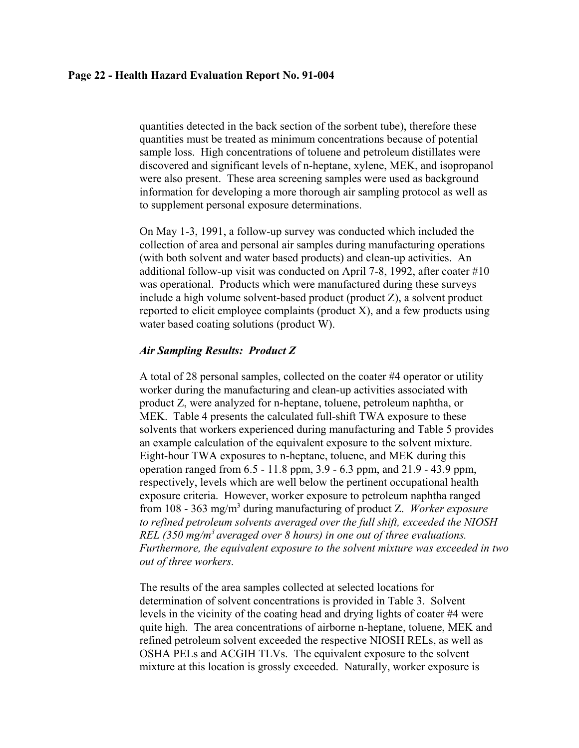quantities detected in the back section of the sorbent tube), therefore these quantities must be treated as minimum concentrations because of potential sample loss. High concentrations of toluene and petroleum distillates were discovered and significant levels of n-heptane, xylene, MEK, and isopropanol were also present. These area screening samples were used as background information for developing a more thorough air sampling protocol as well as to supplement personal exposure determinations.

On May 1-3, 1991, a follow-up survey was conducted which included the collection of area and personal air samples during manufacturing operations (with both solvent and water based products) and clean-up activities. An additional follow-up visit was conducted on April 7-8, 1992, after coater #10 was operational. Products which were manufactured during these surveys include a high volume solvent-based product (product Z), a solvent product reported to elicit employee complaints (product X), and a few products using water based coating solutions (product W).

### *Air Sampling Results: Product Z*

A total of 28 personal samples, collected on the coater #4 operator or utility worker during the manufacturing and clean-up activities associated with product Z, were analyzed for n-heptane, toluene, petroleum naphtha, or MEK. Table 4 presents the calculated full-shift TWA exposure to these solvents that workers experienced during manufacturing and Table 5 provides an example calculation of the equivalent exposure to the solvent mixture. Eight-hour TWA exposures to n-heptane, toluene, and MEK during this operation ranged from 6.5 - 11.8 ppm, 3.9 - 6.3 ppm, and 21.9 - 43.9 ppm, respectively, levels which are well below the pertinent occupational health exposure criteria. However, worker exposure to petroleum naphtha ranged from 108 - 363 mg/m$^3$ during manufacturing of product Z. *Worker exposure to refined petroleum solvents averaged over the full shift, exceeded the NIOSH REL (350 mg/m$^3$ averaged over 8 hours) in one out of three evaluations. Furthermore, the equivalent exposure to the solvent mixture was exceeded in two out of three workers.*

The results of the area samples collected at selected locations for determination of solvent concentrations is provided in Table 3. Solvent levels in the vicinity of the coating head and drying lights of coater #4 were quite high. The area concentrations of airborne n-heptane, toluene, MEK and refined petroleum solvent exceeded the respective NIOSH RELs, as well as OSHA PELs and ACGIH TLVs. The equivalent exposure to the solvent mixture at this location is grossly exceeded. Naturally, worker exposure is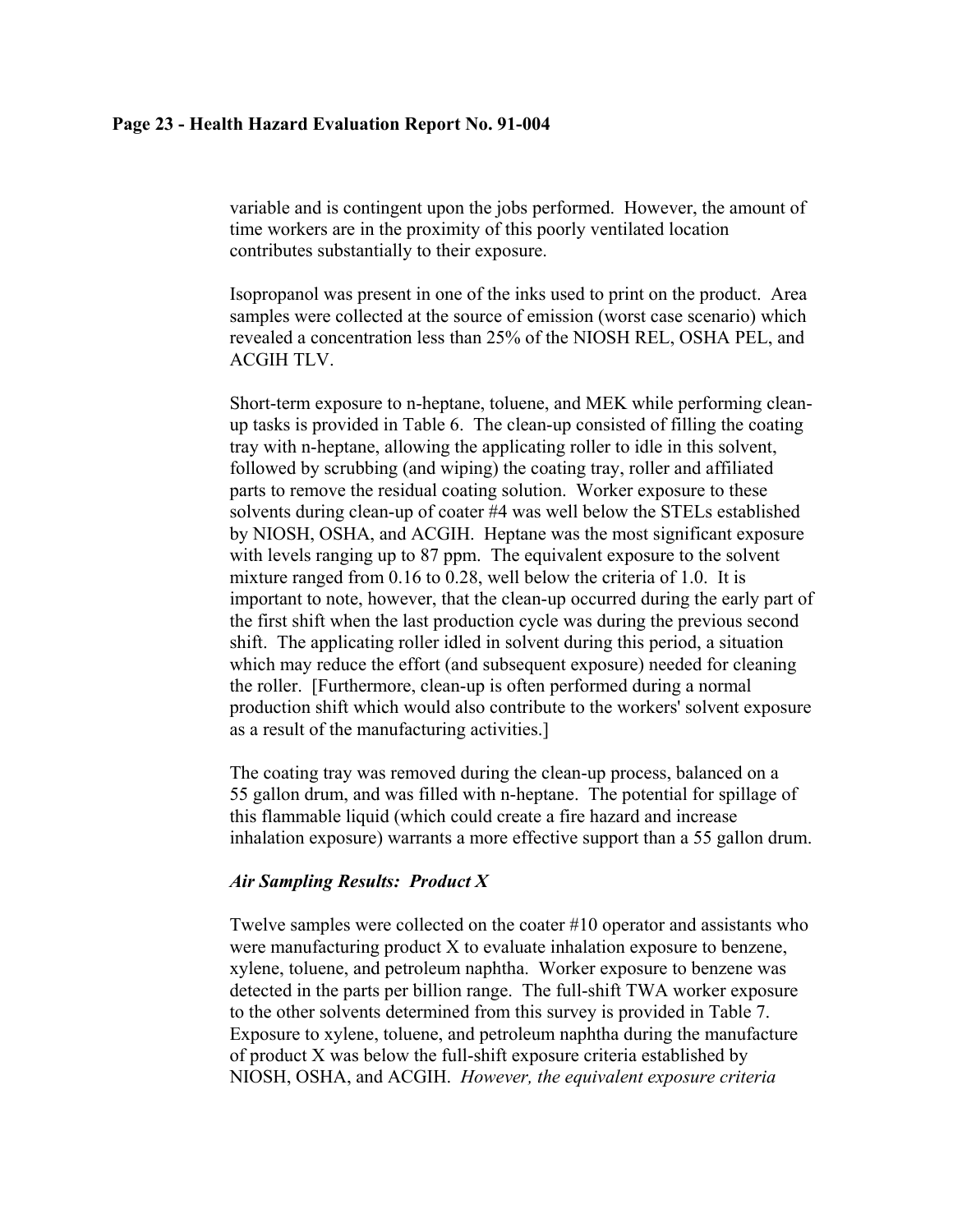variable and is contingent upon the jobs performed. However, the amount of time workers are in the proximity of this poorly ventilated location contributes substantially to their exposure.

Isopropanol was present in one of the inks used to print on the product. Area samples were collected at the source of emission (worst case scenario) which revealed a concentration less than 25% of the NIOSH REL, OSHA PEL, and ACGIH TLV.

Short-term exposure to n-heptane, toluene, and MEK while performing clean-up tasks is provided in Table 6. The clean-up consisted of filling the coating tray with n-heptane, allowing the applicating roller to idle in this solvent, followed by scrubbing (and wiping) the coating tray, roller and affiliated parts to remove the residual coating solution. Worker exposure to these solvents during clean-up of coater #4 was well below the STELs established by NIOSH, OSHA, and ACGIH. Heptane was the most significant exposure with levels ranging up to 87 ppm. The equivalent exposure to the solvent mixture ranged from 0.16 to 0.28, well below the criteria of 1.0. It is important to note, however, that the clean-up occurred during the early part of the first shift when the last production cycle was during the previous second shift. The applicating roller idled in solvent during this period, a situation which may reduce the effort (and subsequent exposure) needed for cleaning the roller. [Furthermore, clean-up is often performed during a normal production shift which would also contribute to the workers' solvent exposure as a result of the manufacturing activities.]

The coating tray was removed during the clean-up process, balanced on a 55 gallon drum, and was filled with n-heptane. The potential for spillage of this flammable liquid (which could create a fire hazard and increase inhalation exposure) warrants a more effective support than a 55 gallon drum.

***Air Sampling Results: Product X***

Twelve samples were collected on the coater #10 operator and assistants who were manufacturing product X to evaluate inhalation exposure to benzene, xylene, toluene, and petroleum naphtha. Worker exposure to benzene was detected in the parts per billion range. The full-shift TWA worker exposure to the other solvents determined from this survey is provided in Table 7. Exposure to xylene, toluene, and petroleum naphtha during the manufacture of product X was below the full-shift exposure criteria established by NIOSH, OSHA, and ACGIH. *However, the equivalent exposure criteria*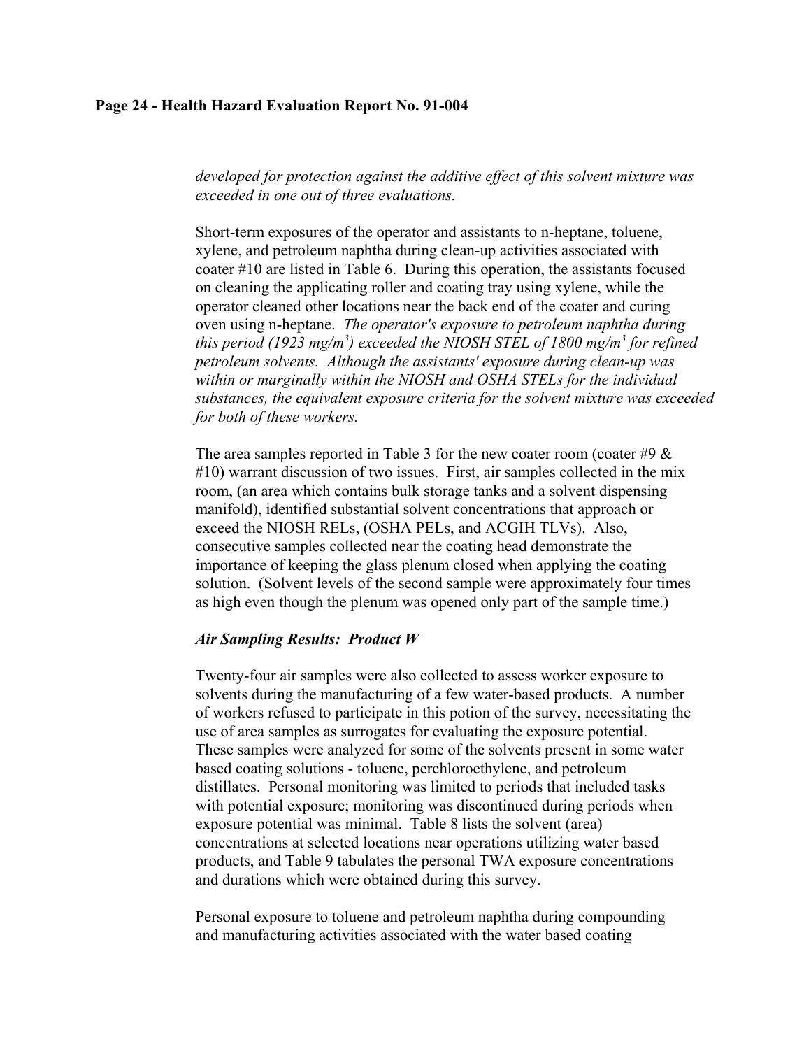*developed for protection against the additive effect of this solvent mixture was exceeded in one out of three evaluations.*

Short-term exposures of the operator and assistants to n-heptane, toluene, xylene, and petroleum naphtha during clean-up activities associated with coater #10 are listed in Table 6. During this operation, the assistants focused on cleaning the applicating roller and coating tray using xylene, while the operator cleaned other locations near the back end of the coater and curing oven using n-heptane. *The operator's exposure to petroleum naphtha during this period (1923 mg/m$^3$) exceeded the NIOSH STEL of 1800 mg/m$^3$ for refined petroleum solvents. Although the assistants' exposure during clean-up was within or marginally within the NIOSH and OSHA STELs for the individual substances, the equivalent exposure criteria for the solvent mixture was exceeded for both of these workers.*

The area samples reported in Table 3 for the new coater room (coater #9 & #10) warrant discussion of two issues. First, air samples collected in the mix room, (an area which contains bulk storage tanks and a solvent dispensing manifold), identified substantial solvent concentrations that approach or exceed the NIOSH RELs, (OSHA PELs, and ACGIH TLVs). Also, consecutive samples collected near the coating head demonstrate the importance of keeping the glass plenum closed when applying the coating solution. (Solvent levels of the second sample were approximately four times as high even though the plenum was opened only part of the sample time.)

### *Air Sampling Results: Product W*

Twenty-four air samples were also collected to assess worker exposure to solvents during the manufacturing of a few water-based products. A number of workers refused to participate in this potion of the survey, necessitating the use of area samples as surrogates for evaluating the exposure potential. These samples were analyzed for some of the solvents present in some water based coating solutions - toluene, perchloroethylene, and petroleum distillates. Personal monitoring was limited to periods that included tasks with potential exposure; monitoring was discontinued during periods when exposure potential was minimal. Table 8 lists the solvent (area) concentrations at selected locations near operations utilizing water based products, and Table 9 tabulates the personal TWA exposure concentrations and durations which were obtained during this survey.

Personal exposure to toluene and petroleum naphtha during compounding and manufacturing activities associated with the water based coating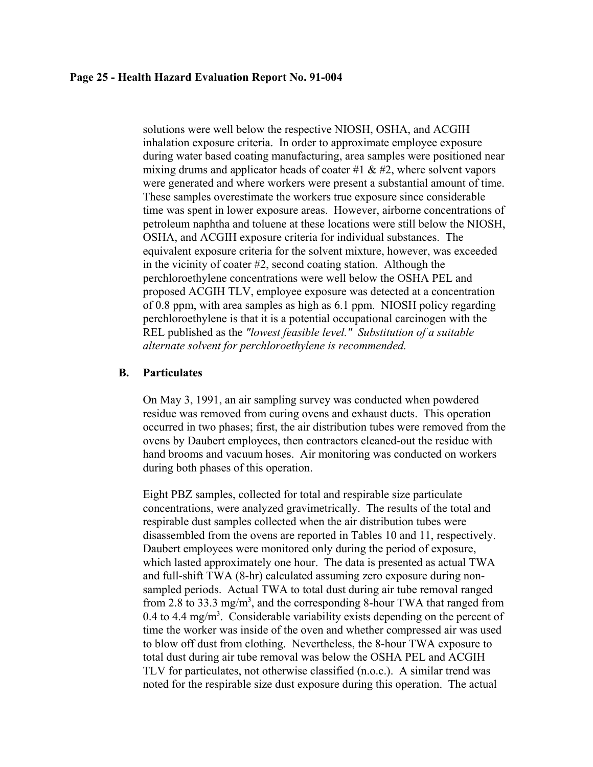solutions were well below the respective NIOSH, OSHA, and ACGIH inhalation exposure criteria. In order to approximate employee exposure during water based coating manufacturing, area samples were positioned near mixing drums and applicator heads of coater #1 & #2, where solvent vapors were generated and where workers were present a substantial amount of time. These samples overestimate the workers true exposure since considerable time was spent in lower exposure areas. However, airborne concentrations of petroleum naphtha and toluene at these locations were still below the NIOSH, OSHA, and ACGIH exposure criteria for individual substances. The equivalent exposure criteria for the solvent mixture, however, was exceeded in the vicinity of coater #2, second coating station. Although the perchloroethylene concentrations were well below the OSHA PEL and proposed ACGIH TLV, employee exposure was detected at a concentration of 0.8 ppm, with area samples as high as 6.1 ppm. NIOSH policy regarding perchloroethylene is that it is a potential occupational carcinogen with the REL published as the *"lowest feasible level." Substitution of a suitable alternate solvent for perchloroethylene is recommended.*

### B. Particulates

On May 3, 1991, an air sampling survey was conducted when powdered residue was removed from curing ovens and exhaust ducts. This operation occurred in two phases; first, the air distribution tubes were removed from the ovens by Daubert employees, then contractors cleaned-out the residue with hand brooms and vacuum hoses. Air monitoring was conducted on workers during both phases of this operation.

Eight PBZ samples, collected for total and respirable size particulate concentrations, were analyzed gravimetrically. The results of the total and respirable dust samples collected when the air distribution tubes were disassembled from the ovens are reported in Tables 10 and 11, respectively. Daubert employees were monitored only during the period of exposure, which lasted approximately one hour. The data is presented as actual TWA and full-shift TWA (8-hr) calculated assuming zero exposure during non-sampled periods. Actual TWA to total dust during air tube removal ranged from 2.8 to 33.3 mg/m$^3$, and the corresponding 8-hour TWA that ranged from 0.4 to 4.4 mg/m$^3$. Considerable variability exists depending on the percent of time the worker was inside of the oven and whether compressed air was used to blow off dust from clothing. Nevertheless, the 8-hour TWA exposure to total dust during air tube removal was below the OSHA PEL and ACGIH TLV for particulates, not otherwise classified (n.o.c.). A similar trend was noted for the respirable size dust exposure during this operation. The actual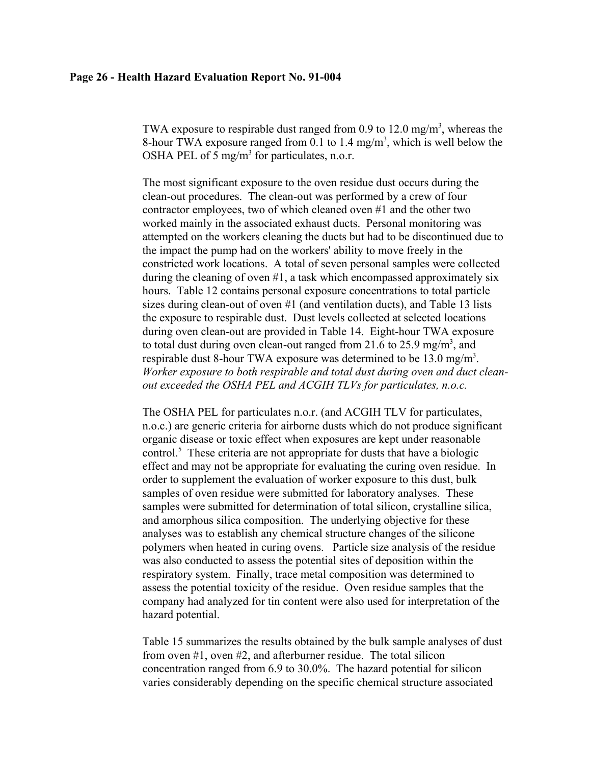TWA exposure to respirable dust ranged from 0.9 to 12.0 mg/m$^3$, whereas the 8-hour TWA exposure ranged from 0.1 to 1.4 mg/m$^3$, which is well below the OSHA PEL of 5 mg/m$^3$ for particulates, n.o.r.

The most significant exposure to the oven residue dust occurs during the clean-out procedures. The clean-out was performed by a crew of four contractor employees, two of which cleaned oven #1 and the other two worked mainly in the associated exhaust ducts. Personal monitoring was attempted on the workers cleaning the ducts but had to be discontinued due to the impact the pump had on the workers' ability to move freely in the constricted work locations. A total of seven personal samples were collected during the cleaning of oven #1, a task which encompassed approximately six hours. Table 12 contains personal exposure concentrations to total particle sizes during clean-out of oven #1 (and ventilation ducts), and Table 13 lists the exposure to respirable dust. Dust levels collected at selected locations during oven clean-out are provided in Table 14. Eight-hour TWA exposure to total dust during oven clean-out ranged from 21.6 to 25.9 mg/m$^3$, and respirable dust 8-hour TWA exposure was determined to be 13.0 mg/m$^3$. *Worker exposure to both respirable and total dust during oven and duct clean-out exceeded the OSHA PEL and ACGIH TLVs for particulates, n.o.c.*

The OSHA PEL for particulates n.o.r. (and ACGIH TLV for particulates, n.o.c.) are generic criteria for airborne dusts which do not produce significant organic disease or toxic effect when exposures are kept under reasonable control.[5] These criteria are not appropriate for dusts that have a biologic effect and may not be appropriate for evaluating the curing oven residue. In order to supplement the evaluation of worker exposure to this dust, bulk samples of oven residue were submitted for laboratory analyses. These samples were submitted for determination of total silicon, crystalline silica, and amorphous silica composition. The underlying objective for these analyses was to establish any chemical structure changes of the silicone polymers when heated in curing ovens. Particle size analysis of the residue was also conducted to assess the potential sites of deposition within the respiratory system. Finally, trace metal composition was determined to assess the potential toxicity of the residue. Oven residue samples that the company had analyzed for tin content were also used for interpretation of the hazard potential.

Table 15 summarizes the results obtained by the bulk sample analyses of dust from oven #1, oven #2, and afterburner residue. The total silicon concentration ranged from 6.9 to 30.0%. The hazard potential for silicon varies considerably depending on the specific chemical structure associated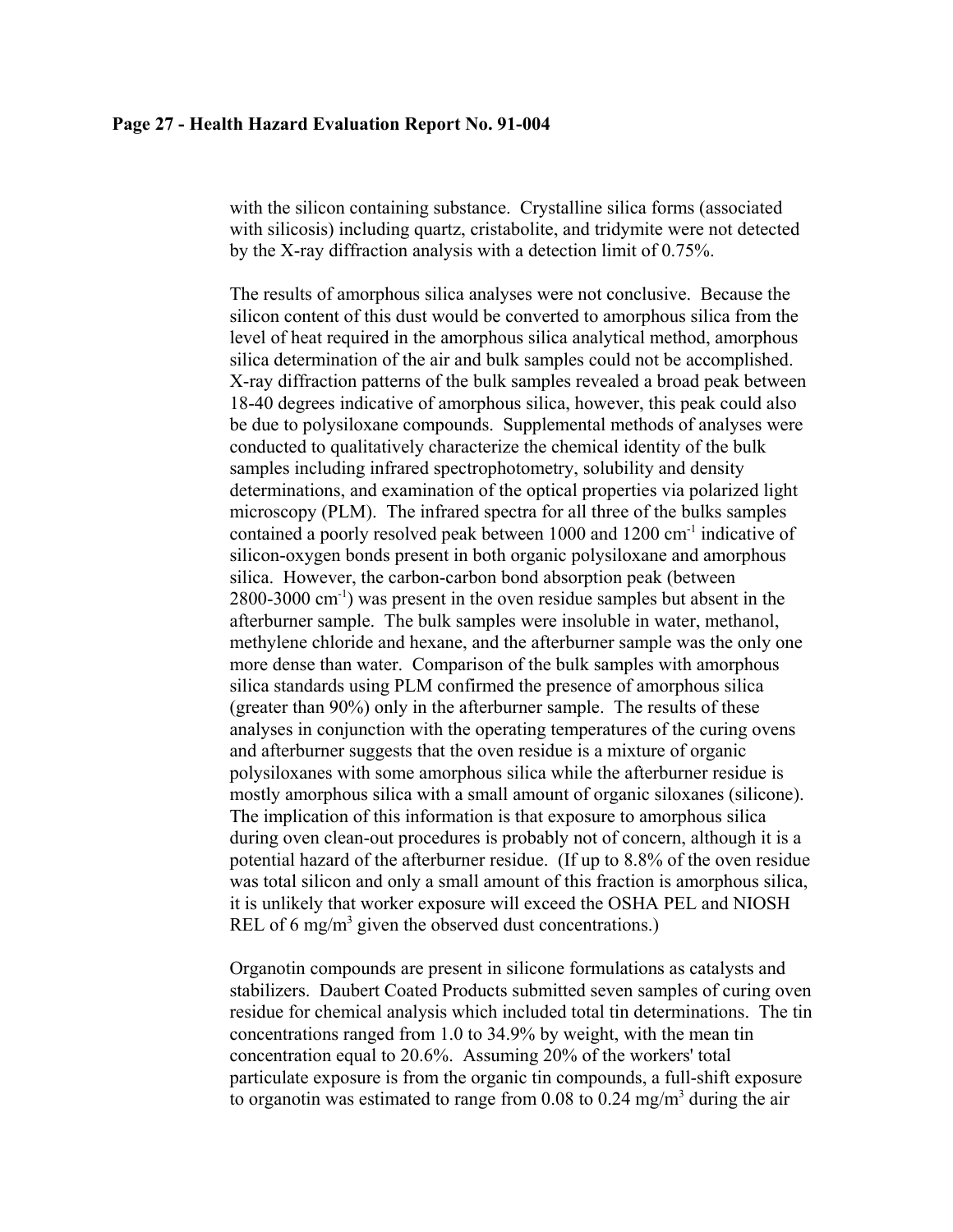with the silicon containing substance. Crystalline silica forms (associated with silicosis) including quartz, cristabolite, and tridymite were not detected by the X-ray diffraction analysis with a detection limit of 0.75%.

The results of amorphous silica analyses were not conclusive. Because the silicon content of this dust would be converted to amorphous silica from the level of heat required in the amorphous silica analytical method, amorphous silica determination of the air and bulk samples could not be accomplished. X-ray diffraction patterns of the bulk samples revealed a broad peak between 18-40 degrees indicative of amorphous silica, however, this peak could also be due to polysiloxane compounds. Supplemental methods of analyses were conducted to qualitatively characterize the chemical identity of the bulk samples including infrared spectrophotometry, solubility and density determinations, and examination of the optical properties via polarized light microscopy (PLM). The infrared spectra for all three of the bulks samples contained a poorly resolved peak between 1000 and 1200 $cm^{-1}$ indicative of silicon-oxygen bonds present in both organic polysiloxane and amorphous silica. However, the carbon-carbon bond absorption peak (between 2800-3000 $cm^{-1}$) was present in the oven residue samples but absent in the afterburner sample. The bulk samples were insoluble in water, methanol, methylene chloride and hexane, and the afterburner sample was the only one more dense than water. Comparison of the bulk samples with amorphous silica standards using PLM confirmed the presence of amorphous silica (greater than 90%) only in the afterburner sample. The results of these analyses in conjunction with the operating temperatures of the curing ovens and afterburner suggests that the oven residue is a mixture of organic polysiloxanes with some amorphous silica while the afterburner residue is mostly amorphous silica with a small amount of organic siloxanes (silicone). The implication of this information is that exposure to amorphous silica during oven clean-out procedures is probably not of concern, although it is a potential hazard of the afterburner residue. (If up to 8.8% of the oven residue was total silicon and only a small amount of this fraction is amorphous silica, it is unlikely that worker exposure will exceed the OSHA PEL and NIOSH REL of 6 $mg/m^3$ given the observed dust concentrations.)

Organotin compounds are present in silicone formulations as catalysts and stabilizers. Daubert Coated Products submitted seven samples of curing oven residue for chemical analysis which included total tin determinations. The tin concentrations ranged from 1.0 to 34.9% by weight, with the mean tin concentration equal to 20.6%. Assuming 20% of the workers' total particulate exposure is from the organic tin compounds, a full-shift exposure to organotin was estimated to range from 0.08 to 0.24 $mg/m^3$ during the air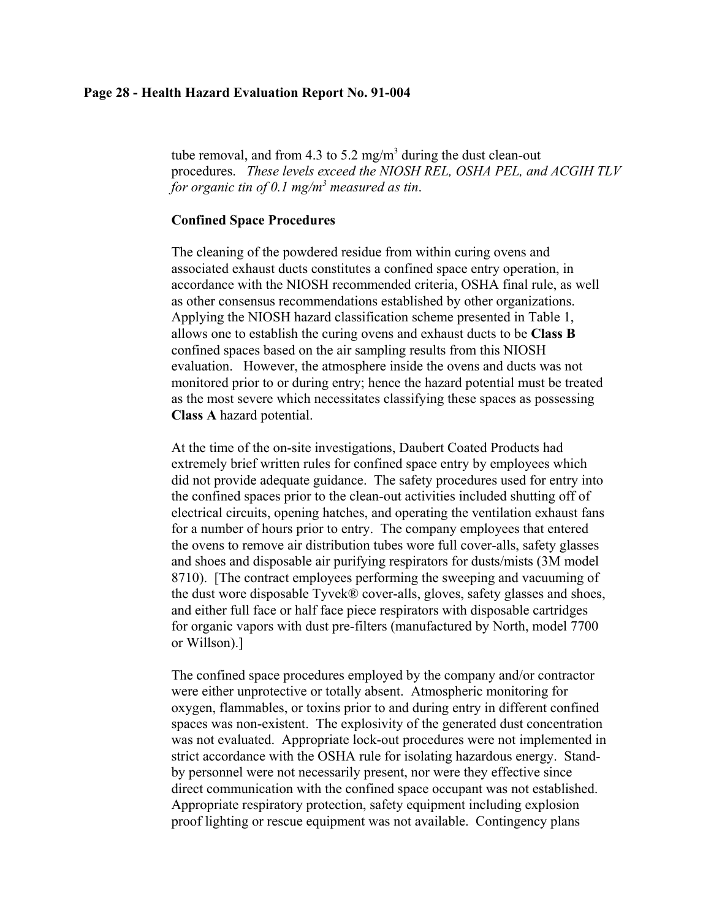tube removal, and from 4.3 to 5.2 mg/m$^3$ during the dust clean-out procedures. *These levels exceed the NIOSH REL, OSHA PEL, and ACGIH TLV for organic tin of 0.1 mg/m$^3$ measured as tin*.

**Confined Space Procedures**

The cleaning of the powdered residue from within curing ovens and associated exhaust ducts constitutes a confined space entry operation, in accordance with the NIOSH recommended criteria, OSHA final rule, as well as other consensus recommendations established by other organizations. Applying the NIOSH hazard classification scheme presented in Table 1, allows one to establish the curing ovens and exhaust ducts to be **Class B** confined spaces based on the air sampling results from this NIOSH evaluation. However, the atmosphere inside the ovens and ducts was not monitored prior to or during entry; hence the hazard potential must be treated as the most severe which necessitates classifying these spaces as possessing **Class A** hazard potential.

At the time of the on-site investigations, Daubert Coated Products had extremely brief written rules for confined space entry by employees which did not provide adequate guidance. The safety procedures used for entry into the confined spaces prior to the clean-out activities included shutting off of electrical circuits, opening hatches, and operating the ventilation exhaust fans for a number of hours prior to entry. The company employees that entered the ovens to remove air distribution tubes wore full cover-alls, safety glasses and shoes and disposable air purifying respirators for dusts/mists (3M model 8710). [The contract employees performing the sweeping and vacuuming of the dust wore disposable Tyvek® cover-alls, gloves, safety glasses and shoes, and either full face or half face piece respirators with disposable cartridges for organic vapors with dust pre-filters (manufactured by North, model 7700 or Willson).]

The confined space procedures employed by the company and/or contractor were either unprotective or totally absent. Atmospheric monitoring for oxygen, flammables, or toxins prior to and during entry in different confined spaces was non-existent. The explosivity of the generated dust concentration was not evaluated. Appropriate lock-out procedures were not implemented in strict accordance with the OSHA rule for isolating hazardous energy. Stand-by personnel were not necessarily present, nor were they effective since direct communication with the confined space occupant was not established. Appropriate respiratory protection, safety equipment including explosion proof lighting or rescue equipment was not available. Contingency plans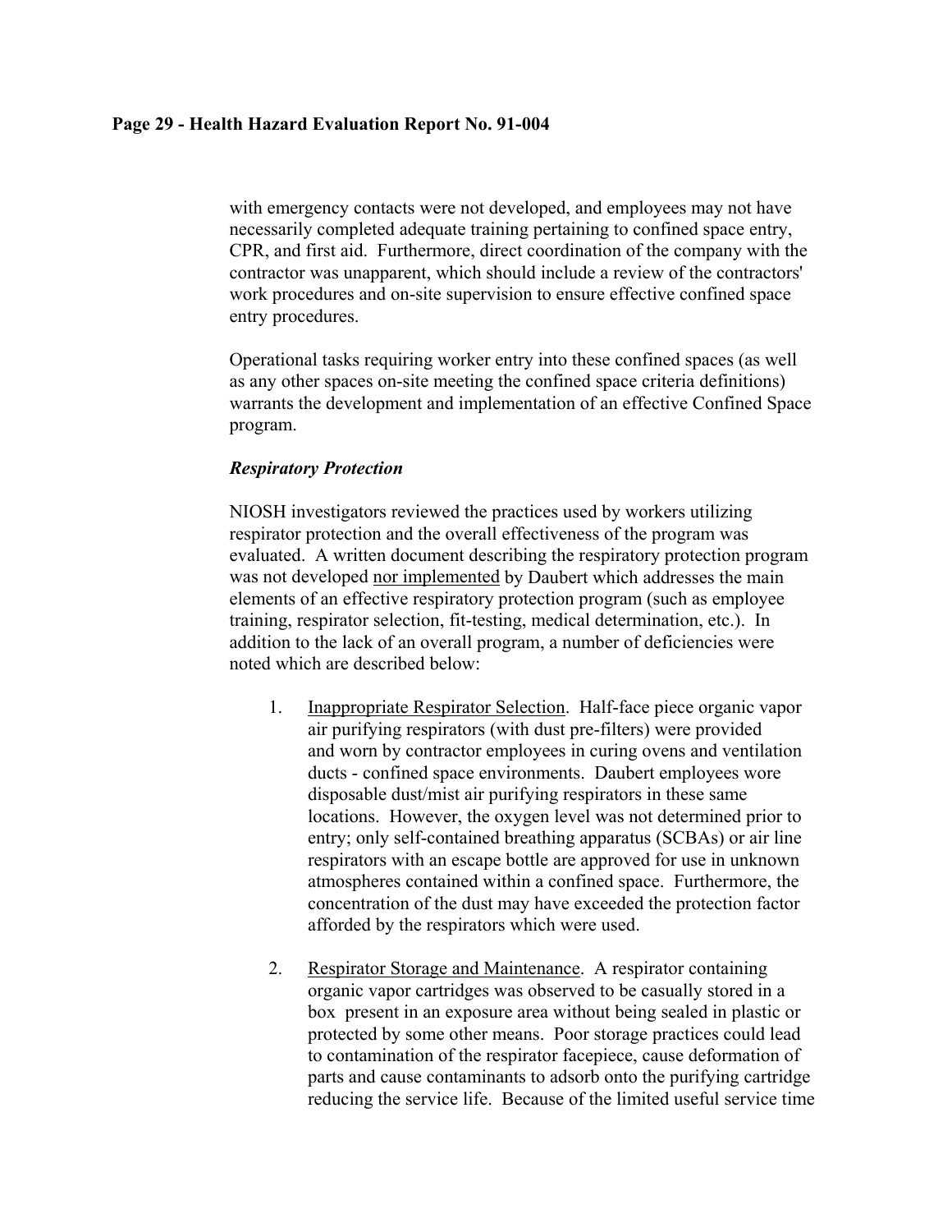with emergency contacts were not developed, and employees may not have necessarily completed adequate training pertaining to confined space entry, CPR, and first aid. Furthermore, direct coordination of the company with the contractor was unapparent, which should include a review of the contractors' work procedures and on-site supervision to ensure effective confined space entry procedures.

Operational tasks requiring worker entry into these confined spaces (as well as any other spaces on-site meeting the confined space criteria definitions) warrants the development and implementation of an effective Confined Space program.

***Respiratory Protection***

NIOSH investigators reviewed the practices used by workers utilizing respirator protection and the overall effectiveness of the program was evaluated. A written document describing the respiratory protection program was not developed <u>nor implemented</u> by Daubert which addresses the main elements of an effective respiratory protection program (such as employee training, respirator selection, fit-testing, medical determination, etc.). In addition to the lack of an overall program, a number of deficiencies were noted which are described below:

1. <u>Inappropriate Respirator Selection</u>. Half-face piece organic vapor air purifying respirators (with dust pre-filters) were provided and worn by contractor employees in curing ovens and ventilation ducts - confined space environments. Daubert employees wore disposable dust/mist air purifying respirators in these same locations. However, the oxygen level was not determined prior to entry; only self-contained breathing apparatus (SCBAs) or air line respirators with an escape bottle are approved for use in unknown atmospheres contained within a confined space. Furthermore, the concentration of the dust may have exceeded the protection factor afforded by the respirators which were used.

2. <u>Respirator Storage and Maintenance</u>. A respirator containing organic vapor cartridges was observed to be casually stored in a box present in an exposure area without being sealed in plastic or protected by some other means. Poor storage practices could lead to contamination of the respirator facepiece, cause deformation of parts and cause contaminants to adsorb onto the purifying cartridge reducing the service life. Because of the limited useful service time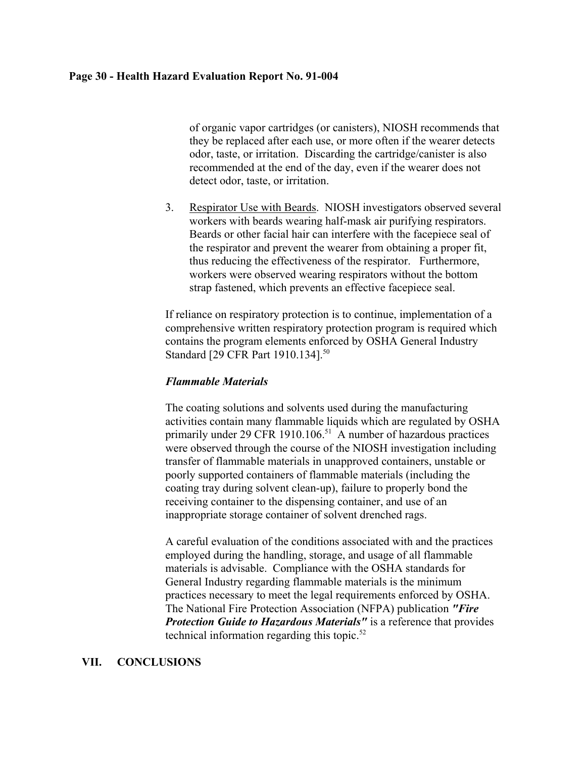of organic vapor cartridges (or canisters), NIOSH recommends that they be replaced after each use, or more often if the wearer detects odor, taste, or irritation. Discarding the cartridge/canister is also recommended at the end of the day, even if the wearer does not detect odor, taste, or irritation.

3. Respirator Use with Beards. NIOSH investigators observed several workers with beards wearing half-mask air purifying respirators. Beards or other facial hair can interfere with the facepiece seal of the respirator and prevent the wearer from obtaining a proper fit, thus reducing the effectiveness of the respirator. Furthermore, workers were observed wearing respirators without the bottom strap fastened, which prevents an effective facepiece seal.

If reliance on respiratory protection is to continue, implementation of a comprehensive written respiratory protection program is required which contains the program elements enforced by OSHA General Industry Standard [29 CFR Part 1910.134].[50]

### *Flammable Materials*

The coating solutions and solvents used during the manufacturing activities contain many flammable liquids which are regulated by OSHA primarily under 29 CFR 1910.106.[51] A number of hazardous practices were observed through the course of the NIOSH investigation including transfer of flammable materials in unapproved containers, unstable or poorly supported containers of flammable materials (including the coating tray during solvent clean-up), failure to properly bond the receiving container to the dispensing container, and use of an inappropriate storage container of solvent drenched rags.

A careful evaluation of the conditions associated with and the practices employed during the handling, storage, and usage of all flammable materials is advisable. Compliance with the OSHA standards for General Industry regarding flammable materials is the minimum practices necessary to meet the legal requirements enforced by OSHA. The National Fire Protection Association (NFPA) publication ***"Fire Protection Guide to Hazardous Materials"*** is a reference that provides technical information regarding this topic.[52]

## VII. CONCLUSIONS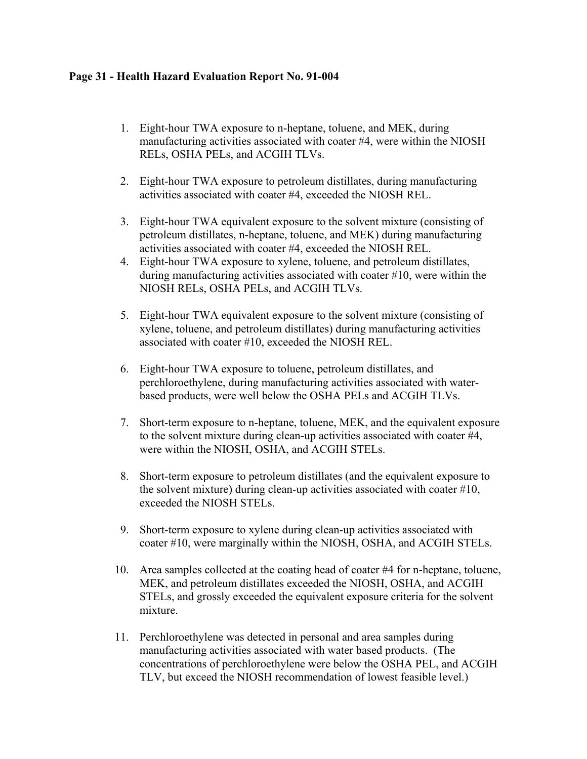1. Eight-hour TWA exposure to n-heptane, toluene, and MEK, during manufacturing activities associated with coater #4, were within the NIOSH RELs, OSHA PELs, and ACGIH TLVs.

2. Eight-hour TWA exposure to petroleum distillates, during manufacturing activities associated with coater #4, exceeded the NIOSH REL.

3. Eight-hour TWA equivalent exposure to the solvent mixture (consisting of petroleum distillates, n-heptane, toluene, and MEK) during manufacturing activities associated with coater #4, exceeded the NIOSH REL.

4. Eight-hour TWA exposure to xylene, toluene, and petroleum distillates, during manufacturing activities associated with coater #10, were within the NIOSH RELs, OSHA PELs, and ACGIH TLVs.

5. Eight-hour TWA equivalent exposure to the solvent mixture (consisting of xylene, toluene, and petroleum distillates) during manufacturing activities associated with coater #10, exceeded the NIOSH REL.

6. Eight-hour TWA exposure to toluene, petroleum distillates, and perchloroethylene, during manufacturing activities associated with water-based products, were well below the OSHA PELs and ACGIH TLVs.

7. Short-term exposure to n-heptane, toluene, MEK, and the equivalent exposure to the solvent mixture during clean-up activities associated with coater #4, were within the NIOSH, OSHA, and ACGIH STELs.

8. Short-term exposure to petroleum distillates (and the equivalent exposure to the solvent mixture) during clean-up activities associated with coater #10, exceeded the NIOSH STELs.

9. Short-term exposure to xylene during clean-up activities associated with coater #10, were marginally within the NIOSH, OSHA, and ACGIH STELs.

10. Area samples collected at the coating head of coater #4 for n-heptane, toluene, MEK, and petroleum distillates exceeded the NIOSH, OSHA, and ACGIH STELs, and grossly exceeded the equivalent exposure criteria for the solvent mixture.

11. Perchloroethylene was detected in personal and area samples during manufacturing activities associated with water based products. (The concentrations of perchloroethylene were below the OSHA PEL, and ACGIH TLV, but exceed the NIOSH recommendation of lowest feasible level.)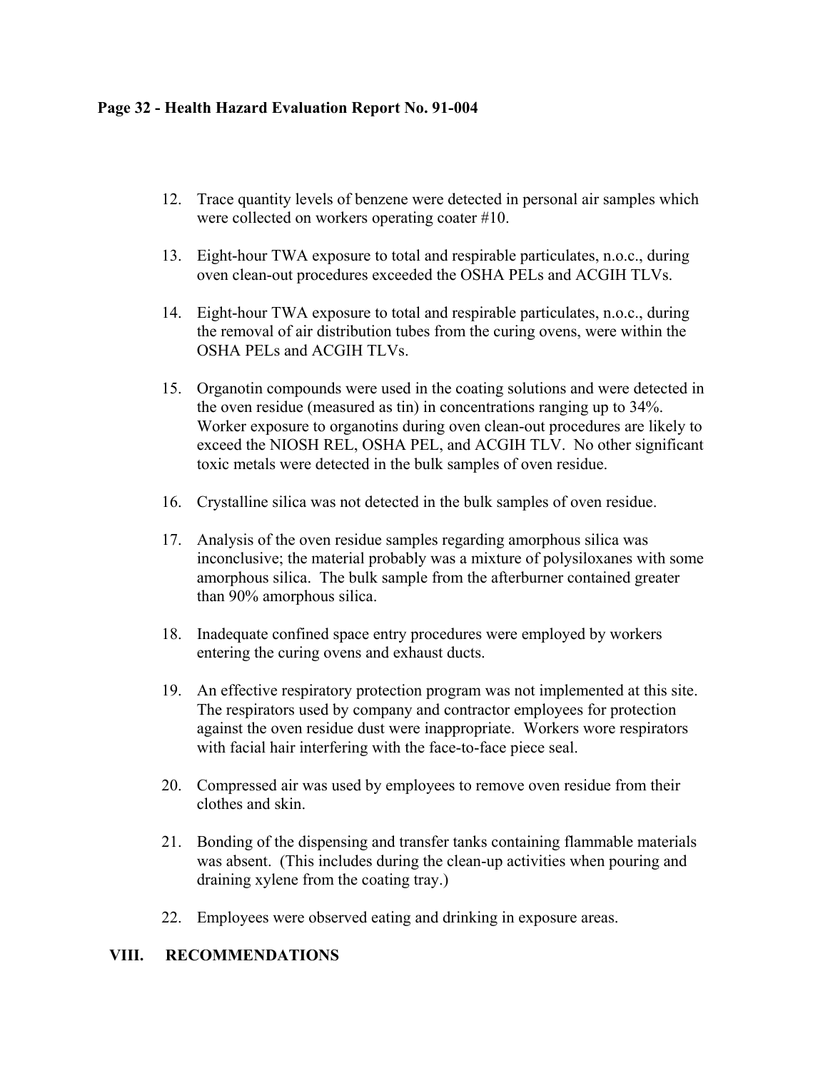12. Trace quantity levels of benzene were detected in personal air samples which were collected on workers operating coater #10.

13. Eight-hour TWA exposure to total and respirable particulates, n.o.c., during oven clean-out procedures exceeded the OSHA PELs and ACGIH TLVs.

14. Eight-hour TWA exposure to total and respirable particulates, n.o.c., during the removal of air distribution tubes from the curing ovens, were within the OSHA PELs and ACGIH TLVs.

15. Organotin compounds were used in the coating solutions and were detected in the oven residue (measured as tin) in concentrations ranging up to 34%. Worker exposure to organotins during oven clean-out procedures are likely to exceed the NIOSH REL, OSHA PEL, and ACGIH TLV. No other significant toxic metals were detected in the bulk samples of oven residue.

16. Crystalline silica was not detected in the bulk samples of oven residue.

17. Analysis of the oven residue samples regarding amorphous silica was inconclusive; the material probably was a mixture of polysiloxanes with some amorphous silica. The bulk sample from the afterburner contained greater than 90% amorphous silica.

18. Inadequate confined space entry procedures were employed by workers entering the curing ovens and exhaust ducts.

19. An effective respiratory protection program was not implemented at this site. The respirators used by company and contractor employees for protection against the oven residue dust were inappropriate. Workers wore respirators with facial hair interfering with the face-to-face piece seal.

20. Compressed air was used by employees to remove oven residue from their clothes and skin.

21. Bonding of the dispensing and transfer tanks containing flammable materials was absent. (This includes during the clean-up activities when pouring and draining xylene from the coating tray.)

22. Employees were observed eating and drinking in exposure areas.

## VIII. RECOMMENDATIONS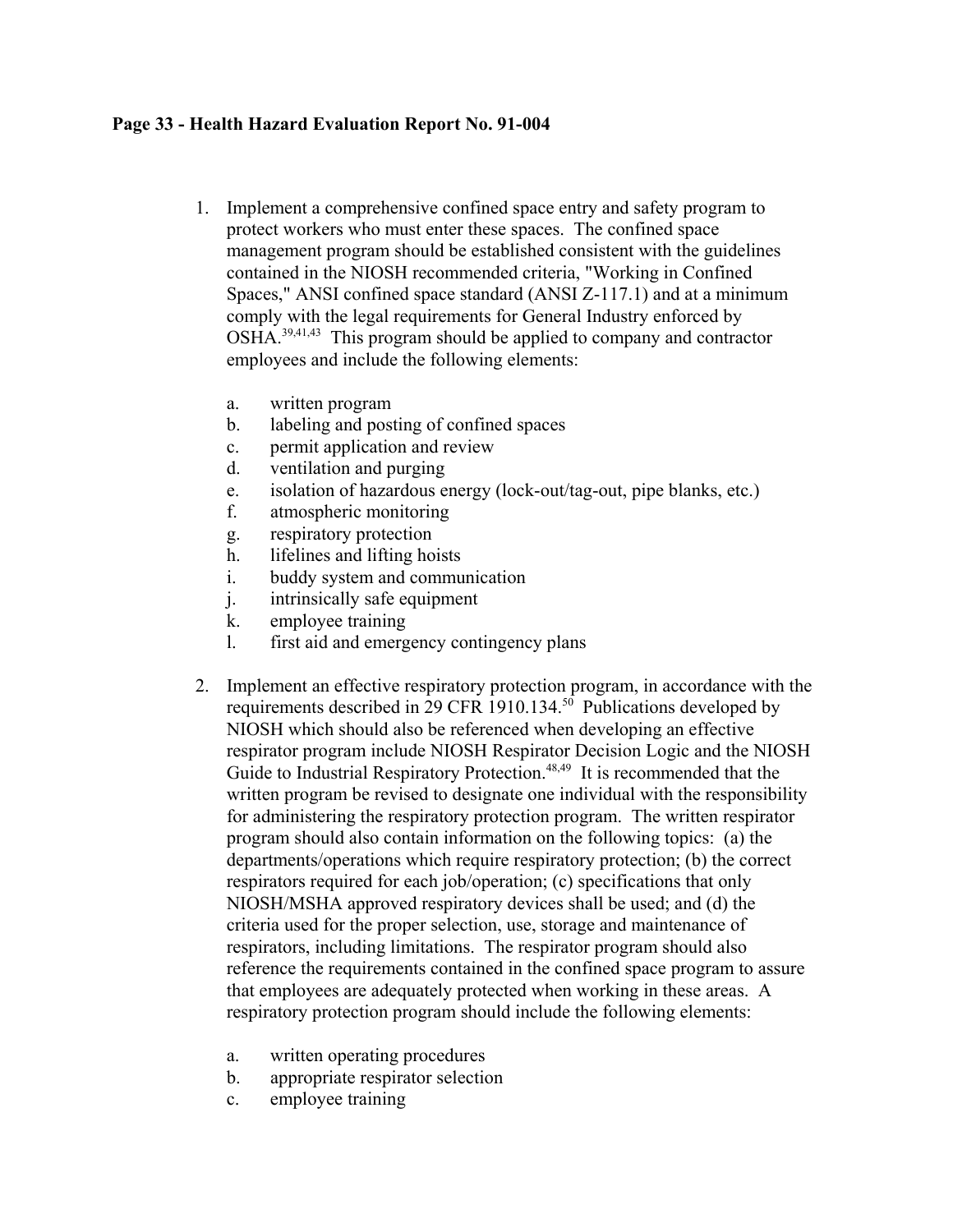1. Implement a comprehensive confined space entry and safety program to protect workers who must enter these spaces. The confined space management program should be established consistent with the guidelines contained in the NIOSH recommended criteria, "Working in Confined Spaces," ANSI confined space standard (ANSI Z-117.1) and at a minimum comply with the legal requirements for General Industry enforced by OSHA.[39,41,43] This program should be applied to company and contractor employees and include the following elements:

    a. written program
    b. labeling and posting of confined spaces
    c. permit application and review
    d. ventilation and purging
    e. isolation of hazardous energy (lock-out/tag-out, pipe blanks, etc.)
    f. atmospheric monitoring
    g. respiratory protection
    h. lifelines and lifting hoists
    i. buddy system and communication
    j. intrinsically safe equipment
    k. employee training
    l. first aid and emergency contingency plans

2. Implement an effective respiratory protection program, in accordance with the requirements described in 29 CFR 1910.134.[50] Publications developed by NIOSH which should also be referenced when developing an effective respirator program include NIOSH Respirator Decision Logic and the NIOSH Guide to Industrial Respiratory Protection.[48,49] It is recommended that the written program be revised to designate one individual with the responsibility for administering the respiratory protection program. The written respirator program should also contain information on the following topics: (a) the departments/operations which require respiratory protection; (b) the correct respirators required for each job/operation; (c) specifications that only NIOSH/MSHA approved respiratory devices shall be used; and (d) the criteria used for the proper selection, use, storage and maintenance of respirators, including limitations. The respirator program should also reference the requirements contained in the confined space program to assure that employees are adequately protected when working in these areas. A respiratory protection program should include the following elements:

    a. written operating procedures
    b. appropriate respirator selection
    c. employee training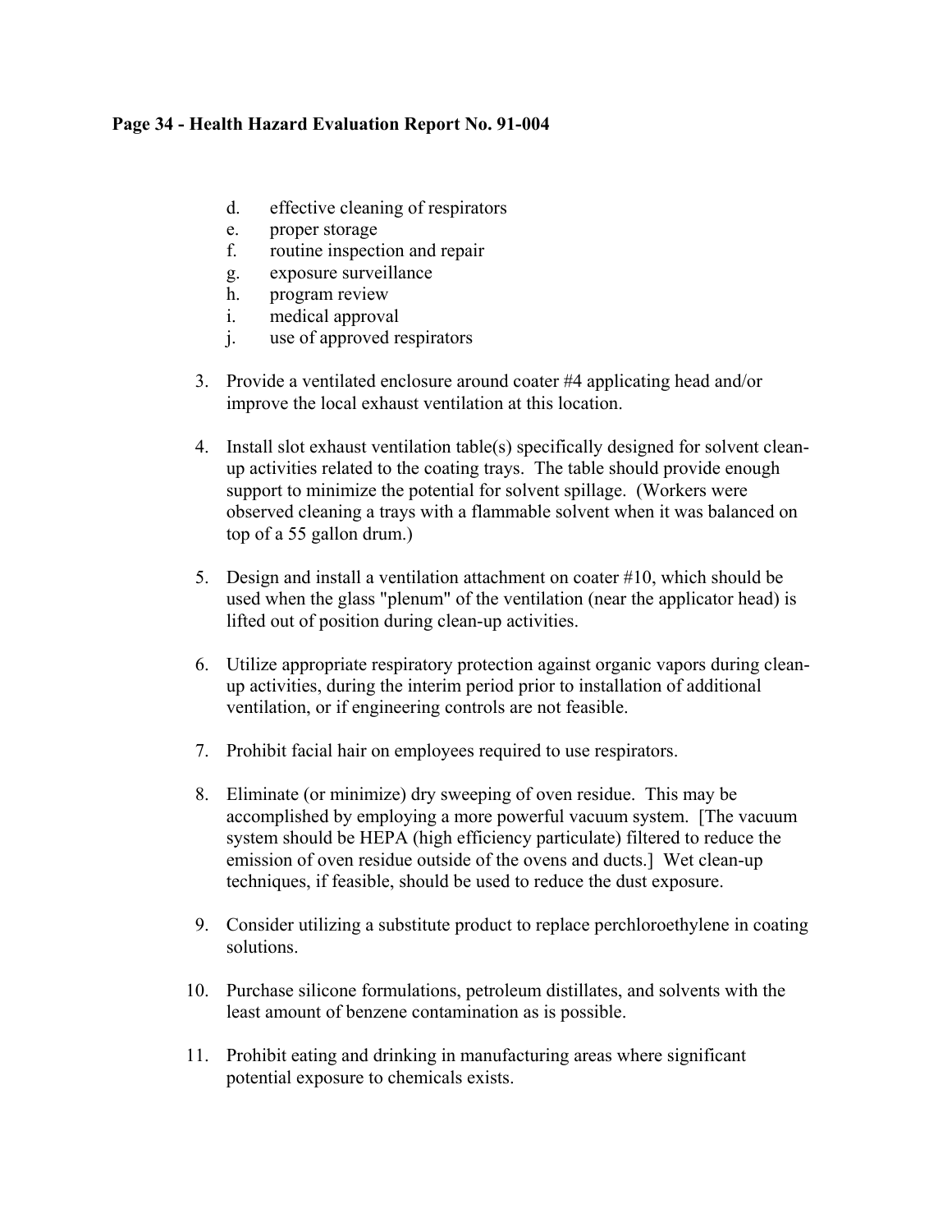d. effective cleaning of respirators
   e. proper storage
   f. routine inspection and repair
   g. exposure surveillance
   h. program review
   i. medical approval
   j. use of approved respirators

3. Provide a ventilated enclosure around coater #4 applicating head and/or improve the local exhaust ventilation at this location.

4. Install slot exhaust ventilation table(s) specifically designed for solvent clean-up activities related to the coating trays. The table should provide enough support to minimize the potential for solvent spillage. (Workers were observed cleaning a trays with a flammable solvent when it was balanced on top of a 55 gallon drum.)

5. Design and install a ventilation attachment on coater #10, which should be used when the glass "plenum" of the ventilation (near the applicator head) is lifted out of position during clean-up activities.

6. Utilize appropriate respiratory protection against organic vapors during clean-up activities, during the interim period prior to installation of additional ventilation, or if engineering controls are not feasible.

7. Prohibit facial hair on employees required to use respirators.

8. Eliminate (or minimize) dry sweeping of oven residue. This may be accomplished by employing a more powerful vacuum system. [The vacuum system should be HEPA (high efficiency particulate) filtered to reduce the emission of oven residue outside of the ovens and ducts.] Wet clean-up techniques, if feasible, should be used to reduce the dust exposure.

9. Consider utilizing a substitute product to replace perchloroethylene in coating solutions.

10. Purchase silicone formulations, petroleum distillates, and solvents with the least amount of benzene contamination as is possible.

11. Prohibit eating and drinking in manufacturing areas where significant potential exposure to chemicals exists.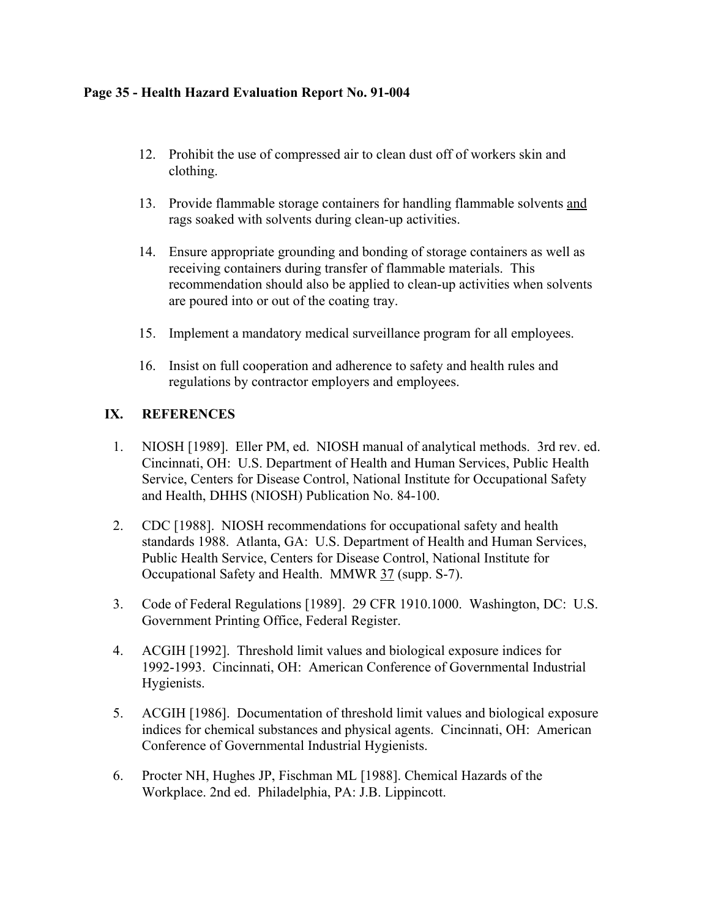12. Prohibit the use of compressed air to clean dust off of workers skin and clothing.

13. Provide flammable storage containers for handling flammable solvents <u>and</u> rags soaked with solvents during clean-up activities.

14. Ensure appropriate grounding and bonding of storage containers as well as receiving containers during transfer of flammable materials. This recommendation should also be applied to clean-up activities when solvents are poured into or out of the coating tray.

15. Implement a mandatory medical surveillance program for all employees.

16. Insist on full cooperation and adherence to safety and health rules and regulations by contractor employers and employees.

## IX. REFERENCES

1. NIOSH [1989]. Eller PM, ed. NIOSH manual of analytical methods. 3rd rev. ed. Cincinnati, OH: U.S. Department of Health and Human Services, Public Health Service, Centers for Disease Control, National Institute for Occupational Safety and Health, DHHS (NIOSH) Publication No. 84-100.

2. CDC [1988]. NIOSH recommendations for occupational safety and health standards 1988. Atlanta, GA: U.S. Department of Health and Human Services, Public Health Service, Centers for Disease Control, National Institute for Occupational Safety and Health. MMWR <u>37</u> (supp. S-7).

3. Code of Federal Regulations [1989]. 29 CFR 1910.1000. Washington, DC: U.S. Government Printing Office, Federal Register.

4. ACGIH [1992]. Threshold limit values and biological exposure indices for 1992-1993. Cincinnati, OH: American Conference of Governmental Industrial Hygienists.

5. ACGIH [1986]. Documentation of threshold limit values and biological exposure indices for chemical substances and physical agents. Cincinnati, OH: American Conference of Governmental Industrial Hygienists.

6. Procter NH, Hughes JP, Fischman ML [1988]. Chemical Hazards of the Workplace. 2nd ed. Philadelphia, PA: J.B. Lippincott.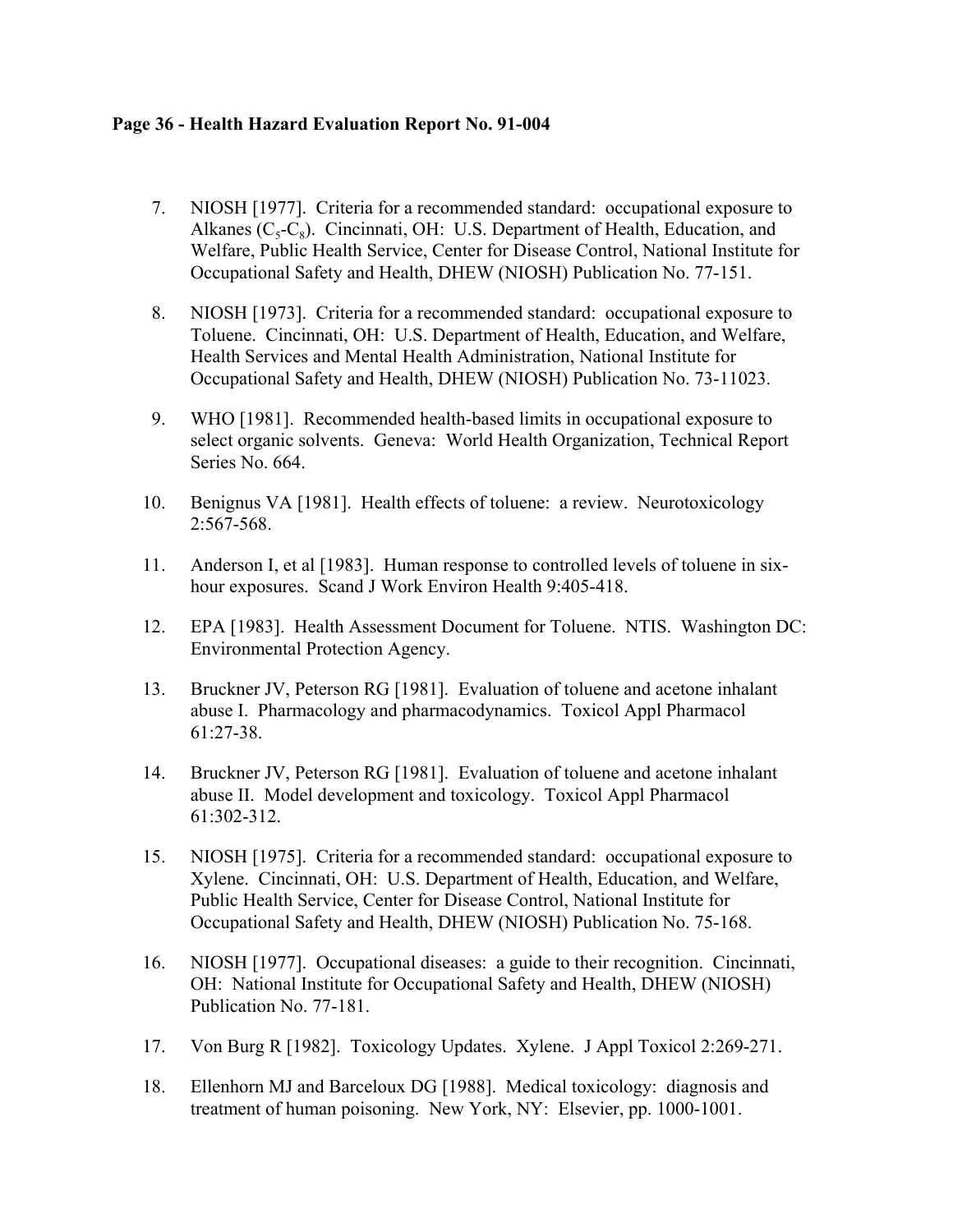7. NIOSH [1977]. Criteria for a recommended standard: occupational exposure to Alkanes ($C_5$-$C_8$). Cincinnati, OH: U.S. Department of Health, Education, and Welfare, Public Health Service, Center for Disease Control, National Institute for Occupational Safety and Health, DHEW (NIOSH) Publication No. 77-151.

8. NIOSH [1973]. Criteria for a recommended standard: occupational exposure to Toluene. Cincinnati, OH: U.S. Department of Health, Education, and Welfare, Health Services and Mental Health Administration, National Institute for Occupational Safety and Health, DHEW (NIOSH) Publication No. 73-11023.

9. WHO [1981]. Recommended health-based limits in occupational exposure to select organic solvents. Geneva: World Health Organization, Technical Report Series No. 664.

10. Benignus VA [1981]. Health effects of toluene: a review. Neurotoxicology 2:567-568.

11. Anderson I, et al [1983]. Human response to controlled levels of toluene in six-hour exposures. Scand J Work Environ Health 9:405-418.

12. EPA [1983]. Health Assessment Document for Toluene. NTIS. Washington DC: Environmental Protection Agency.

13. Bruckner JV, Peterson RG [1981]. Evaluation of toluene and acetone inhalant abuse I. Pharmacology and pharmacodynamics. Toxicol Appl Pharmacol 61:27-38.

14. Bruckner JV, Peterson RG [1981]. Evaluation of toluene and acetone inhalant abuse II. Model development and toxicology. Toxicol Appl Pharmacol 61:302-312.

15. NIOSH [1975]. Criteria for a recommended standard: occupational exposure to Xylene. Cincinnati, OH: U.S. Department of Health, Education, and Welfare, Public Health Service, Center for Disease Control, National Institute for Occupational Safety and Health, DHEW (NIOSH) Publication No. 75-168.

16. NIOSH [1977]. Occupational diseases: a guide to their recognition. Cincinnati, OH: National Institute for Occupational Safety and Health, DHEW (NIOSH) Publication No. 77-181.

17. Von Burg R [1982]. Toxicology Updates. Xylene. J Appl Toxicol 2:269-271.

18. Ellenhorn MJ and Barceloux DG [1988]. Medical toxicology: diagnosis and treatment of human poisoning. New York, NY: Elsevier, pp. 1000-1001.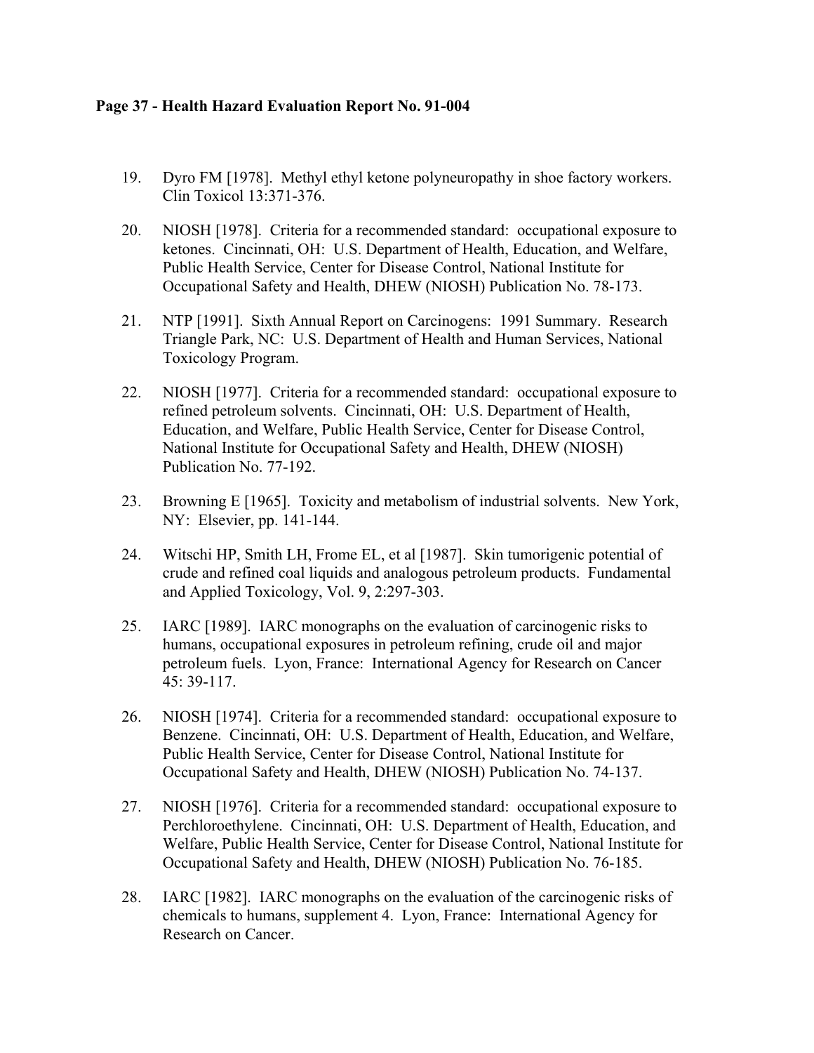19. Dyro FM [1978]. Methyl ethyl ketone polyneuropathy in shoe factory workers. Clin Toxicol 13:371-376.

20. NIOSH [1978]. Criteria for a recommended standard: occupational exposure to ketones. Cincinnati, OH: U.S. Department of Health, Education, and Welfare, Public Health Service, Center for Disease Control, National Institute for Occupational Safety and Health, DHEW (NIOSH) Publication No. 78-173.

21. NTP [1991]. Sixth Annual Report on Carcinogens: 1991 Summary. Research Triangle Park, NC: U.S. Department of Health and Human Services, National Toxicology Program.

22. NIOSH [1977]. Criteria for a recommended standard: occupational exposure to refined petroleum solvents. Cincinnati, OH: U.S. Department of Health, Education, and Welfare, Public Health Service, Center for Disease Control, National Institute for Occupational Safety and Health, DHEW (NIOSH) Publication No. 77-192.

23. Browning E [1965]. Toxicity and metabolism of industrial solvents. New York, NY: Elsevier, pp. 141-144.

24. Witschi HP, Smith LH, Frome EL, et al [1987]. Skin tumorigenic potential of crude and refined coal liquids and analogous petroleum products. Fundamental and Applied Toxicology, Vol. 9, 2:297-303.

25. IARC [1989]. IARC monographs on the evaluation of carcinogenic risks to humans, occupational exposures in petroleum refining, crude oil and major petroleum fuels. Lyon, France: International Agency for Research on Cancer 45: 39-117.

26. NIOSH [1974]. Criteria for a recommended standard: occupational exposure to Benzene. Cincinnati, OH: U.S. Department of Health, Education, and Welfare, Public Health Service, Center for Disease Control, National Institute for Occupational Safety and Health, DHEW (NIOSH) Publication No. 74-137.

27. NIOSH [1976]. Criteria for a recommended standard: occupational exposure to Perchloroethylene. Cincinnati, OH: U.S. Department of Health, Education, and Welfare, Public Health Service, Center for Disease Control, National Institute for Occupational Safety and Health, DHEW (NIOSH) Publication No. 76-185.

28. IARC [1982]. IARC monographs on the evaluation of the carcinogenic risks of chemicals to humans, supplement 4. Lyon, France: International Agency for Research on Cancer.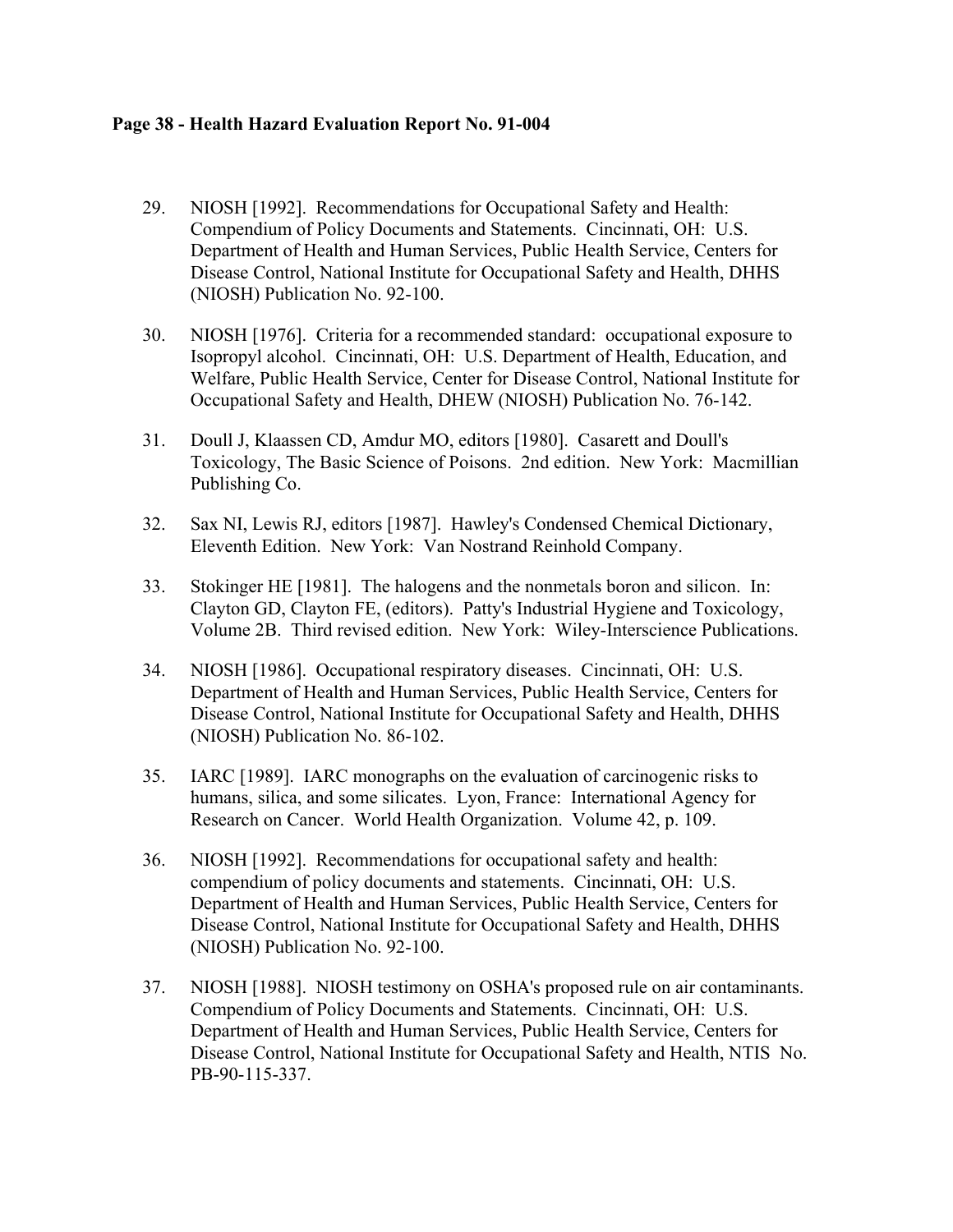29. NIOSH [1992]. Recommendations for Occupational Safety and Health: Compendium of Policy Documents and Statements. Cincinnati, OH: U.S. Department of Health and Human Services, Public Health Service, Centers for Disease Control, National Institute for Occupational Safety and Health, DHHS (NIOSH) Publication No. 92-100.

30. NIOSH [1976]. Criteria for a recommended standard: occupational exposure to Isopropyl alcohol. Cincinnati, OH: U.S. Department of Health, Education, and Welfare, Public Health Service, Center for Disease Control, National Institute for Occupational Safety and Health, DHEW (NIOSH) Publication No. 76-142.

31. Doull J, Klaassen CD, Amdur MO, editors [1980]. Casarett and Doull's Toxicology, The Basic Science of Poisons. 2nd edition. New York: Macmillian Publishing Co.

32. Sax NI, Lewis RJ, editors [1987]. Hawley's Condensed Chemical Dictionary, Eleventh Edition. New York: Van Nostrand Reinhold Company.

33. Stokinger HE [1981]. The halogens and the nonmetals boron and silicon. In: Clayton GD, Clayton FE, (editors). Patty's Industrial Hygiene and Toxicology, Volume 2B. Third revised edition. New York: Wiley-Interscience Publications.

34. NIOSH [1986]. Occupational respiratory diseases. Cincinnati, OH: U.S. Department of Health and Human Services, Public Health Service, Centers for Disease Control, National Institute for Occupational Safety and Health, DHHS (NIOSH) Publication No. 86-102.

35. IARC [1989]. IARC monographs on the evaluation of carcinogenic risks to humans, silica, and some silicates. Lyon, France: International Agency for Research on Cancer. World Health Organization. Volume 42, p. 109.

36. NIOSH [1992]. Recommendations for occupational safety and health: compendium of policy documents and statements. Cincinnati, OH: U.S. Department of Health and Human Services, Public Health Service, Centers for Disease Control, National Institute for Occupational Safety and Health, DHHS (NIOSH) Publication No. 92-100.

37. NIOSH [1988]. NIOSH testimony on OSHA's proposed rule on air contaminants. Compendium of Policy Documents and Statements. Cincinnati, OH: U.S. Department of Health and Human Services, Public Health Service, Centers for Disease Control, National Institute for Occupational Safety and Health, NTIS No. PB-90-115-337.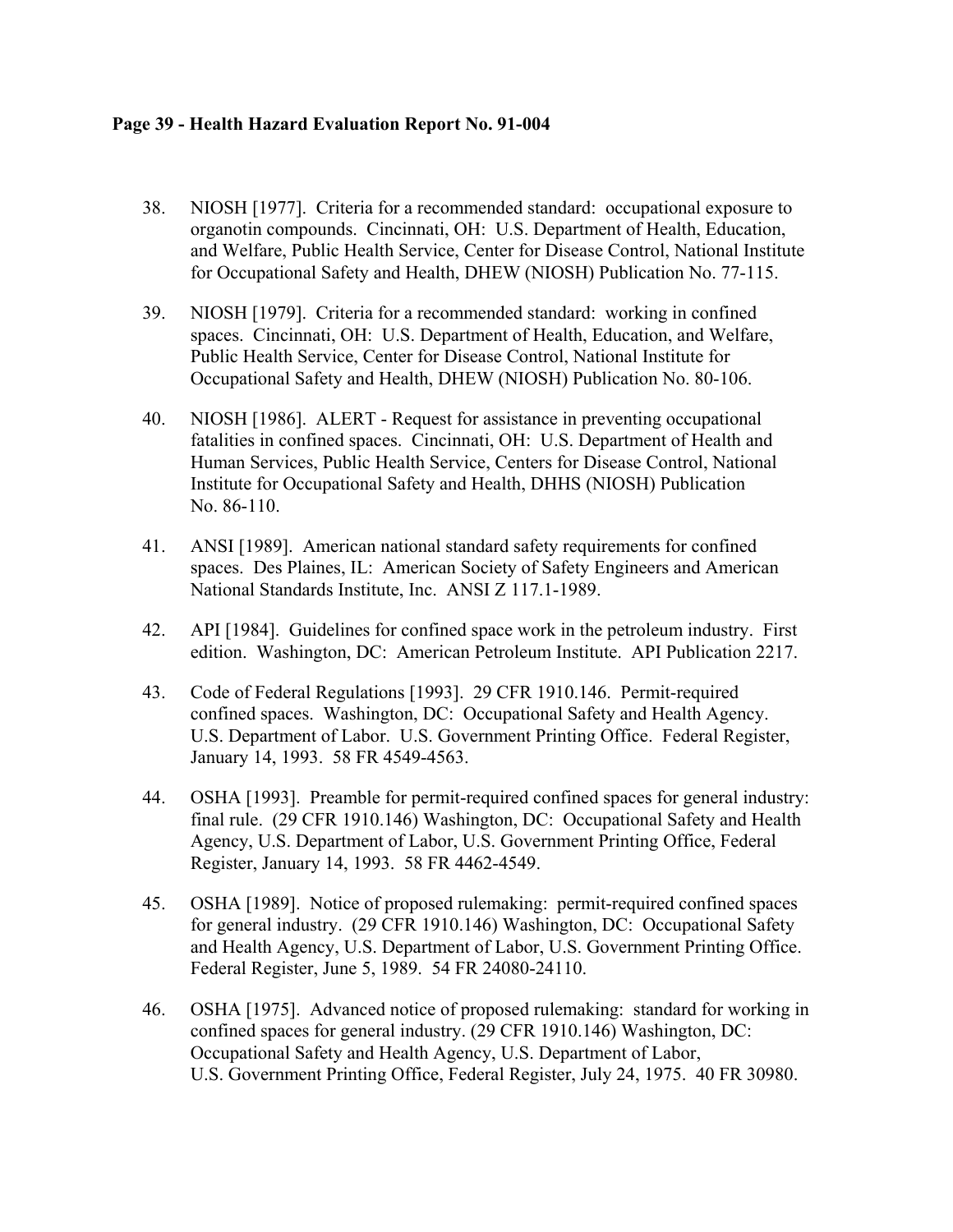38. NIOSH [1977]. Criteria for a recommended standard: occupational exposure to organotin compounds. Cincinnati, OH: U.S. Department of Health, Education, and Welfare, Public Health Service, Center for Disease Control, National Institute for Occupational Safety and Health, DHEW (NIOSH) Publication No. 77-115.

39. NIOSH [1979]. Criteria for a recommended standard: working in confined spaces. Cincinnati, OH: U.S. Department of Health, Education, and Welfare, Public Health Service, Center for Disease Control, National Institute for Occupational Safety and Health, DHEW (NIOSH) Publication No. 80-106.

40. NIOSH [1986]. ALERT - Request for assistance in preventing occupational fatalities in confined spaces. Cincinnati, OH: U.S. Department of Health and Human Services, Public Health Service, Centers for Disease Control, National Institute for Occupational Safety and Health, DHHS (NIOSH) Publication No. 86-110.

41. ANSI [1989]. American national standard safety requirements for confined spaces. Des Plaines, IL: American Society of Safety Engineers and American National Standards Institute, Inc. ANSI Z 117.1-1989.

42. API [1984]. Guidelines for confined space work in the petroleum industry. First edition. Washington, DC: American Petroleum Institute. API Publication 2217.

43. Code of Federal Regulations [1993]. 29 CFR 1910.146. Permit-required confined spaces. Washington, DC: Occupational Safety and Health Agency. U.S. Department of Labor. U.S. Government Printing Office. Federal Register, January 14, 1993. 58 FR 4549-4563.

44. OSHA [1993]. Preamble for permit-required confined spaces for general industry: final rule. (29 CFR 1910.146) Washington, DC: Occupational Safety and Health Agency, U.S. Department of Labor, U.S. Government Printing Office, Federal Register, January 14, 1993. 58 FR 4462-4549.

45. OSHA [1989]. Notice of proposed rulemaking: permit-required confined spaces for general industry. (29 CFR 1910.146) Washington, DC: Occupational Safety and Health Agency, U.S. Department of Labor, U.S. Government Printing Office. Federal Register, June 5, 1989. 54 FR 24080-24110.

46. OSHA [1975]. Advanced notice of proposed rulemaking: standard for working in confined spaces for general industry. (29 CFR 1910.146) Washington, DC: Occupational Safety and Health Agency, U.S. Department of Labor, U.S. Government Printing Office, Federal Register, July 24, 1975. 40 FR 30980.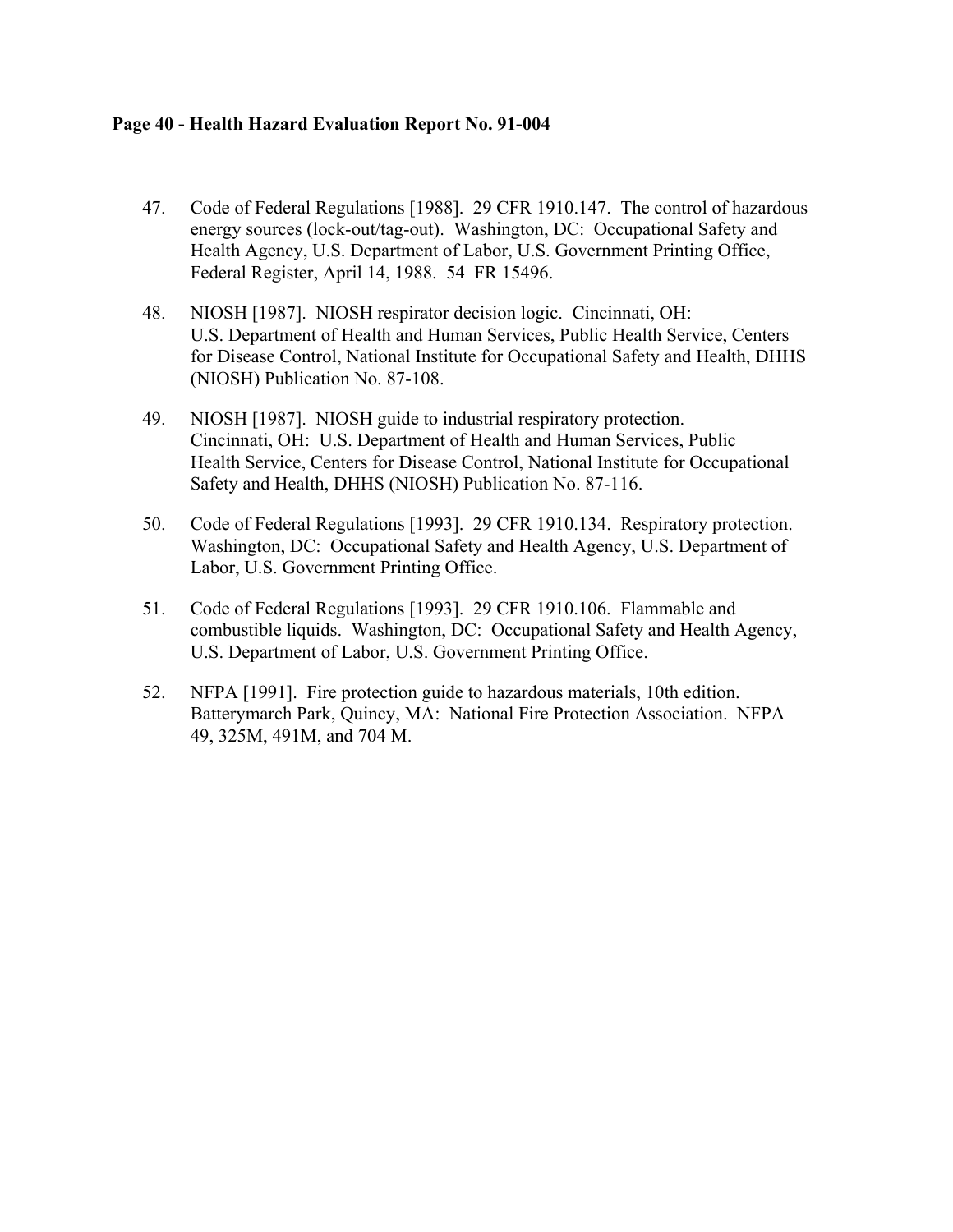47. Code of Federal Regulations [1988]. 29 CFR 1910.147. The control of hazardous energy sources (lock-out/tag-out). Washington, DC: Occupational Safety and Health Agency, U.S. Department of Labor, U.S. Government Printing Office, Federal Register, April 14, 1988. 54 FR 15496.

48. NIOSH [1987]. NIOSH respirator decision logic. Cincinnati, OH: U.S. Department of Health and Human Services, Public Health Service, Centers for Disease Control, National Institute for Occupational Safety and Health, DHHS (NIOSH) Publication No. 87-108.

49. NIOSH [1987]. NIOSH guide to industrial respiratory protection. Cincinnati, OH: U.S. Department of Health and Human Services, Public Health Service, Centers for Disease Control, National Institute for Occupational Safety and Health, DHHS (NIOSH) Publication No. 87-116.

50. Code of Federal Regulations [1993]. 29 CFR 1910.134. Respiratory protection. Washington, DC: Occupational Safety and Health Agency, U.S. Department of Labor, U.S. Government Printing Office.

51. Code of Federal Regulations [1993]. 29 CFR 1910.106. Flammable and combustible liquids. Washington, DC: Occupational Safety and Health Agency, U.S. Department of Labor, U.S. Government Printing Office.

52. NFPA [1991]. Fire protection guide to hazardous materials, 10th edition. Batterymarch Park, Quincy, MA: National Fire Protection Association. NFPA 49, 325M, 491M, and 704 M.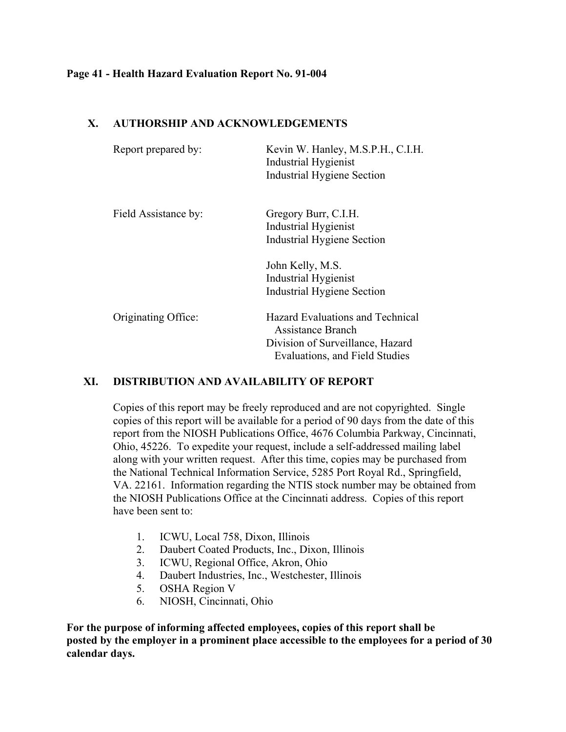## X. AUTHORSHIP AND ACKNOWLEDGEMENTS

| | |
|---|---|
| Report prepared by: | Kevin W. Hanley, M.S.P.H., C.I.H.<br>Industrial Hygienist<br>Industrial Hygiene Section |
| Field Assistance by: | Gregory Burr, C.I.H.<br>Industrial Hygienist<br>Industrial Hygiene Section |
| | John Kelly, M.S.<br>Industrial Hygienist<br>Industrial Hygiene Section |
| Originating Office: | Hazard Evaluations and Technical Assistance Branch<br>Division of Surveillance, Hazard Evaluations, and Field Studies |

## XI. DISTRIBUTION AND AVAILABILITY OF REPORT

Copies of this report may be freely reproduced and are not copyrighted. Single copies of this report will be available for a period of 90 days from the date of this report from the NIOSH Publications Office, 4676 Columbia Parkway, Cincinnati, Ohio, 45226. To expedite your request, include a self-addressed mailing label along with your written request. After this time, copies may be purchased from the National Technical Information Service, 5285 Port Royal Rd., Springfield, VA. 22161. Information regarding the NTIS stock number may be obtained from the NIOSH Publications Office at the Cincinnati address. Copies of this report have been sent to:

1. ICWU, Local 758, Dixon, Illinois
2. Daubert Coated Products, Inc., Dixon, Illinois
3. ICWU, Regional Office, Akron, Ohio
4. Daubert Industries, Inc., Westchester, Illinois
5. OSHA Region V
6. NIOSH, Cincinnati, Ohio

**For the purpose of informing affected employees, copies of this report shall be posted by the employer in a prominent place accessible to the employees for a period of 30 calendar days.**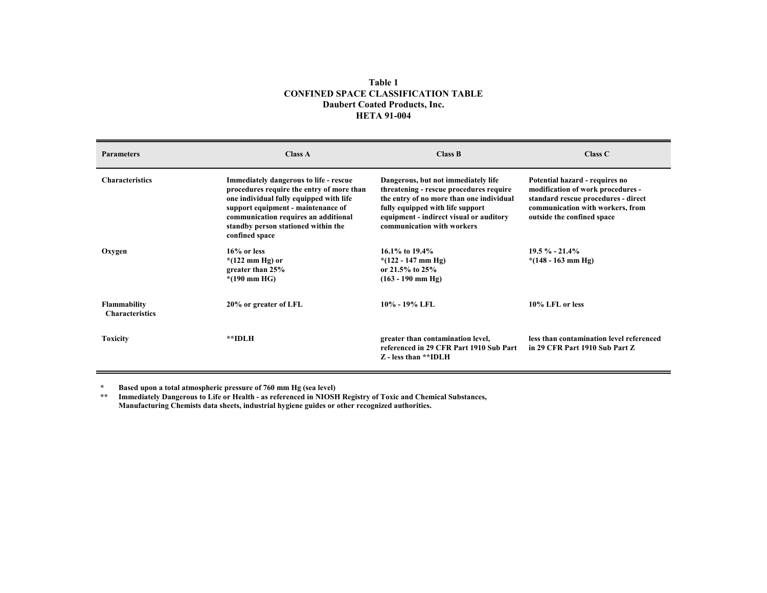**Table 1**
**CONFINED SPACE CLASSIFICATION TABLE**
**Daubert Coated Products, Inc.**
**HETA 91-004**

| Parameters | Class A | Class B | Class C |
|---|---|---|---|
| Characteristics | Immediately dangerous to life - rescue procedures require the entry of more than one individual fully equipped with life support equipment - maintenance of communication requires an additional standby person stationed within the confined space | Dangerous, but not immediately life threatening - rescue procedures require the entry of no more than one individual fully equipped with life support equipment - indirect visual or auditory communication with workers | Potential hazard - requires no modification of work procedures - standard rescue procedures - direct communication with workers, from outside the confined space |
| Oxygen | 16% or less *(122 mm Hg) or greater than 25% *(190 mm HG) | 16.1% to 19.4% *(122 - 147 mm Hg) or 21.5% to 25% (163 - 190 mm Hg) | 19.5 % - 21.4% *(148 - 163 mm Hg) |
| Flammability Characteristics | 20% or greater of LFL | 10% - 19% LFL | 10% LFL or less |
| Toxicity | **IDLH | greater than contamination level, referenced in 29 CFR Part 1910 Sub Part Z - less than **IDLH | less than contamination level referenced in 29 CFR Part 1910 Sub Part Z |

\* Based upon a total atmospheric pressure of 760 mm Hg (sea level)

** Immediately Dangerous to Life or Health - as referenced in NIOSH Registry of Toxic and Chemical Substances, Manufacturing Chemists data sheets, industrial hygiene guides or other recognized authorities.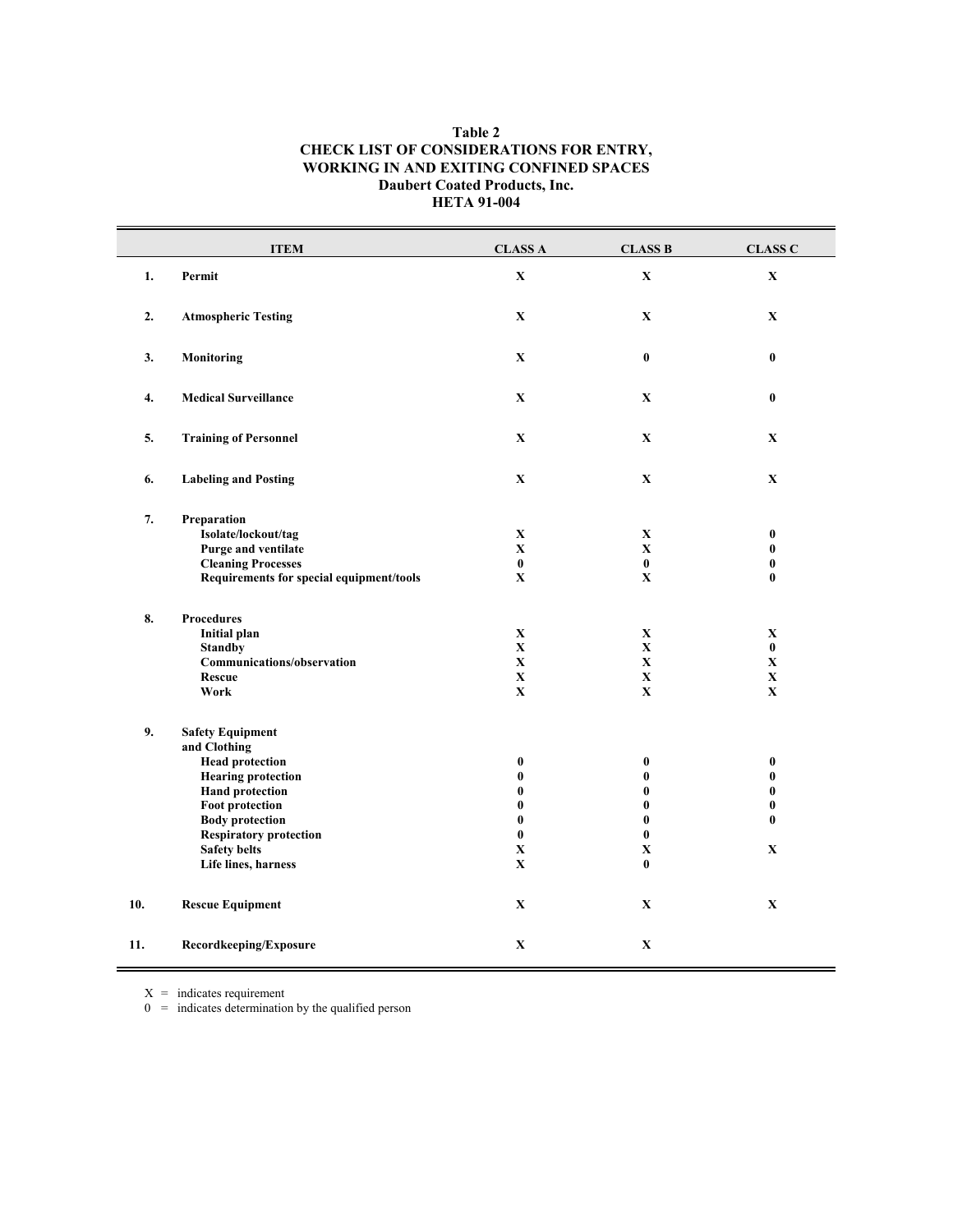**Table 2**
**CHECK LIST OF CONSIDERATIONS FOR ENTRY, WORKING IN AND EXITING CONFINED SPACES**
**Daubert Coated Products, Inc.**
**HETA 91-004**

| | ITEM | CLASS A | CLASS B | CLASS C |
|---|---|---|---|---|
| 1. | **Permit** | X | X | X |
| 2. | **Atmospheric Testing** | X | X | X |
| 3. | **Monitoring** | X | 0 | 0 |
| 4. | **Medical Surveillance** | X | X | 0 |
| 5. | **Training of Personnel** | X | X | X |
| 6. | **Labeling and Posting** | X | X | X |
| 7. | **Preparation** | | | |
| | Isolate/lockout/tag | X | X | 0 |
| | Purge and ventilate | X | X | 0 |
| | Cleaning Processes | 0 | 0 | 0 |
| | Requirements for special equipment/tools | X | X | 0 |
| 8. | **Procedures** | | | |
| | Initial plan | X | X | X |
| | Standby | X | X | 0 |
| | Communications/observation | X | X | X |
| | Rescue | X | X | X |
| | Work | X | X | X |
| 9. | **Safety Equipment and Clothing** | | | |
| | Head protection | 0 | 0 | 0 |
| | Hearing protection | 0 | 0 | 0 |
| | Hand protection | 0 | 0 | 0 |
| | Foot protection | 0 | 0 | 0 |
| | Body protection | 0 | 0 | 0 |
| | Respiratory protection | 0 | 0 | |
| | Safety belts | X | X | X |
| | Life lines, harness | X | 0 | |
| 10. | **Rescue Equipment** | X | X | X |
| 11. | **Recordkeeping/Exposure** | X | X | |

X = indicates requirement
0 = indicates determination by the qualified person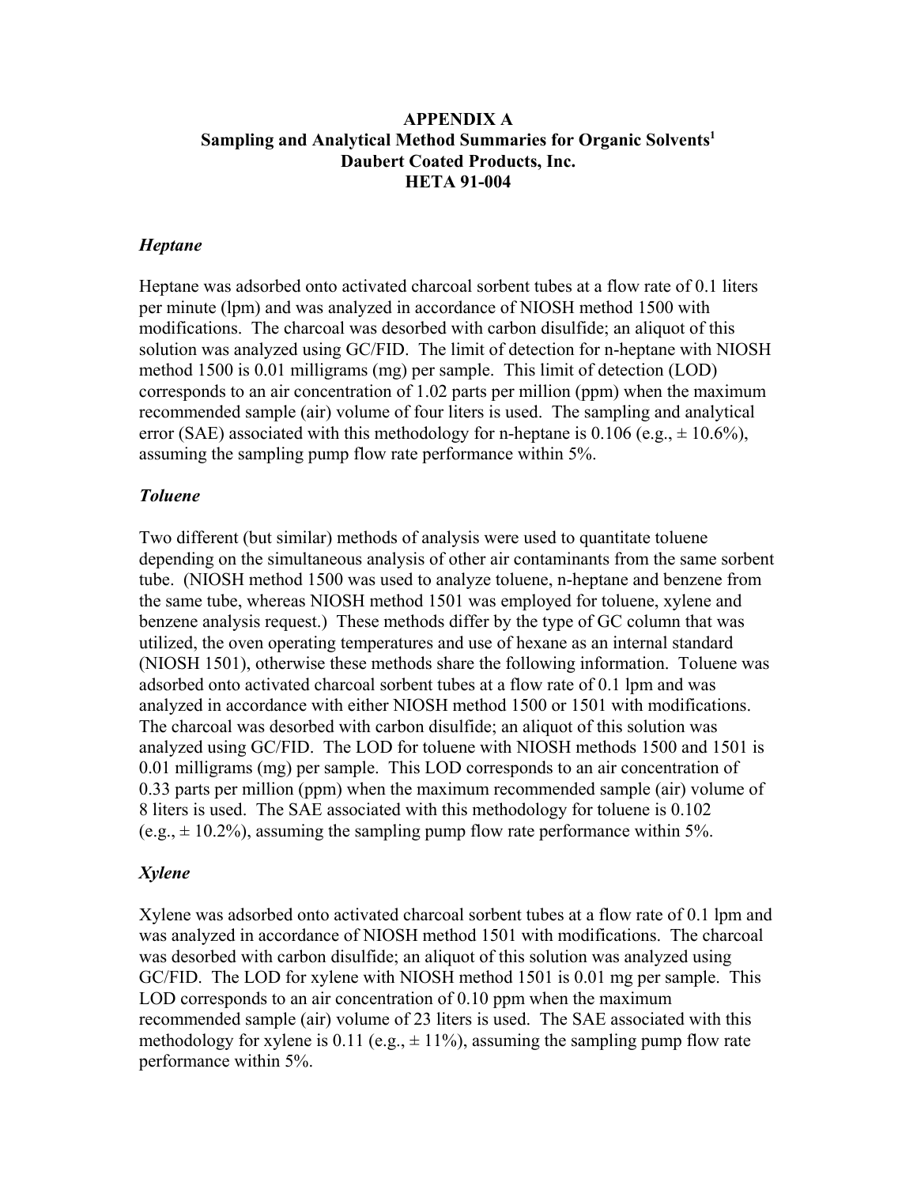# APPENDIX A
## Sampling and Analytical Method Summaries for Organic Solvents[1]
## Daubert Coated Products, Inc.
## HETA 91-004

### *Heptane*

Heptane was adsorbed onto activated charcoal sorbent tubes at a flow rate of 0.1 liters per minute (lpm) and was analyzed in accordance of NIOSH method 1500 with modifications. The charcoal was desorbed with carbon disulfide; an aliquot of this solution was analyzed using GC/FID. The limit of detection for n-heptane with NIOSH method 1500 is 0.01 milligrams (mg) per sample. This limit of detection (LOD) corresponds to an air concentration of 1.02 parts per million (ppm) when the maximum recommended sample (air) volume of four liters is used. The sampling and analytical error (SAE) associated with this methodology for n-heptane is 0.106 (e.g., ± 10.6%), assuming the sampling pump flow rate performance within 5%.

### *Toluene*

Two different (but similar) methods of analysis were used to quantitate toluene depending on the simultaneous analysis of other air contaminants from the same sorbent tube. (NIOSH method 1500 was used to analyze toluene, n-heptane and benzene from the same tube, whereas NIOSH method 1501 was employed for toluene, xylene and benzene analysis request.) These methods differ by the type of GC column that was utilized, the oven operating temperatures and use of hexane as an internal standard (NIOSH 1501), otherwise these methods share the following information. Toluene was adsorbed onto activated charcoal sorbent tubes at a flow rate of 0.1 lpm and was analyzed in accordance with either NIOSH method 1500 or 1501 with modifications. The charcoal was desorbed with carbon disulfide; an aliquot of this solution was analyzed using GC/FID. The LOD for toluene with NIOSH methods 1500 and 1501 is 0.01 milligrams (mg) per sample. This LOD corresponds to an air concentration of 0.33 parts per million (ppm) when the maximum recommended sample (air) volume of 8 liters is used. The SAE associated with this methodology for toluene is 0.102 (e.g., ± 10.2%), assuming the sampling pump flow rate performance within 5%.

### *Xylene*

Xylene was adsorbed onto activated charcoal sorbent tubes at a flow rate of 0.1 lpm and was analyzed in accordance of NIOSH method 1501 with modifications. The charcoal was desorbed with carbon disulfide; an aliquot of this solution was analyzed using GC/FID. The LOD for xylene with NIOSH method 1501 is 0.01 mg per sample. This LOD corresponds to an air concentration of 0.10 ppm when the maximum recommended sample (air) volume of 23 liters is used. The SAE associated with this methodology for xylene is 0.11 (e.g., ± 11%), assuming the sampling pump flow rate performance within 5%.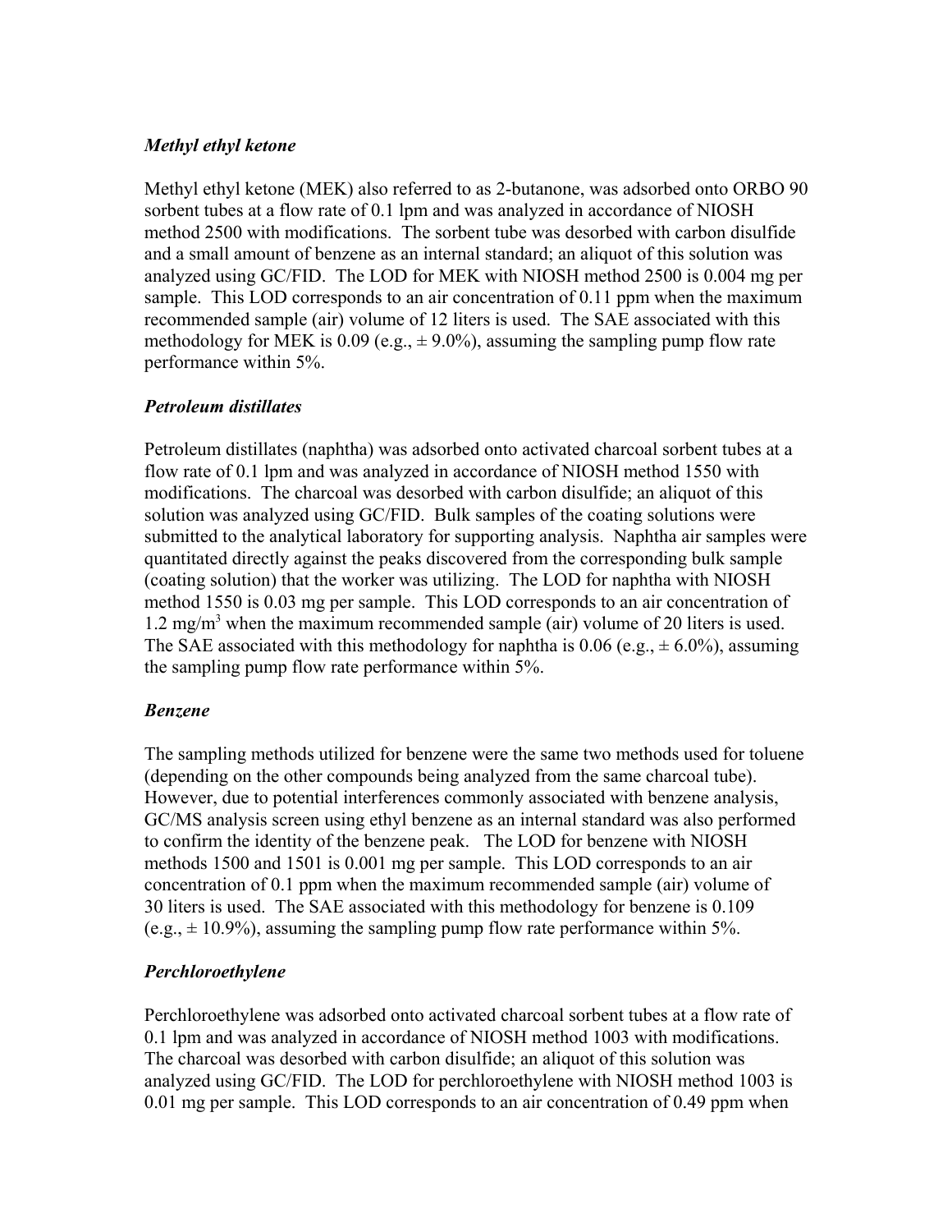### *Methyl ethyl ketone*

Methyl ethyl ketone (MEK) also referred to as 2-butanone, was adsorbed onto ORBO 90 sorbent tubes at a flow rate of 0.1 lpm and was analyzed in accordance of NIOSH method 2500 with modifications. The sorbent tube was desorbed with carbon disulfide and a small amount of benzene as an internal standard; an aliquot of this solution was analyzed using GC/FID. The LOD for MEK with NIOSH method 2500 is 0.004 mg per sample. This LOD corresponds to an air concentration of 0.11 ppm when the maximum recommended sample (air) volume of 12 liters is used. The SAE associated with this methodology for MEK is 0.09 (e.g., ± 9.0%), assuming the sampling pump flow rate performance within 5%.

### *Petroleum distillates*

Petroleum distillates (naphtha) was adsorbed onto activated charcoal sorbent tubes at a flow rate of 0.1 lpm and was analyzed in accordance of NIOSH method 1550 with modifications. The charcoal was desorbed with carbon disulfide; an aliquot of this solution was analyzed using GC/FID. Bulk samples of the coating solutions were submitted to the analytical laboratory for supporting analysis. Naphtha air samples were quantitated directly against the peaks discovered from the corresponding bulk sample (coating solution) that the worker was utilizing. The LOD for naphtha with NIOSH method 1550 is 0.03 mg per sample. This LOD corresponds to an air concentration of 1.2 mg/m$^3$ when the maximum recommended sample (air) volume of 20 liters is used. The SAE associated with this methodology for naphtha is 0.06 (e.g., ± 6.0%), assuming the sampling pump flow rate performance within 5%.

### *Benzene*

The sampling methods utilized for benzene were the same two methods used for toluene (depending on the other compounds being analyzed from the same charcoal tube). However, due to potential interferences commonly associated with benzene analysis, GC/MS analysis screen using ethyl benzene as an internal standard was also performed to confirm the identity of the benzene peak. The LOD for benzene with NIOSH methods 1500 and 1501 is 0.001 mg per sample. This LOD corresponds to an air concentration of 0.1 ppm when the maximum recommended sample (air) volume of 30 liters is used. The SAE associated with this methodology for benzene is 0.109 (e.g., ± 10.9%), assuming the sampling pump flow rate performance within 5%.

### *Perchloroethylene*

Perchloroethylene was adsorbed onto activated charcoal sorbent tubes at a flow rate of 0.1 lpm and was analyzed in accordance of NIOSH method 1003 with modifications. The charcoal was desorbed with carbon disulfide; an aliquot of this solution was analyzed using GC/FID. The LOD for perchloroethylene with NIOSH method 1003 is 0.01 mg per sample. This LOD corresponds to an air concentration of 0.49 ppm when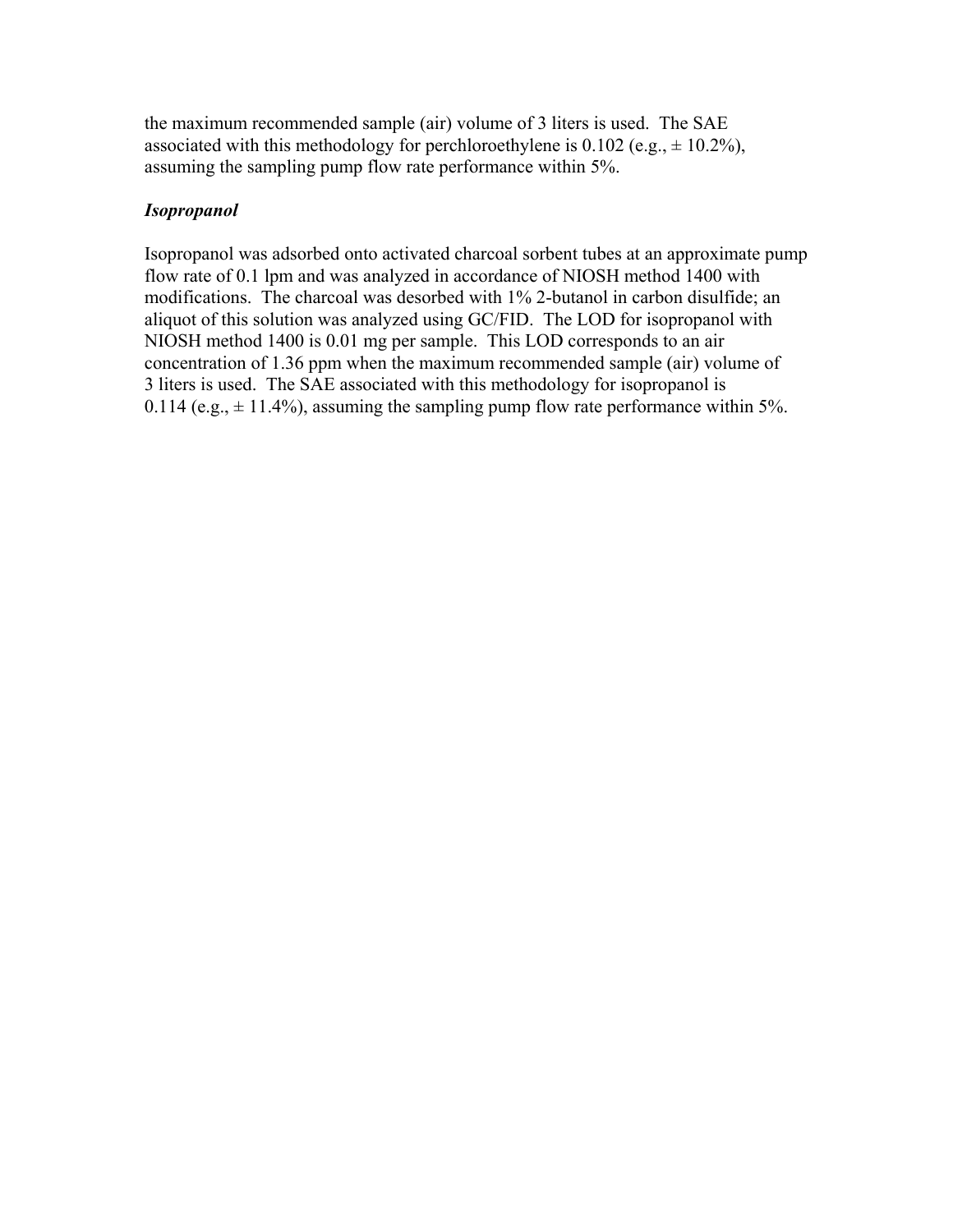the maximum recommended sample (air) volume of 3 liters is used. The SAE associated with this methodology for perchloroethylene is 0.102 (e.g., ± 10.2%), assuming the sampling pump flow rate performance within 5%.

***Isopropanol***

Isopropanol was adsorbed onto activated charcoal sorbent tubes at an approximate pump flow rate of 0.1 lpm and was analyzed in accordance of NIOSH method 1400 with modifications. The charcoal was desorbed with 1% 2-butanol in carbon disulfide; an aliquot of this solution was analyzed using GC/FID. The LOD for isopropanol with NIOSH method 1400 is 0.01 mg per sample. This LOD corresponds to an air concentration of 1.36 ppm when the maximum recommended sample (air) volume of 3 liters is used. The SAE associated with this methodology for isopropanol is 0.114 (e.g., ± 11.4%), assuming the sampling pump flow rate performance within 5%.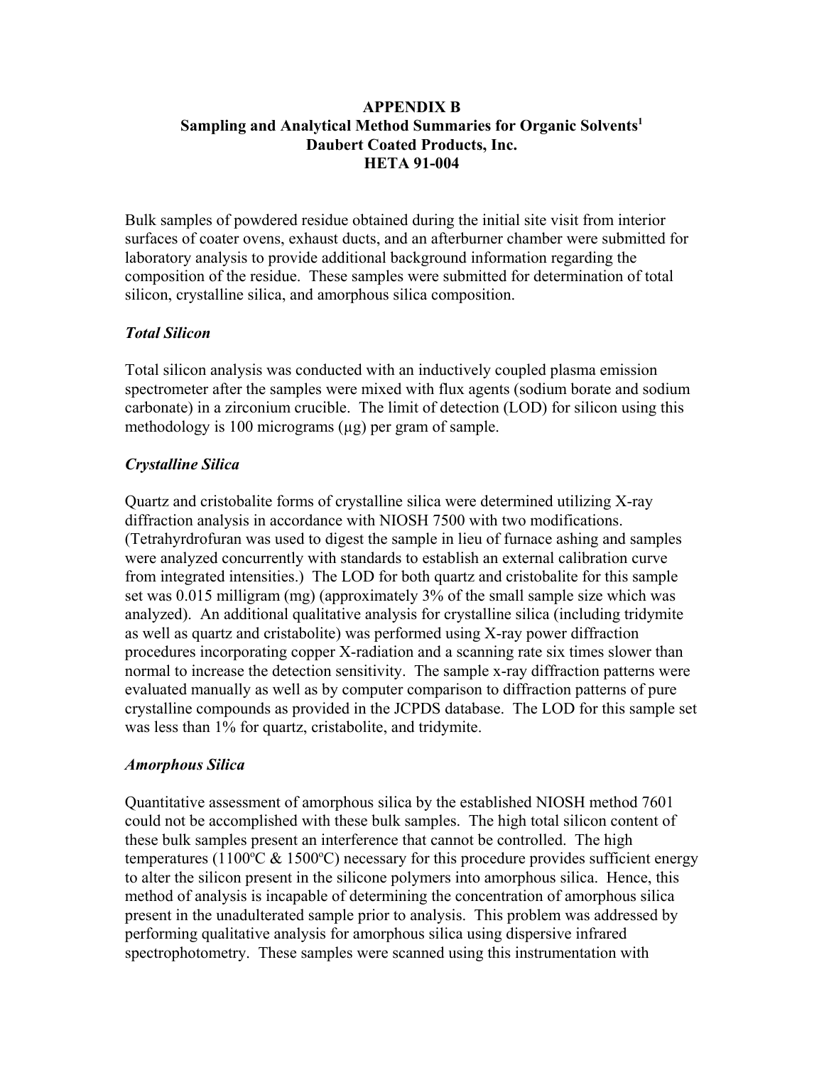**APPENDIX B**
**Sampling and Analytical Method Summaries for Organic Solvents[1]**
**Daubert Coated Products, Inc.**
**HETA 91-004**

Bulk samples of powdered residue obtained during the initial site visit from interior surfaces of coater ovens, exhaust ducts, and an afterburner chamber were submitted for laboratory analysis to provide additional background information regarding the composition of the residue. These samples were submitted for determination of total silicon, crystalline silica, and amorphous silica composition.

### *Total Silicon*

Total silicon analysis was conducted with an inductively coupled plasma emission spectrometer after the samples were mixed with flux agents (sodium borate and sodium carbonate) in a zirconium crucible. The limit of detection (LOD) for silicon using this methodology is 100 micrograms (μg) per gram of sample.

### *Crystalline Silica*

Quartz and cristobalite forms of crystalline silica were determined utilizing X-ray diffraction analysis in accordance with NIOSH 7500 with two modifications. (Tetrahyrdrofuran was used to digest the sample in lieu of furnace ashing and samples were analyzed concurrently with standards to establish an external calibration curve from integrated intensities.) The LOD for both quartz and cristobalite for this sample set was 0.015 milligram (mg) (approximately 3% of the small sample size which was analyzed). An additional qualitative analysis for crystalline silica (including tridymite as well as quartz and cristabolite) was performed using X-ray power diffraction procedures incorporating copper X-radiation and a scanning rate six times slower than normal to increase the detection sensitivity. The sample x-ray diffraction patterns were evaluated manually as well as by computer comparison to diffraction patterns of pure crystalline compounds as provided in the JCPDS database. The LOD for this sample set was less than 1% for quartz, cristabolite, and tridymite.

### *Amorphous Silica*

Quantitative assessment of amorphous silica by the established NIOSH method 7601 could not be accomplished with these bulk samples. The high total silicon content of these bulk samples present an interference that cannot be controlled. The high temperatures (1100ºC & 1500ºC) necessary for this procedure provides sufficient energy to alter the silicon present in the silicone polymers into amorphous silica. Hence, this method of analysis is incapable of determining the concentration of amorphous silica present in the unadulterated sample prior to analysis. This problem was addressed by performing qualitative analysis for amorphous silica using dispersive infrared spectrophotometry. These samples were scanned using this instrumentation with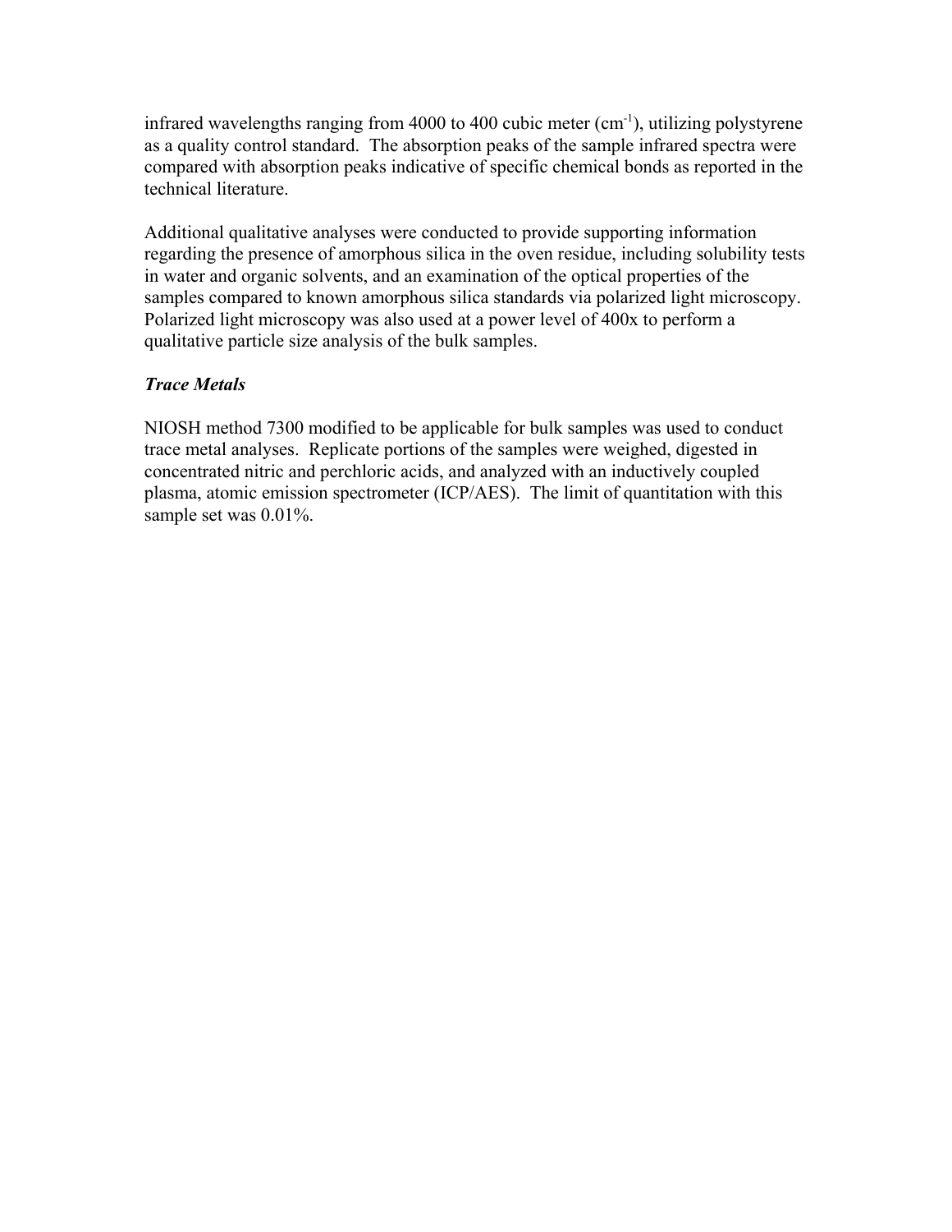infrared wavelengths ranging from 4000 to 400 cubic meter ($cm^{-1}$), utilizing polystyrene as a quality control standard. The absorption peaks of the sample infrared spectra were compared with absorption peaks indicative of specific chemical bonds as reported in the technical literature.

Additional qualitative analyses were conducted to provide supporting information regarding the presence of amorphous silica in the oven residue, including solubility tests in water and organic solvents, and an examination of the optical properties of the samples compared to known amorphous silica standards via polarized light microscopy. Polarized light microscopy was also used at a power level of 400x to perform a qualitative particle size analysis of the bulk samples.

***Trace Metals***

NIOSH method 7300 modified to be applicable for bulk samples was used to conduct trace metal analyses. Replicate portions of the samples were weighed, digested in concentrated nitric and perchloric acids, and analyzed with an inductively coupled plasma, atomic emission spectrometer (ICP/AES). The limit of quantitation with this sample set was 0.01%.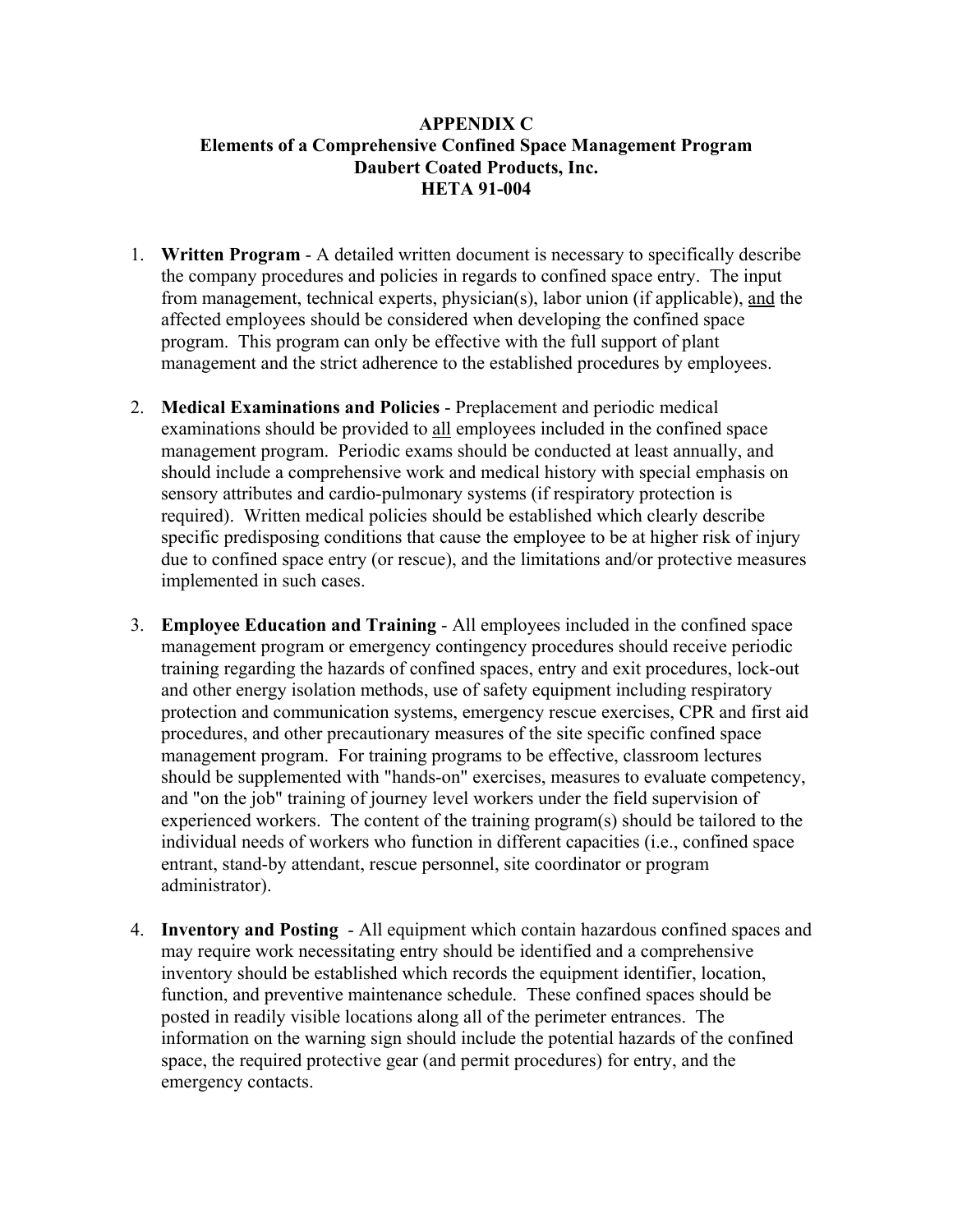# APPENDIX C
## Elements of a Comprehensive Confined Space Management Program
## Daubert Coated Products, Inc.
## HETA 91-004

1. **Written Program** - A detailed written document is necessary to specifically describe the company procedures and policies in regards to confined space entry. The input from management, technical experts, physician(s), labor union (if applicable), and the affected employees should be considered when developing the confined space program. This program can only be effective with the full support of plant management and the strict adherence to the established procedures by employees.

2. **Medical Examinations and Policies** - Preplacement and periodic medical examinations should be provided to all employees included in the confined space management program. Periodic exams should be conducted at least annually, and should include a comprehensive work and medical history with special emphasis on sensory attributes and cardio-pulmonary systems (if respiratory protection is required). Written medical policies should be established which clearly describe specific predisposing conditions that cause the employee to be at higher risk of injury due to confined space entry (or rescue), and the limitations and/or protective measures implemented in such cases.

3. **Employee Education and Training** - All employees included in the confined space management program or emergency contingency procedures should receive periodic training regarding the hazards of confined spaces, entry and exit procedures, lock-out and other energy isolation methods, use of safety equipment including respiratory protection and communication systems, emergency rescue exercises, CPR and first aid procedures, and other precautionary measures of the site specific confined space management program. For training programs to be effective, classroom lectures should be supplemented with "hands-on" exercises, measures to evaluate competency, and "on the job" training of journey level workers under the field supervision of experienced workers. The content of the training program(s) should be tailored to the individual needs of workers who function in different capacities (i.e., confined space entrant, stand-by attendant, rescue personnel, site coordinator or program administrator).

4. **Inventory and Posting** - All equipment which contain hazardous confined spaces and may require work necessitating entry should be identified and a comprehensive inventory should be established which records the equipment identifier, location, function, and preventive maintenance schedule. These confined spaces should be posted in readily visible locations along all of the perimeter entrances. The information on the warning sign should include the potential hazards of the confined space, the required protective gear (and permit procedures) for entry, and the emergency contacts.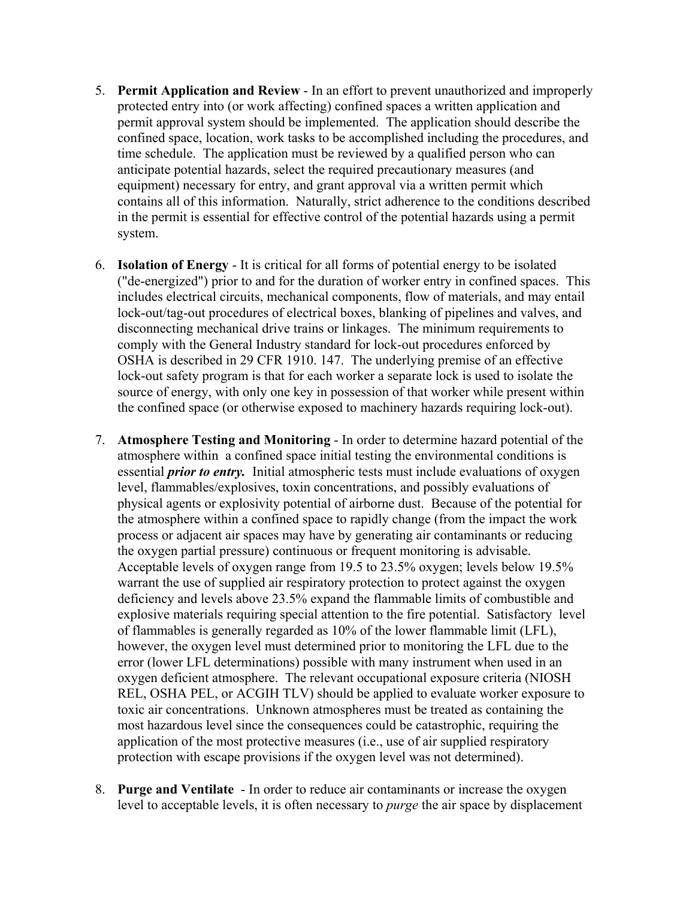5. **Permit Application and Review** - In an effort to prevent unauthorized and improperly protected entry into (or work affecting) confined spaces a written application and permit approval system should be implemented. The application should describe the confined space, location, work tasks to be accomplished including the procedures, and time schedule. The application must be reviewed by a qualified person who can anticipate potential hazards, select the required precautionary measures (and equipment) necessary for entry, and grant approval via a written permit which contains all of this information. Naturally, strict adherence to the conditions described in the permit is essential for effective control of the potential hazards using a permit system.

6. **Isolation of Energy** - It is critical for all forms of potential energy to be isolated ("de-energized") prior to and for the duration of worker entry in confined spaces. This includes electrical circuits, mechanical components, flow of materials, and may entail lock-out/tag-out procedures of electrical boxes, blanking of pipelines and valves, and disconnecting mechanical drive trains or linkages. The minimum requirements to comply with the General Industry standard for lock-out procedures enforced by OSHA is described in 29 CFR 1910. 147. The underlying premise of an effective lock-out safety program is that for each worker a separate lock is used to isolate the source of energy, with only one key in possession of that worker while present within the confined space (or otherwise exposed to machinery hazards requiring lock-out).

7. **Atmosphere Testing and Monitoring** - In order to determine hazard potential of the atmosphere within a confined space initial testing the environmental conditions is essential ***prior to entry.*** Initial atmospheric tests must include evaluations of oxygen level, flammables/explosives, toxin concentrations, and possibly evaluations of physical agents or explosivity potential of airborne dust. Because of the potential for the atmosphere within a confined space to rapidly change (from the impact the work process or adjacent air spaces may have by generating air contaminants or reducing the oxygen partial pressure) continuous or frequent monitoring is advisable. Acceptable levels of oxygen range from 19.5 to 23.5% oxygen; levels below 19.5% warrant the use of supplied air respiratory protection to protect against the oxygen deficiency and levels above 23.5% expand the flammable limits of combustible and explosive materials requiring special attention to the fire potential. Satisfactory level of flammables is generally regarded as 10% of the lower flammable limit (LFL), however, the oxygen level must determined prior to monitoring the LFL due to the error (lower LFL determinations) possible with many instrument when used in an oxygen deficient atmosphere. The relevant occupational exposure criteria (NIOSH REL, OSHA PEL, or ACGIH TLV) should be applied to evaluate worker exposure to toxic air concentrations. Unknown atmospheres must be treated as containing the most hazardous level since the consequences could be catastrophic, requiring the application of the most protective measures (i.e., use of air supplied respiratory protection with escape provisions if the oxygen level was not determined).

8. **Purge and Ventilate** - In order to reduce air contaminants or increase the oxygen level to acceptable levels, it is often necessary to *purge* the air space by displacement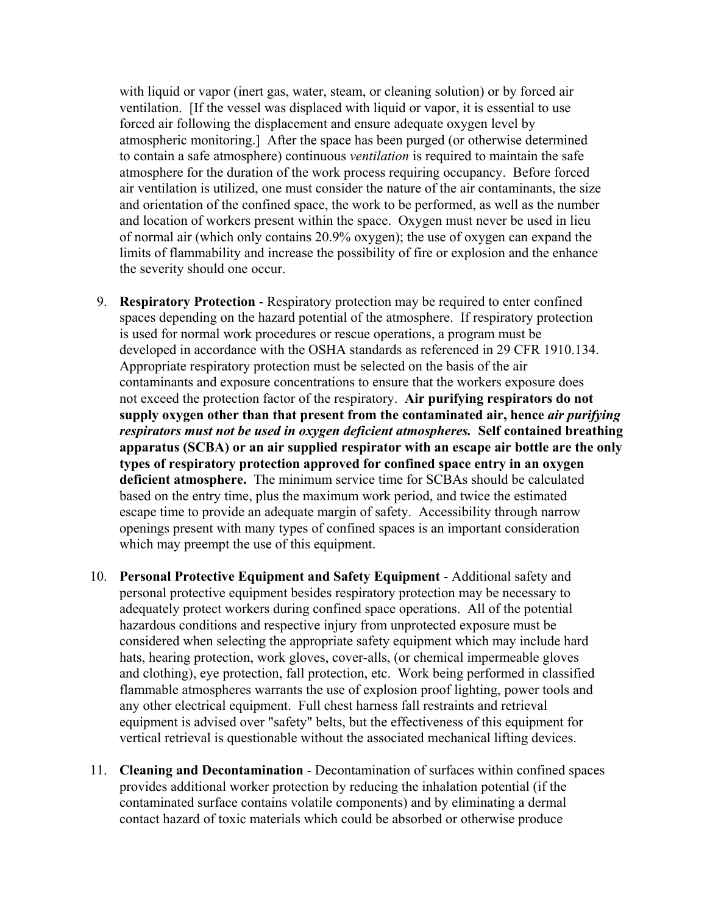with liquid or vapor (inert gas, water, steam, or cleaning solution) or by forced air ventilation. [If the vessel was displaced with liquid or vapor, it is essential to use forced air following the displacement and ensure adequate oxygen level by atmospheric monitoring.] After the space has been purged (or otherwise determined to contain a safe atmosphere) continuous *ventilation* is required to maintain the safe atmosphere for the duration of the work process requiring occupancy. Before forced air ventilation is utilized, one must consider the nature of the air contaminants, the size and orientation of the confined space, the work to be performed, as well as the number and location of workers present within the space. Oxygen must never be used in lieu of normal air (which only contains 20.9% oxygen); the use of oxygen can expand the limits of flammability and increase the possibility of fire or explosion and the enhance the severity should one occur.

9. **Respiratory Protection** - Respiratory protection may be required to enter confined spaces depending on the hazard potential of the atmosphere. If respiratory protection is used for normal work procedures or rescue operations, a program must be developed in accordance with the OSHA standards as referenced in 29 CFR 1910.134. Appropriate respiratory protection must be selected on the basis of the air contaminants and exposure concentrations to ensure that the workers exposure does not exceed the protection factor of the respiratory. **Air purifying respirators do not supply oxygen other than that present from the contaminated air, hence *air purifying respirators must not be used in oxygen deficient atmospheres.* Self contained breathing apparatus (SCBA) or an air supplied respirator with an escape air bottle are the only types of respiratory protection approved for confined space entry in an oxygen deficient atmosphere.** The minimum service time for SCBAs should be calculated based on the entry time, plus the maximum work period, and twice the estimated escape time to provide an adequate margin of safety. Accessibility through narrow openings present with many types of confined spaces is an important consideration which may preempt the use of this equipment.

10. **Personal Protective Equipment and Safety Equipment** - Additional safety and personal protective equipment besides respiratory protection may be necessary to adequately protect workers during confined space operations. All of the potential hazardous conditions and respective injury from unprotected exposure must be considered when selecting the appropriate safety equipment which may include hard hats, hearing protection, work gloves, cover-alls, (or chemical impermeable gloves and clothing), eye protection, fall protection, etc. Work being performed in classified flammable atmospheres warrants the use of explosion proof lighting, power tools and any other electrical equipment. Full chest harness fall restraints and retrieval equipment is advised over "safety" belts, but the effectiveness of this equipment for vertical retrieval is questionable without the associated mechanical lifting devices.

11. **Cleaning and Decontamination** - Decontamination of surfaces within confined spaces provides additional worker protection by reducing the inhalation potential (if the contaminated surface contains volatile components) and by eliminating a dermal contact hazard of toxic materials which could be absorbed or otherwise produce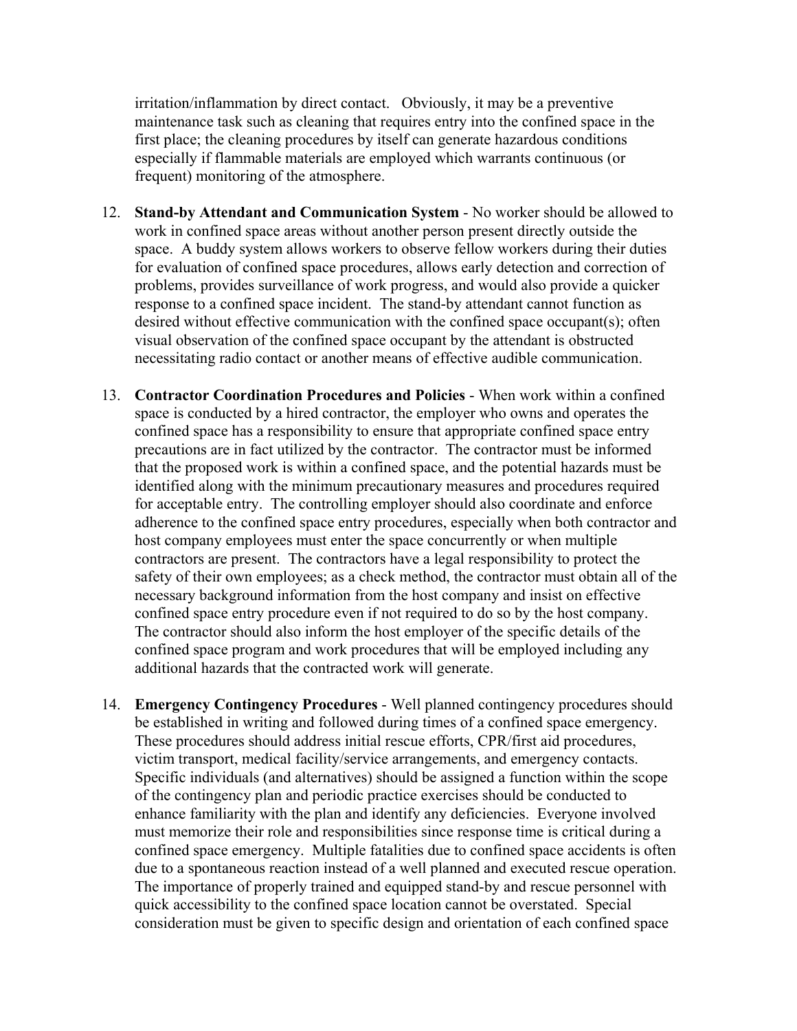irritation/inflammation by direct contact. Obviously, it may be a preventive maintenance task such as cleaning that requires entry into the confined space in the first place; the cleaning procedures by itself can generate hazardous conditions especially if flammable materials are employed which warrants continuous (or frequent) monitoring of the atmosphere.

12. **Stand-by Attendant and Communication System** - No worker should be allowed to work in confined space areas without another person present directly outside the space. A buddy system allows workers to observe fellow workers during their duties for evaluation of confined space procedures, allows early detection and correction of problems, provides surveillance of work progress, and would also provide a quicker response to a confined space incident. The stand-by attendant cannot function as desired without effective communication with the confined space occupant(s); often visual observation of the confined space occupant by the attendant is obstructed necessitating radio contact or another means of effective audible communication.

13. **Contractor Coordination Procedures and Policies** - When work within a confined space is conducted by a hired contractor, the employer who owns and operates the confined space has a responsibility to ensure that appropriate confined space entry precautions are in fact utilized by the contractor. The contractor must be informed that the proposed work is within a confined space, and the potential hazards must be identified along with the minimum precautionary measures and procedures required for acceptable entry. The controlling employer should also coordinate and enforce adherence to the confined space entry procedures, especially when both contractor and host company employees must enter the space concurrently or when multiple contractors are present. The contractors have a legal responsibility to protect the safety of their own employees; as a check method, the contractor must obtain all of the necessary background information from the host company and insist on effective confined space entry procedure even if not required to do so by the host company. The contractor should also inform the host employer of the specific details of the confined space program and work procedures that will be employed including any additional hazards that the contracted work will generate.

14. **Emergency Contingency Procedures** - Well planned contingency procedures should be established in writing and followed during times of a confined space emergency. These procedures should address initial rescue efforts, CPR/first aid procedures, victim transport, medical facility/service arrangements, and emergency contacts. Specific individuals (and alternatives) should be assigned a function within the scope of the contingency plan and periodic practice exercises should be conducted to enhance familiarity with the plan and identify any deficiencies. Everyone involved must memorize their role and responsibilities since response time is critical during a confined space emergency. Multiple fatalities due to confined space accidents is often due to a spontaneous reaction instead of a well planned and executed rescue operation. The importance of properly trained and equipped stand-by and rescue personnel with quick accessibility to the confined space location cannot be overstated. Special consideration must be given to specific design and orientation of each confined space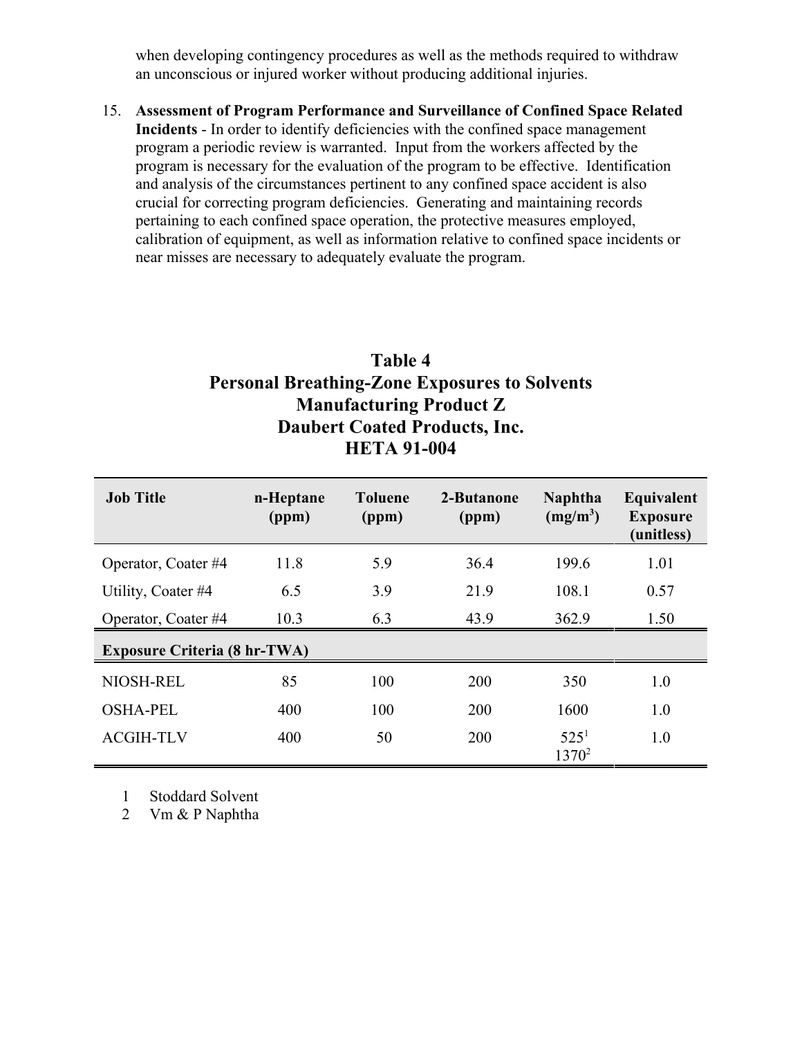when developing contingency procedures as well as the methods required to withdraw an unconscious or injured worker without producing additional injuries.

15. **Assessment of Program Performance and Surveillance of Confined Space Related Incidents** - In order to identify deficiencies with the confined space management program a periodic review is warranted. Input from the workers affected by the program is necessary for the evaluation of the program to be effective. Identification and analysis of the circumstances pertinent to any confined space accident is also crucial for correcting program deficiencies. Generating and maintaining records pertaining to each confined space operation, the protective measures employed, calibration of equipment, as well as information relative to confined space incidents or near misses are necessary to adequately evaluate the program.

## Table 4
## Personal Breathing-Zone Exposures to Solvents
## Manufacturing Product Z
## Daubert Coated Products, Inc.
## HETA 91-004

| Job Title | n-Heptane (ppm) | Toluene (ppm) | 2-Butanone (ppm) | Naphtha ($mg/m^3$) | Equivalent Exposure (unitless) |
|---|---|---|---|---|---|
| Operator, Coater #4 | 11.8 | 5.9 | 36.4 | 199.6 | 1.01 |
| Utility, Coater #4 | 6.5 | 3.9 | 21.9 | 108.1 | 0.57 |
| Operator, Coater #4 | 10.3 | 6.3 | 43.9 | 362.9 | 1.50 |
| **Exposure Criteria (8 hr-TWA)** | | | | | |
| NIOSH-REL | 85 | 100 | 200 | 350 | 1.0 |
| OSHA-PEL | 400 | 100 | 200 | 1600 | 1.0 |
| ACGIH-TLV | 400 | 50 | 200 | 525[1] 1370[2] | 1.0 |

1 Stoddard Solvent
2 Vm & P Naphtha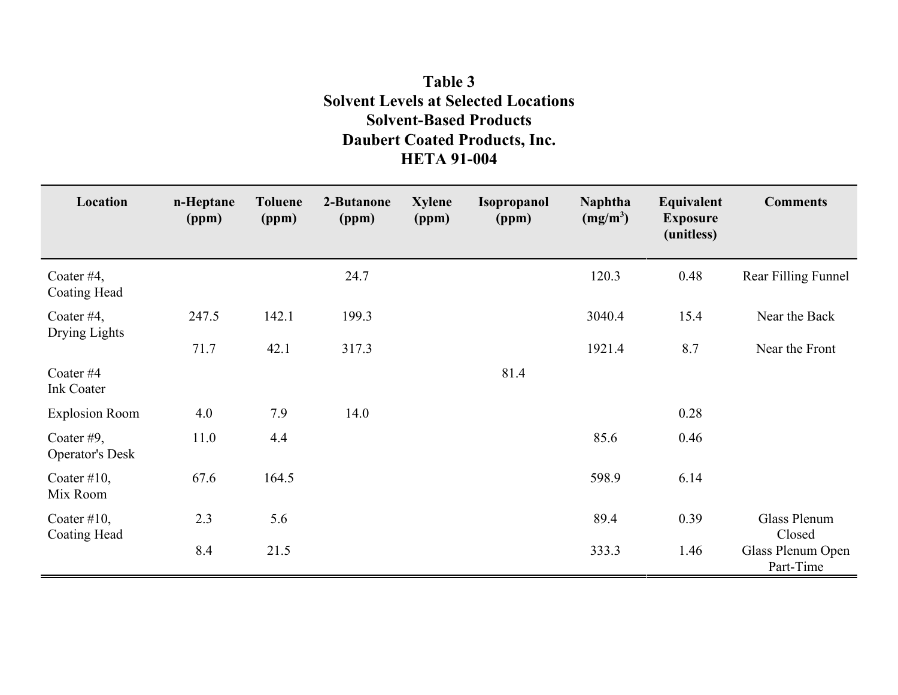**Table 3**
**Solvent Levels at Selected Locations**
**Solvent-Based Products**
**Daubert Coated Products, Inc.**
**HETA 91-004**

| Location | n-Heptane (ppm) | Toluene (ppm) | 2-Butanone (ppm) | Xylene (ppm) | Isopropanol (ppm) | Naphtha (mg/m$^3$) | Equivalent Exposure (unitless) | Comments |
|---|---|---|---|---|---|---|---|---|
| Coater #4, Coating Head | | | 24.7 | | | 120.3 | 0.48 | Rear Filling Funnel |
| Coater #4, Drying Lights | 247.5 | 142.1 | 199.3 | | | 3040.4 | 15.4 | Near the Back |
| | 71.7 | 42.1 | 317.3 | | | 1921.4 | 8.7 | Near the Front |
| Coater #4 Ink Coater | | | | | 81.4 | | | |
| Explosion Room | 4.0 | 7.9 | 14.0 | | | | 0.28 | |
| Coater #9, Operator's Desk | 11.0 | 4.4 | | | | 85.6 | 0.46 | |
| Coater #10, Mix Room | 67.6 | 164.5 | | | | 598.9 | 6.14 | |
| Coater #10, Coating Head | 2.3 | 5.6 | | | | 89.4 | 0.39 | Glass Plenum Closed |
| | 8.4 | 21.5 | | | | 333.3 | 1.46 | Glass Plenum Open Part-Time |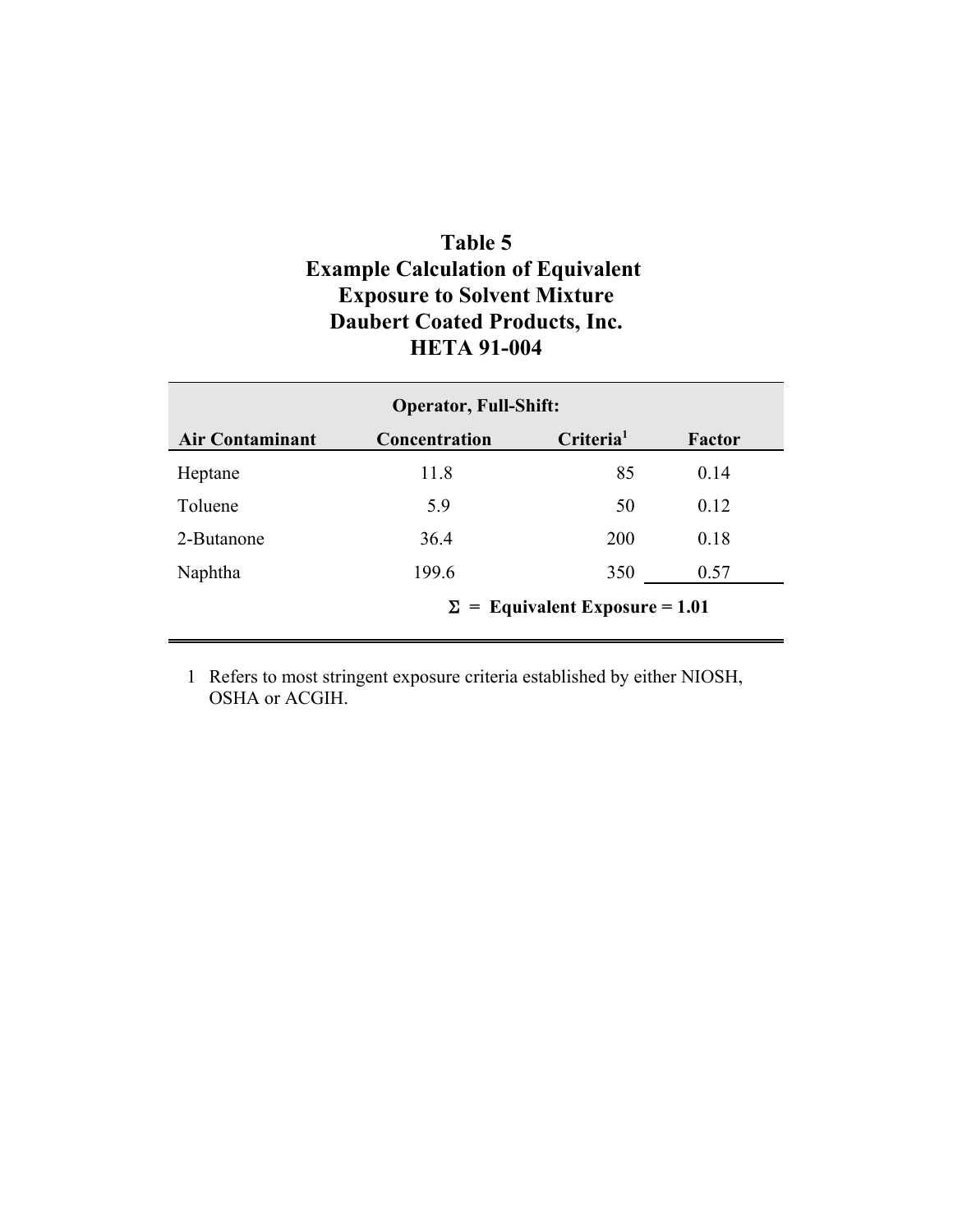# Table 5
## Example Calculation of Equivalent Exposure to Solvent Mixture
## Daubert Coated Products, Inc.
## HETA 91-004

| Operator, Full-Shift: | | | |
|---|---|---|---|
| **Air Contaminant** | **Concentration** | **Criteria[1]** | **Factor** |
| Heptane | 11.8 | 85 | 0.14 |
| Toluene | 5.9 | 50 | 0.12 |
| 2-Butanone | 36.4 | 200 | 0.18 |
| Naphtha | 199.6 | 350 | 0.57 |
| | | **Σ = Equivalent Exposure = 1.01** | |

1 Refers to most stringent exposure criteria established by either NIOSH, OSHA or ACGIH.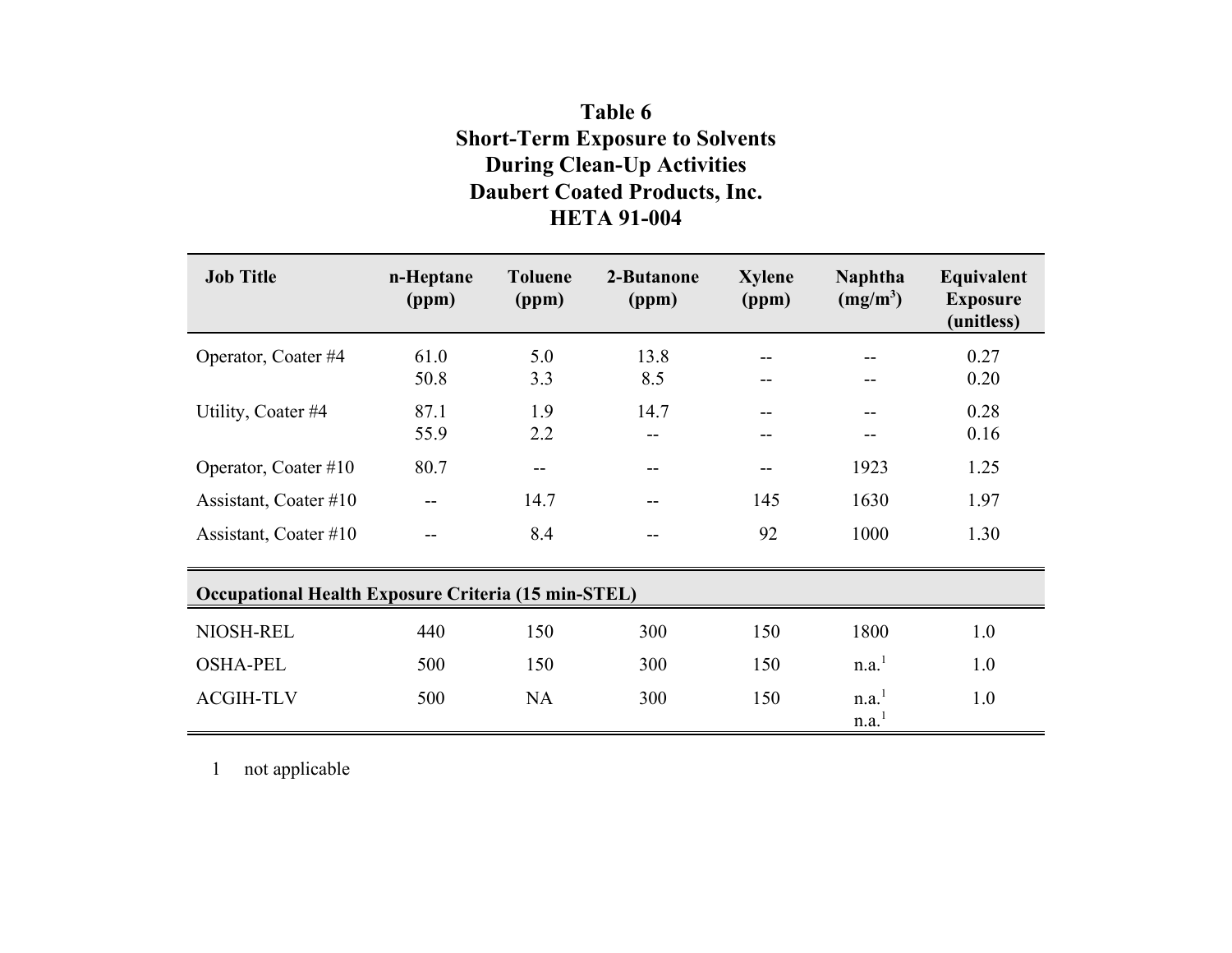**Table 6**
**Short-Term Exposure to Solvents**
**During Clean-Up Activities**
**Daubert Coated Products, Inc.**
**HETA 91-004**

| Job Title | n-Heptane (ppm) | Toluene (ppm) | 2-Butanone (ppm) | Xylene (ppm) | Naphtha (mg/m$^3$) | Equivalent Exposure (unitless) |
|---|---|---|---|---|---|---|
| Operator, Coater #4 | 61.0 | 5.0 | 13.8 | -- | -- | 0.27 |
| | 50.8 | 3.3 | 8.5 | -- | -- | 0.20 |
| Utility, Coater #4 | 87.1 | 1.9 | 14.7 | -- | -- | 0.28 |
| | 55.9 | 2.2 | -- | -- | -- | 0.16 |
| Operator, Coater #10 | 80.7 | -- | -- | -- | 1923 | 1.25 |
| Assistant, Coater #10 | -- | 14.7 | -- | 145 | 1630 | 1.97 |
| Assistant, Coater #10 | -- | 8.4 | -- | 92 | 1000 | 1.30 |
| **Occupational Health Exposure Criteria (15 min-STEL)** | | | | | | |
| NIOSH-REL | 440 | 150 | 300 | 150 | 1800 | 1.0 |
| OSHA-PEL | 500 | 150 | 300 | 150 | n.a.[1] | 1.0 |
| ACGIH-TLV | 500 | NA | 300 | 150 | n.a.[1] n.a.[1] | 1.0 |

1 not applicable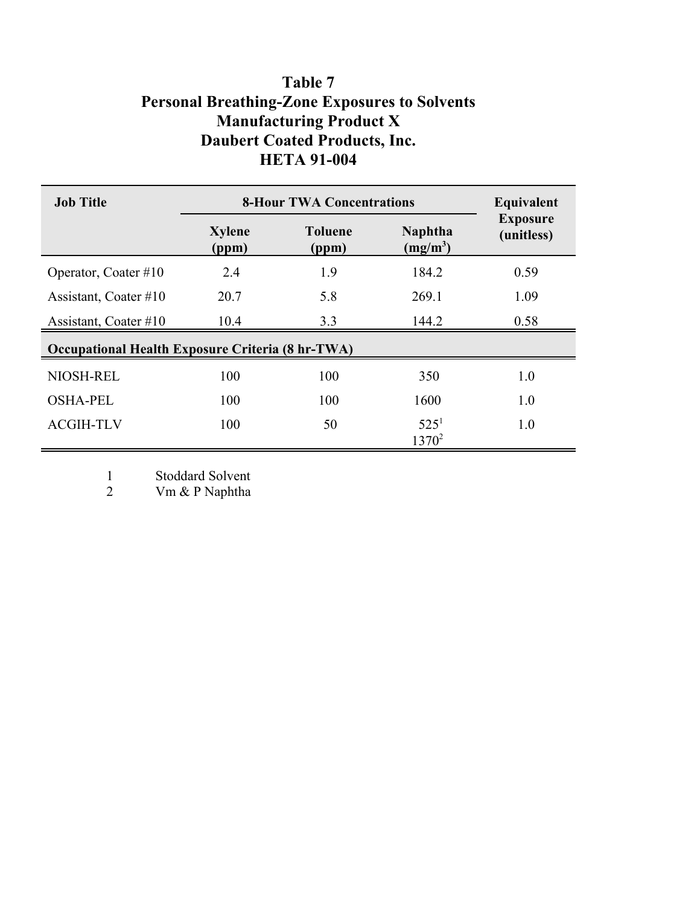# Table 7
## Personal Breathing-Zone Exposures to Solvents
## Manufacturing Product X
## Daubert Coated Products, Inc.
## HETA 91-004

| Job Title | 8-Hour TWA Concentrations | | | Equivalent Exposure (unitless) |
|---|---|---|---|---|
| | Xylene (ppm) | Toluene (ppm) | Naphtha ($mg/m^3$) | |
| Operator, Coater #10 | 2.4 | 1.9 | 184.2 | 0.59 |
| Assistant, Coater #10 | 20.7 | 5.8 | 269.1 | 1.09 |
| Assistant, Coater #10 | 10.4 | 3.3 | 144.2 | 0.58 |
| **Occupational Health Exposure Criteria (8 hr-TWA)** | | | | |
| NIOSH-REL | 100 | 100 | 350 | 1.0 |
| OSHA-PEL | 100 | 100 | 1600 | 1.0 |
| ACGIH-TLV | 100 | 50 | 525[1] 1370[2] | 1.0 |

1 Stoddard Solvent
2 Vm & P Naphtha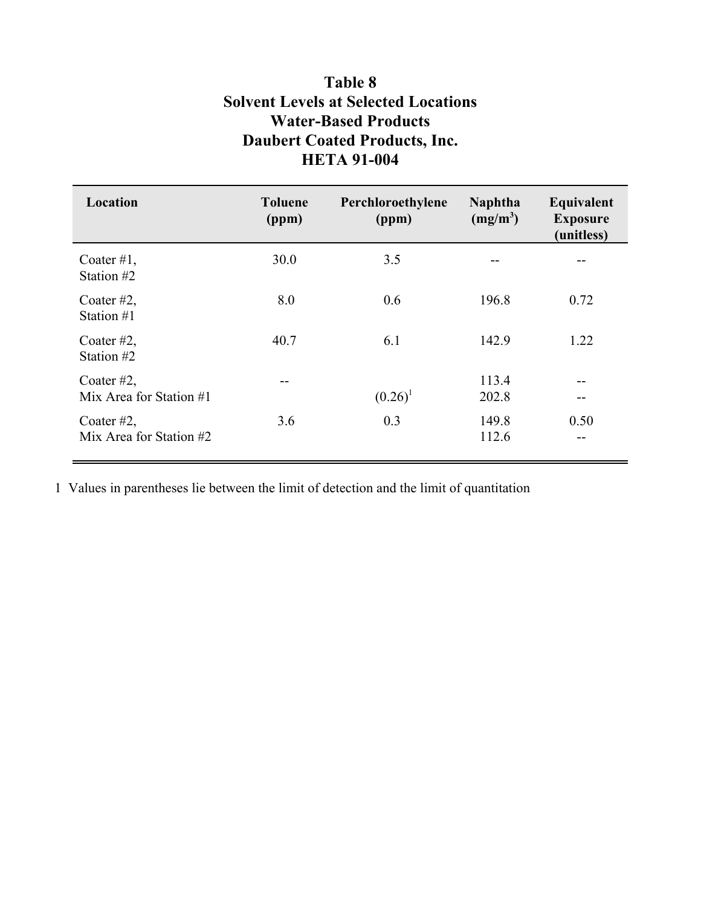# Table 8
## Solvent Levels at Selected Locations
## Water-Based Products
## Daubert Coated Products, Inc.
## HETA 91-004

| Location | Toluene (ppm) | Perchloroethylene (ppm) | Naphtha (mg/m$^3$) | Equivalent Exposure (unitless) |
|---|---|---|---|---|
| Coater #1, Station #2 | 30.0 | 3.5 | -- | -- |
| Coater #2, Station #1 | 8.0 | 0.6 | 196.8 | 0.72 |
| Coater #2, Station #2 | 40.7 | 6.1 | 142.9 | 1.22 |
| Coater #2, Mix Area for Station #1 | -- | (0.26)[1] | 113.4<br>202.8 | --<br>-- |
| Coater #2, Mix Area for Station #2 | 3.6 | 0.3 | 149.8<br>112.6 | 0.50<br>-- |

1 Values in parentheses lie between the limit of detection and the limit of quantitation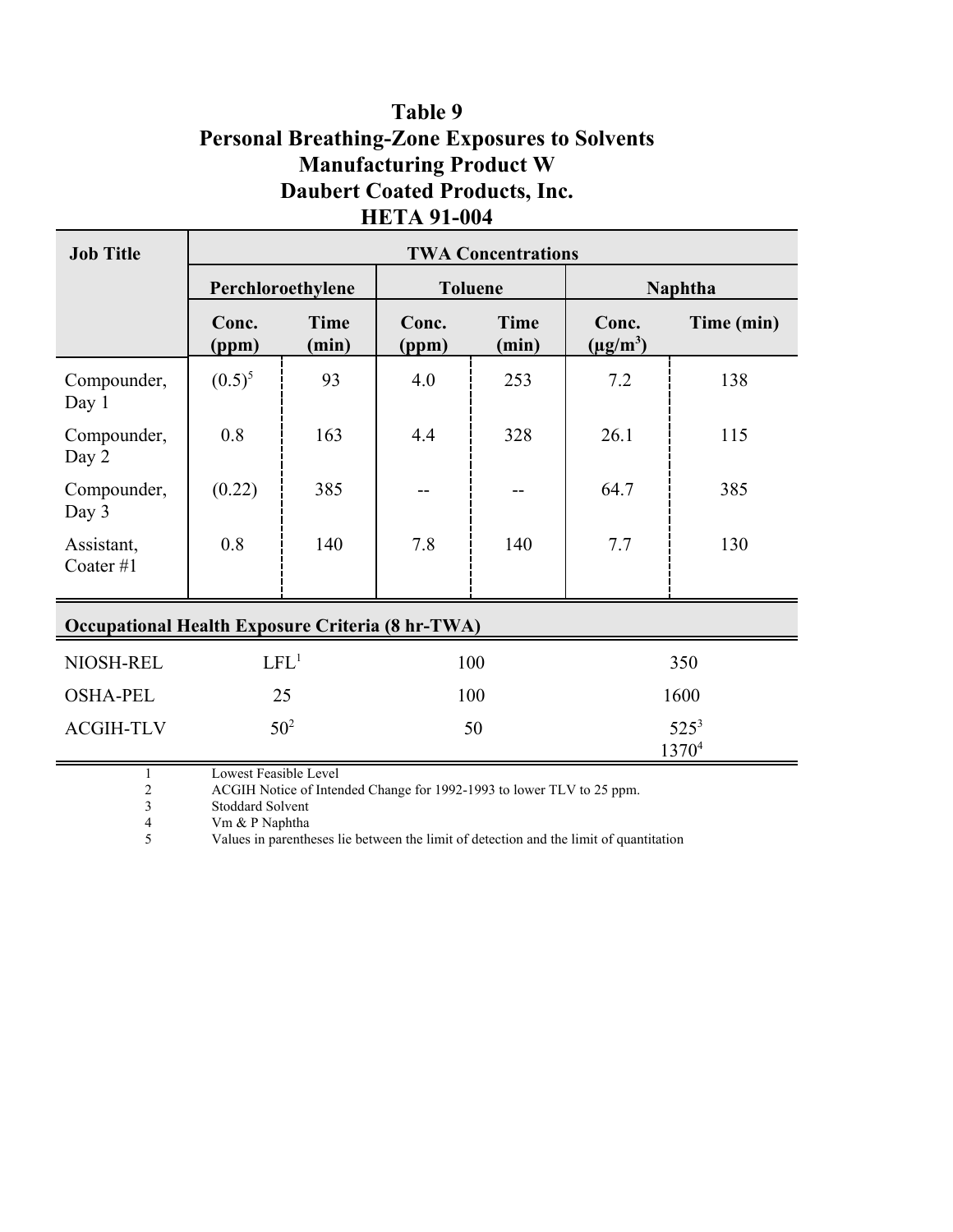# Table 9
# Personal Breathing-Zone Exposures to Solvents
# Manufacturing Product W
# Daubert Coated Products, Inc.
# HETA 91-004

| Job Title | TWA Concentrations | | | | | |
|---|---|---|---|---|---|---|
| | Perchloroethylene | | Toluene | | Naphtha | |
| | Conc. (ppm) | Time (min) | Conc. (ppm) | Time (min) | Conc. ($\mu g/m^3$) | Time (min) |
| Compounder, Day 1 | (0.5)[5] | 93 | 4.0 | 253 | 7.2 | 138 |
| Compounder, Day 2 | 0.8 | 163 | 4.4 | 328 | 26.1 | 115 |
| Compounder, Day 3 | (0.22) | 385 | -- | -- | 64.7 | 385 |
| Assistant, Coater #1 | 0.8 | 140 | 7.8 | 140 | 7.7 | 130 |
| **Occupational Health Exposure Criteria (8 hr-TWA)** | | | | | | |
| NIOSH-REL | LFL[1] | | 100 | | 350 | |
| OSHA-PEL | 25 | | 100 | | 1600 | |
| ACGIH-TLV | 50[2] | | 50 | | 525[3] 1370[4] | |

1 Lowest Feasible Level
2 ACGIH Notice of Intended Change for 1992-1993 to lower TLV to 25 ppm.
3 Stoddard Solvent
4 Vm & P Naphtha
5 Values in parentheses lie between the limit of detection and the limit of quantitation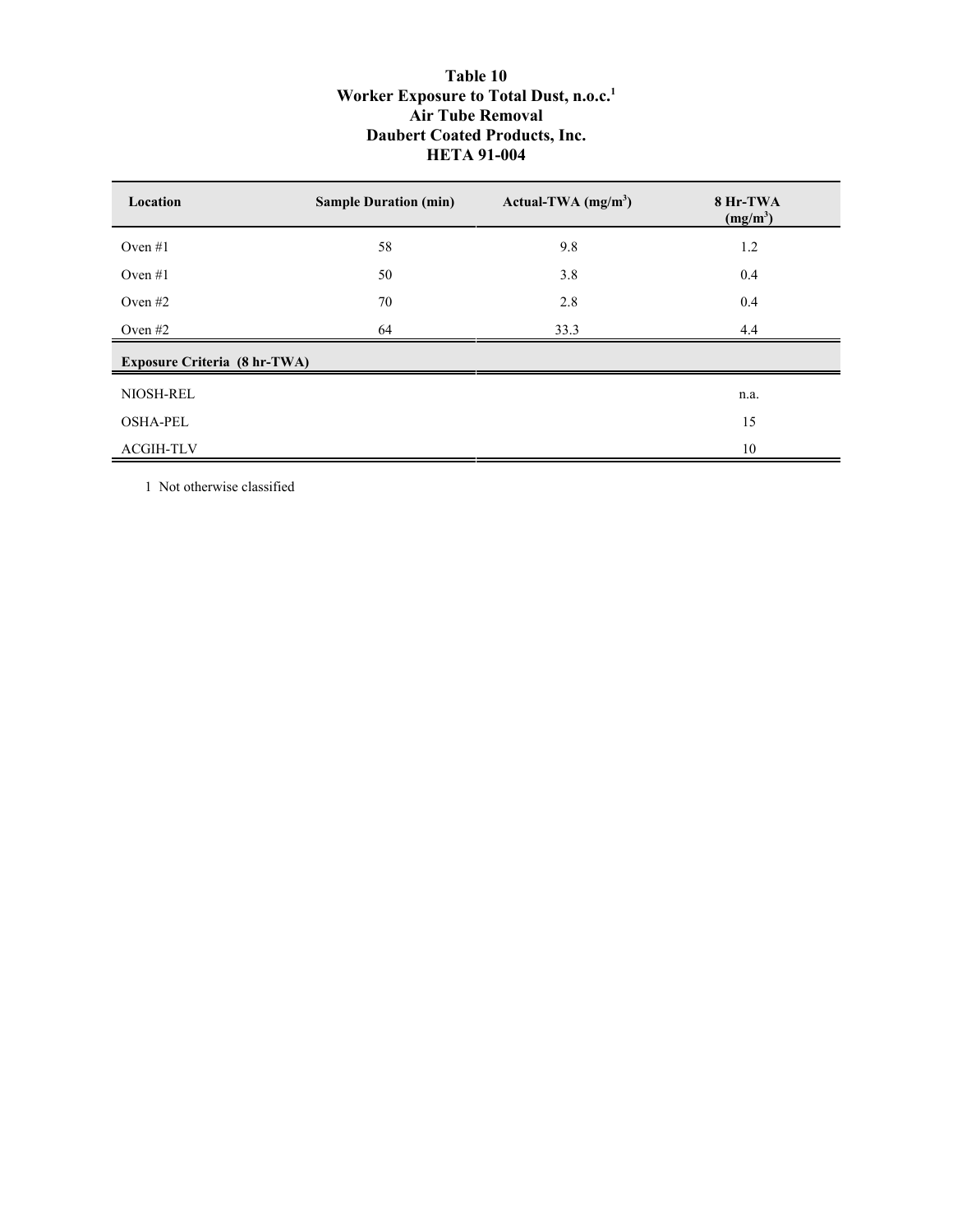**Table 10**
**Worker Exposure to Total Dust, n.o.c.[1]**
**Air Tube Removal**
**Daubert Coated Products, Inc.**
**HETA 91-004**

| Location | Sample Duration (min) | Actual-TWA (mg/m$^3$) | 8 Hr-TWA (mg/m$^3$) |
|---|---|---|---|
| Oven #1 | 58 | 9.8 | 1.2 |
| Oven #1 | 50 | 3.8 | 0.4 |
| Oven #2 | 70 | 2.8 | 0.4 |
| Oven #2 | 64 | 33.3 | 4.4 |
| **Exposure Criteria (8 hr-TWA)** | | | |
| NIOSH-REL | | | n.a. |
| OSHA-PEL | | | 15 |
| ACGIH-TLV | | | 10 |

1 Not otherwise classified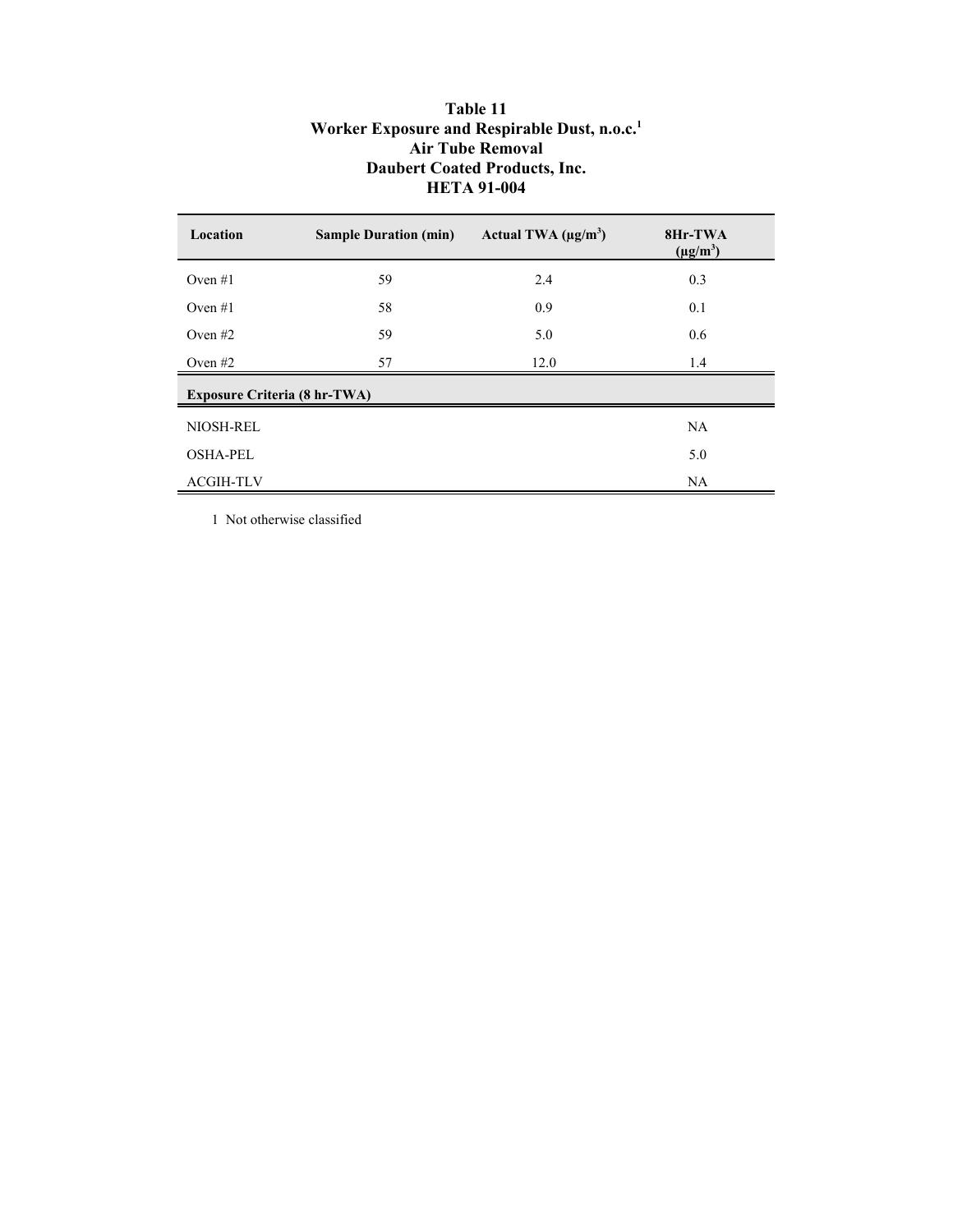**Table 11**
**Worker Exposure and Respirable Dust, n.o.c.[1]**
**Air Tube Removal**
**Daubert Coated Products, Inc.**
**HETA 91-004**

| Location | Sample Duration (min) | Actual TWA (µg/m$^3$) | 8Hr-TWA (µg/m$^3$) |
|---|---|---|---|
| Oven #1 | 59 | 2.4 | 0.3 |
| Oven #1 | 58 | 0.9 | 0.1 |
| Oven #2 | 59 | 5.0 | 0.6 |
| Oven #2 | 57 | 12.0 | 1.4 |
| **Exposure Criteria (8 hr-TWA)** | | | |
| NIOSH-REL | | | NA |
| OSHA-PEL | | | 5.0 |
| ACGIH-TLV | | | NA |

1 Not otherwise classified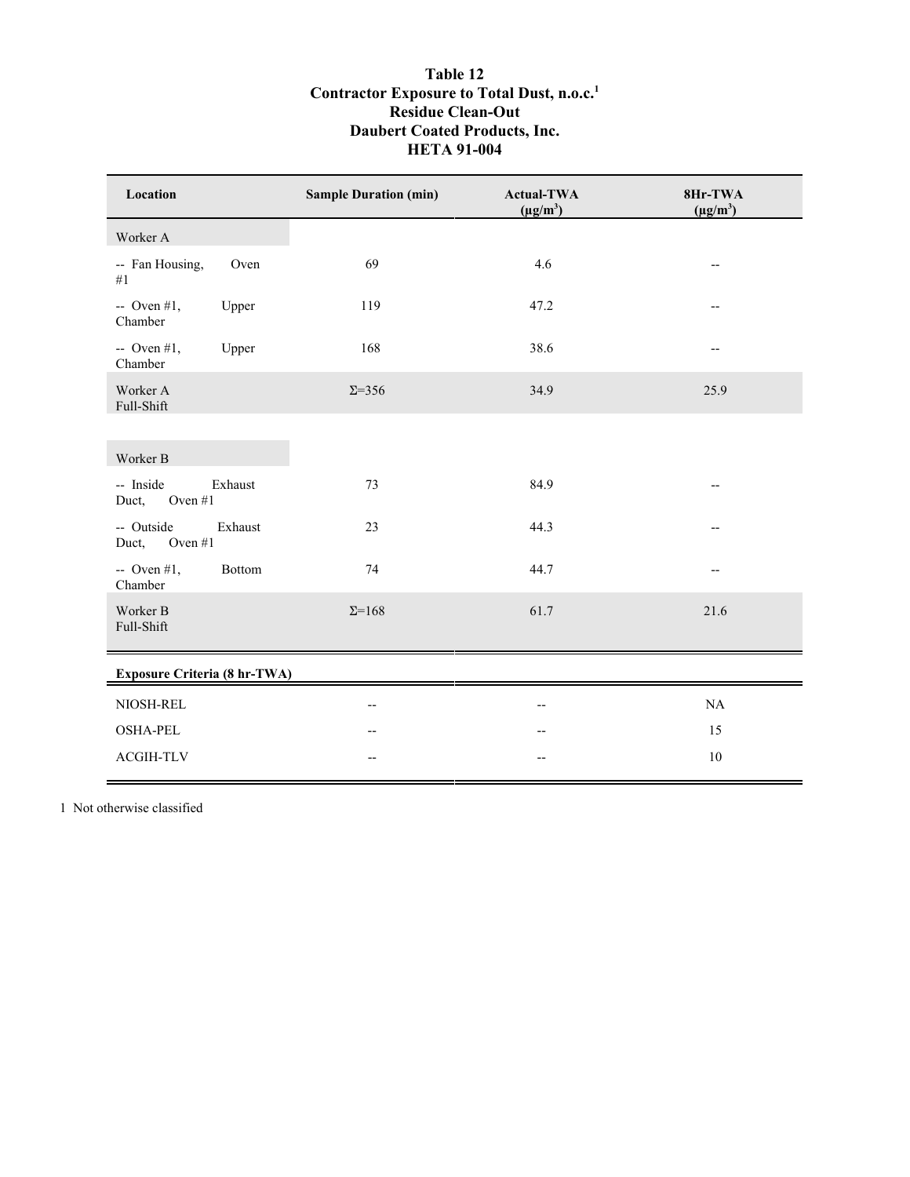**Table 12**
**Contractor Exposure to Total Dust, n.o.c.[1]**
**Residue Clean-Out**
**Daubert Coated Products, Inc.**
**HETA 91-004**

| Location | Sample Duration (min) | Actual-TWA ($\mu g/m^3$) | 8Hr-TWA ($\mu g/m^3$) |
|---|---|---|---|
| Worker A | | | |
| -- Fan Housing, Oven #1 | 69 | 4.6 | -- |
| -- Oven #1, Upper Chamber | 119 | 47.2 | -- |
| -- Oven #1, Upper Chamber | 168 | 38.6 | -- |
| Worker A Full-Shift | Σ=356 | 34.9 | 25.9 |
| Worker B | | | |
| -- Inside Exhaust Duct, Oven #1 | 73 | 84.9 | -- |
| -- Outside Exhaust Duct, Oven #1 | 23 | 44.3 | -- |
| -- Oven #1, Bottom Chamber | 74 | 44.7 | -- |
| Worker B Full-Shift | Σ=168 | 61.7 | 21.6 |
| **Exposure Criteria (8 hr-TWA)** | | | |
| NIOSH-REL | -- | -- | NA |
| OSHA-PEL | -- | -- | 15 |
| ACGIH-TLV | -- | -- | 10 |

1 Not otherwise classified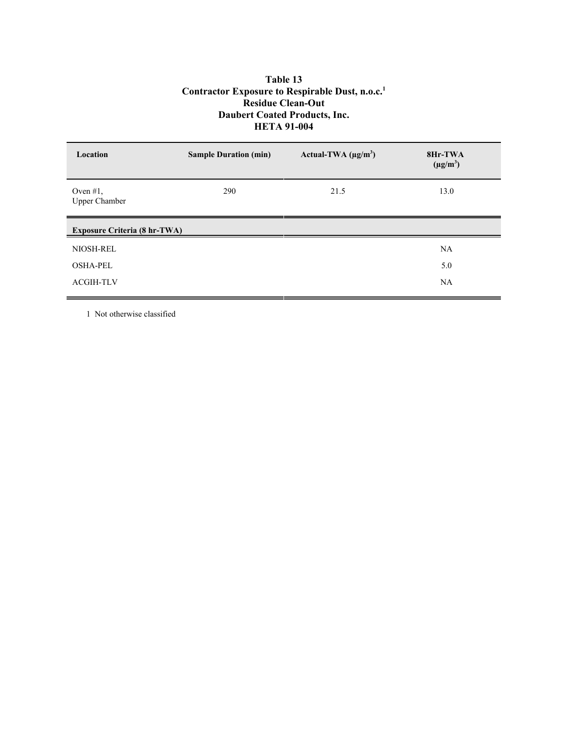**Table 13**
**Contractor Exposure to Respirable Dust, n.o.c.[1]**
**Residue Clean-Out**
**Daubert Coated Products, Inc.**
**HETA 91-004**

| Location | Sample Duration (min) | Actual-TWA (µg/m³) | 8Hr-TWA (µg/m³) |
|---|---|---|---|
| Oven #1, Upper Chamber | 290 | 21.5 | 13.0 |
| **Exposure Criteria (8 hr-TWA)** | | | |
| NIOSH-REL | | | NA |
| OSHA-PEL | | | 5.0 |
| ACGIH-TLV | | | NA |

1 Not otherwise classified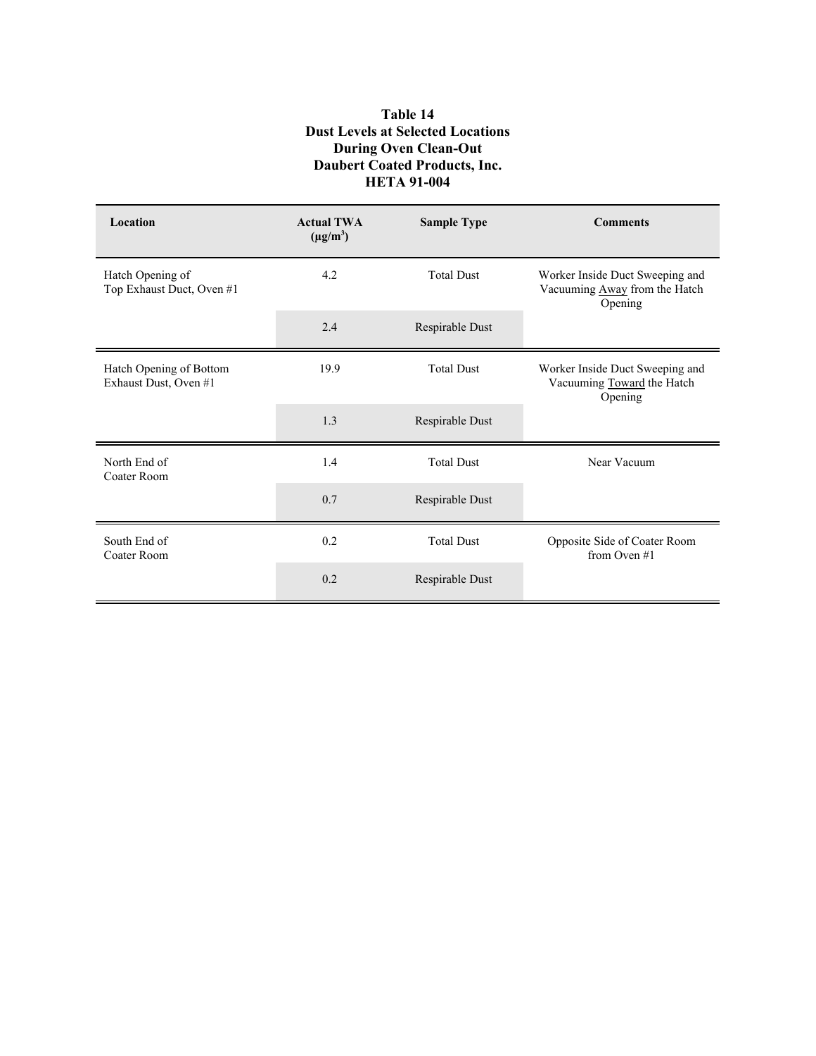**Table 14**
**Dust Levels at Selected Locations**
**During Oven Clean-Out**
**Daubert Coated Products, Inc.**
**HETA 91-004**

| Location | Actual TWA ($\mu g/m^3$) | Sample Type | Comments |
|---|---|---|---|
| Hatch Opening of Top Exhaust Duct, Oven #1 | 4.2 | Total Dust | Worker Inside Duct Sweeping and Vacuuming Away from the Hatch Opening |
| | 2.4 | Respirable Dust | |
| Hatch Opening of Bottom Exhaust Dust, Oven #1 | 19.9 | Total Dust | Worker Inside Duct Sweeping and Vacuuming Toward the Hatch Opening |
| | 1.3 | Respirable Dust | |
| North End of Coater Room | 1.4 | Total Dust | Near Vacuum |
| | 0.7 | Respirable Dust | |
| South End of Coater Room | 0.2 | Total Dust | Opposite Side of Coater Room from Oven #1 |
| | 0.2 | Respirable Dust | |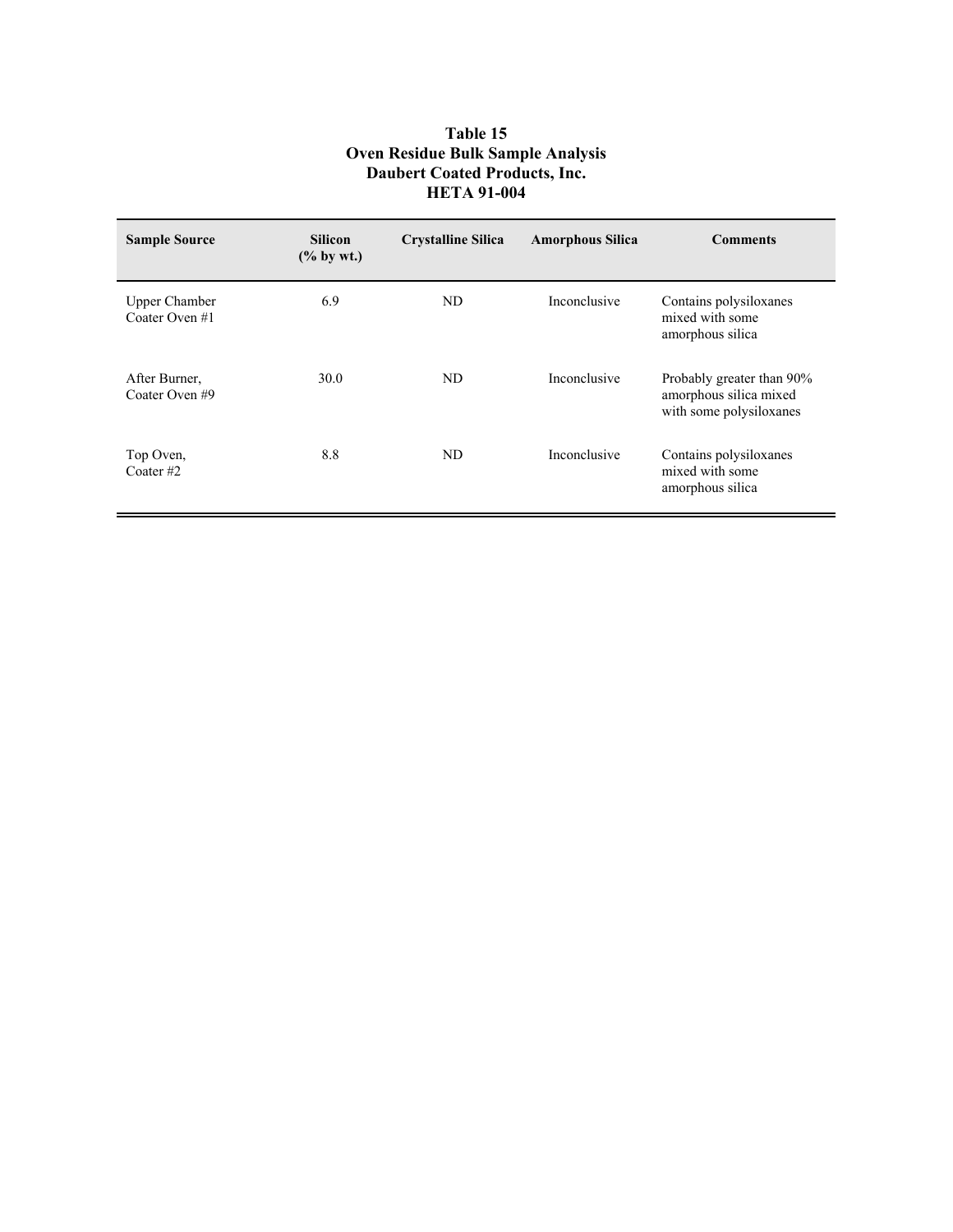**Table 15**
**Oven Residue Bulk Sample Analysis**
**Daubert Coated Products, Inc.**
**HETA 91-004**

| Sample Source | Silicon (% by wt.) | Crystalline Silica | Amorphous Silica | Comments |
|---|---|---|---|---|
| Upper Chamber Coater Oven #1 | 6.9 | ND | Inconclusive | Contains polysiloxanes mixed with some amorphous silica |
| After Burner, Coater Oven #9 | 30.0 | ND | Inconclusive | Probably greater than 90% amorphous silica mixed with some polysiloxanes |
| Top Oven, Coater #2 | 8.8 | ND | Inconclusive | Contains polysiloxanes mixed with some amorphous silica |